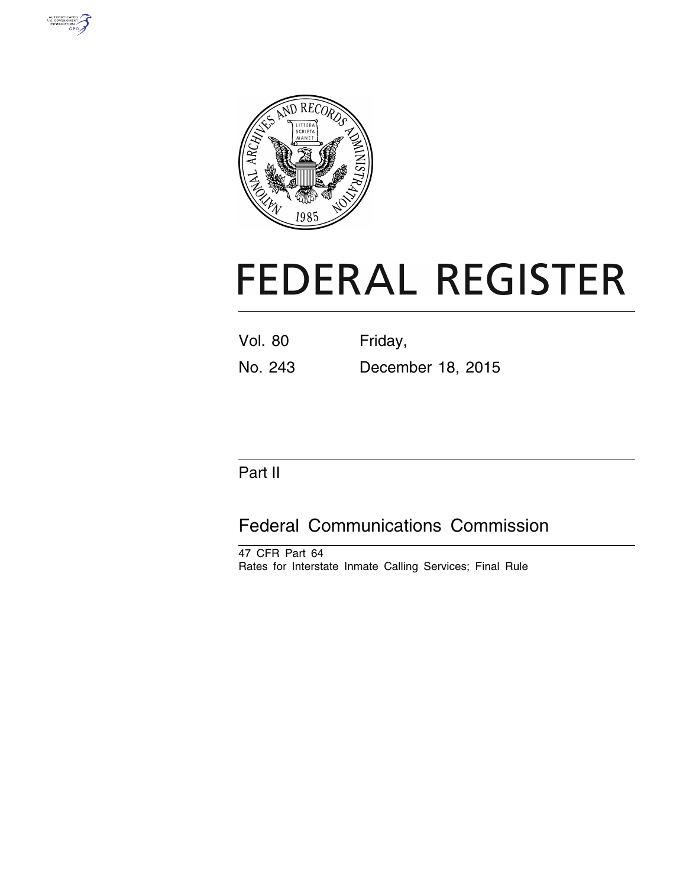# FEDERAL REGISTER

Vol. 80 Friday,

No. 243 December 18, 2015

## Part II

## Federal Communications Commission

47 CFR Part 64

Rates for Interstate Inmate Calling Services; Final Rule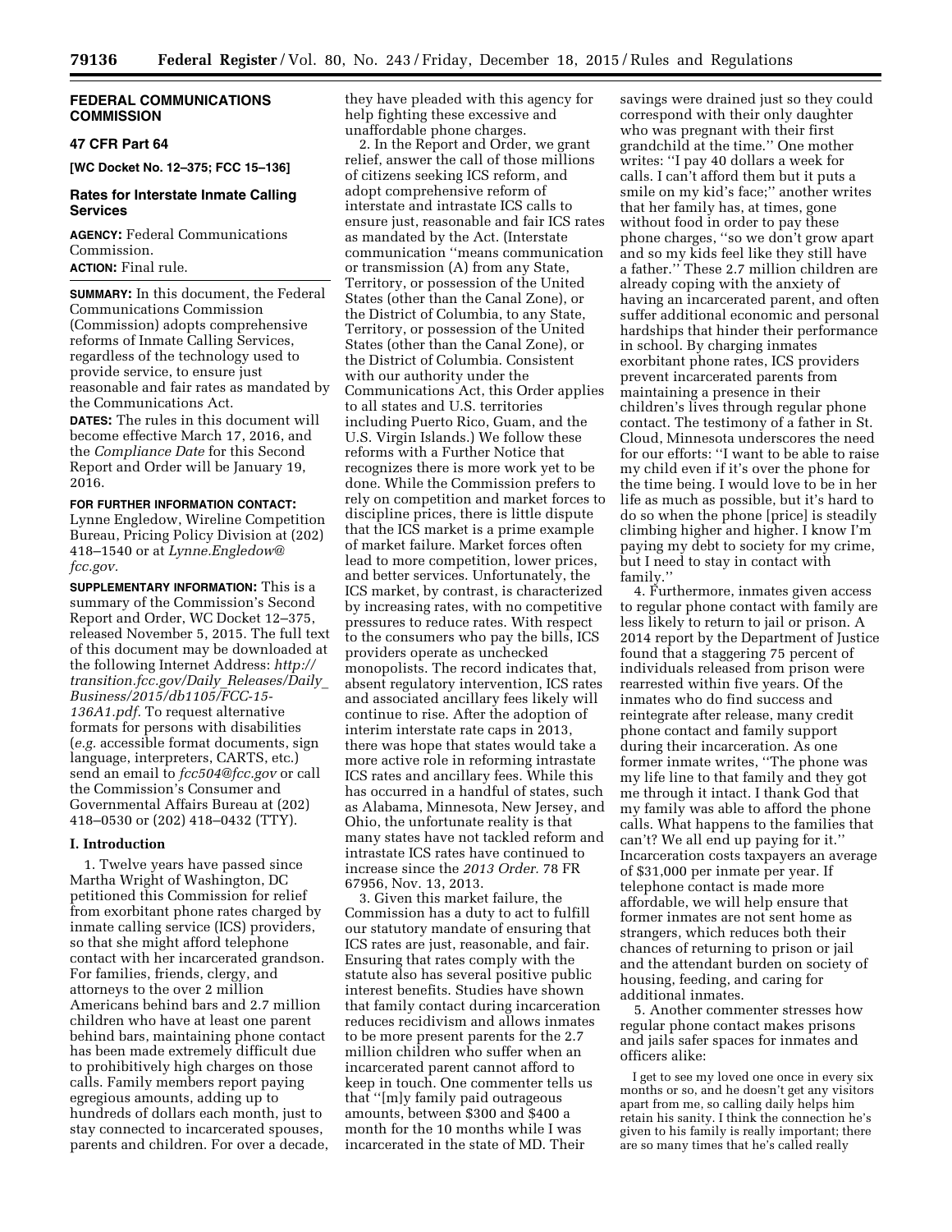## FEDERAL COMMUNICATIONS COMMISSION

### 47 CFR Part 64

**[WC Docket No. 12–375; FCC 15–136]**

## Rates for Interstate Inmate Calling Services

**AGENCY:** Federal Communications Commission.

**ACTION:** Final rule.

**SUMMARY:** In this document, the Federal Communications Commission (Commission) adopts comprehensive reforms of Inmate Calling Services, regardless of the technology used to provide service, to ensure just reasonable and fair rates as mandated by the Communications Act.

**DATES:** The rules in this document will become effective March 17, 2016, and the *Compliance Date* for this Second Report and Order will be January 19, 2016.

**FOR FURTHER INFORMATION CONTACT:** Lynne Engledow, Wireline Competition Bureau, Pricing Policy Division at (202) 418–1540 or at *Lynne.Engledow@fcc.gov.*

**SUPPLEMENTARY INFORMATION:** This is a summary of the Commission's Second Report and Order, WC Docket 12–375, released November 5, 2015. The full text of this document may be downloaded at the following Internet Address: *http://transition.fcc.gov/Daily_Releases/Daily_Business/2015/db1105/FCC-15-136A1.pdf.* To request alternative formats for persons with disabilities (*e.g.* accessible format documents, sign language, interpreters, CARTS, etc.) send an email to *fcc504@fcc.gov* or call the Commission's Consumer and Governmental Affairs Bureau at (202) 418–0530 or (202) 418–0432 (TTY).

### I. Introduction

1. Twelve years have passed since Martha Wright of Washington, DC petitioned this Commission for relief from exorbitant phone rates charged by inmate calling service (ICS) providers, so that she might afford telephone contact with her incarcerated grandson. For families, friends, clergy, and attorneys to the over 2 million Americans behind bars and 2.7 million children who have at least one parent behind bars, maintaining phone contact has been made extremely difficult due to prohibitively high charges on those calls. Family members report paying egregious amounts, adding up to hundreds of dollars each month, just to stay connected to incarcerated spouses, parents and children. For over a decade, they have pleaded with this agency for help fighting these excessive and unaffordable phone charges.

2. In the Report and Order, we grant relief, answer the call of those millions of citizens seeking ICS reform, and adopt comprehensive reform of interstate and intrastate ICS calls to ensure just, reasonable and fair ICS rates as mandated by the Act. (Interstate communication ''means communication or transmission (A) from any State, Territory, or possession of the United States (other than the Canal Zone), or the District of Columbia, to any State, Territory, or possession of the United States (other than the Canal Zone), or the District of Columbia. Consistent with our authority under the Communications Act, this Order applies to all states and U.S. territories including Puerto Rico, Guam, and the U.S. Virgin Islands.) We follow these reforms with a Further Notice that recognizes there is more work yet to be done. While the Commission prefers to rely on competition and market forces to discipline prices, there is little dispute that the ICS market is a prime example of market failure. Market forces often lead to more competition, lower prices, and better services. Unfortunately, the ICS market, by contrast, is characterized by increasing rates, with no competitive pressures to reduce rates. With respect to the consumers who pay the bills, ICS providers operate as unchecked monopolists. The record indicates that, absent regulatory intervention, ICS rates and associated ancillary fees likely will continue to rise. After the adoption of interim interstate rate caps in 2013, there was hope that states would take a more active role in reforming intrastate ICS rates and ancillary fees. While this has occurred in a handful of states, such as Alabama, Minnesota, New Jersey, and Ohio, the unfortunate reality is that many states have not tackled reform and intrastate ICS rates have continued to increase since the *2013 Order.* 78 FR 67956, Nov. 13, 2013.

3. Given this market failure, the Commission has a duty to act to fulfill our statutory mandate of ensuring that ICS rates are just, reasonable, and fair. Ensuring that rates comply with the statute also has several positive public interest benefits. Studies have shown that family contact during incarceration reduces recidivism and allows inmates to be more present parents for the 2.7 million children who suffer when an incarcerated parent cannot afford to keep in touch. One commenter tells us that ''[m]y family paid outrageous amounts, between $300 and $400 a month for the 10 months while I was incarcerated in the state of MD. Their savings were drained just so they could correspond with their only daughter who was pregnant with their first grandchild at the time.'' One mother writes: ''I pay 40 dollars a week for calls. I can't afford them but it puts a smile on my kid's face;'' another writes that her family has, at times, gone without food in order to pay these phone charges, ''so we don't grow apart and so my kids feel like they still have a father.'' These 2.7 million children are already coping with the anxiety of having an incarcerated parent, and often suffer additional economic and personal hardships that hinder their performance in school. By charging inmates exorbitant phone rates, ICS providers prevent incarcerated parents from maintaining a presence in their children's lives through regular phone contact. The testimony of a father in St. Cloud, Minnesota underscores the need for our efforts: ''I want to be able to raise my child even if it's over the phone for the time being. I would love to be in her life as much as possible, but it's hard to do so when the phone [price] is steadily climbing higher and higher. I know I'm paying my debt to society for my crime, but I need to stay in contact with family.''

4. Furthermore, inmates given access to regular phone contact with family are less likely to return to jail or prison. A 2014 report by the Department of Justice found that a staggering 75 percent of individuals released from prison were rearrested within five years. Of the inmates who do find success and reintegrate after release, many credit phone contact and family support during their incarceration. As one former inmate writes, ''The phone was my life line to that family and they got me through it intact. I thank God that my family was able to afford the phone calls. What happens to the families that can't? We all end up paying for it.'' Incarceration costs taxpayers an average of $31,000 per inmate per year. If telephone contact is made more affordable, we will help ensure that former inmates are not sent home as strangers, which reduces both their chances of returning to prison or jail and the attendant burden on society of housing, feeding, and caring for additional inmates.

5. Another commenter stresses how regular phone contact makes prisons and jails safer spaces for inmates and officers alike:

> I get to see my loved one once in every six months or so, and he doesn't get any visitors apart from me, so calling daily helps him retain his sanity. I think the connection he's given to his family is really important; there are so many times that he's called really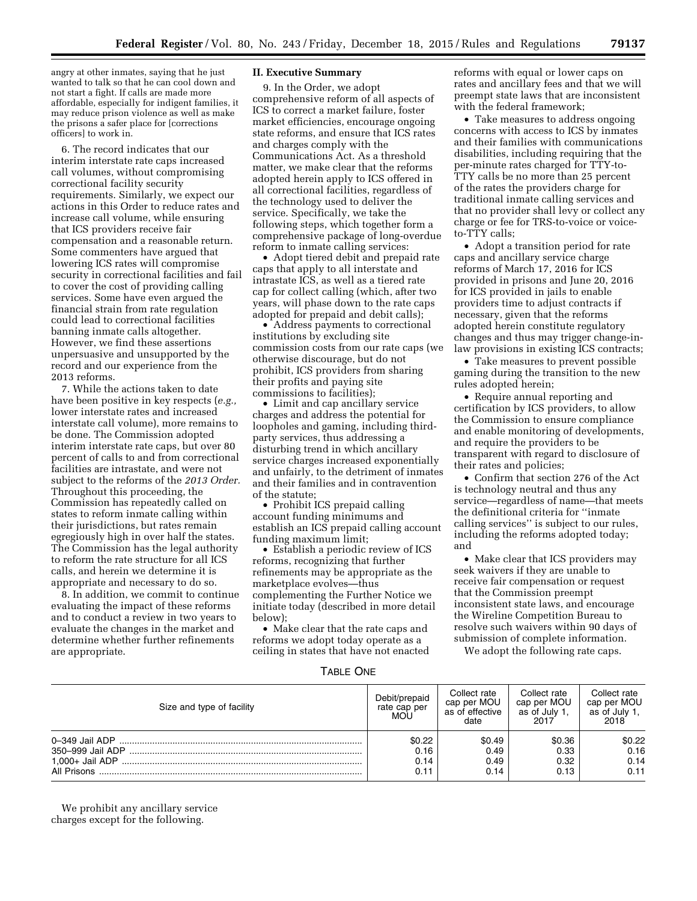angry at other inmates, saying that he just wanted to talk so that he can cool down and not start a fight. If calls are made more affordable, especially for indigent families, it may reduce prison violence as well as make the prisons a safer place for [corrections officers] to work in.

6. The record indicates that our interim interstate rate caps increased call volumes, without compromising correctional facility security requirements. Similarly, we expect our actions in this Order to reduce rates and increase call volume, while ensuring that ICS providers receive fair compensation and a reasonable return. Some commenters have argued that lowering ICS rates will compromise security in correctional facilities and fail to cover the cost of providing calling services. Some have even argued the financial strain from rate regulation could lead to correctional facilities banning inmate calls altogether. However, we find these assertions unpersuasive and unsupported by the record and our experience from the 2013 reforms.

7. While the actions taken to date have been positive in key respects (*e.g.,* lower interstate rates and increased interstate call volume), more remains to be done. The Commission adopted interim interstate rate caps, but over 80 percent of calls to and from correctional facilities are intrastate, and were not subject to the reforms of the *2013 Order.* Throughout this proceeding, the Commission has repeatedly called on states to reform inmate calling within their jurisdictions, but rates remain egregiously high in over half the states. The Commission has the legal authority to reform the rate structure for all ICS calls, and herein we determine it is appropriate and necessary to do so.

8. In addition, we commit to continue evaluating the impact of these reforms and to conduct a review in two years to evaluate the changes in the market and determine whether further refinements are appropriate.

## II. Executive Summary

9. In the Order, we adopt comprehensive reform of all aspects of ICS to correct a market failure, foster market efficiencies, encourage ongoing state reforms, and ensure that ICS rates and charges comply with the Communications Act. As a threshold matter, we make clear that the reforms adopted herein apply to ICS offered in all correctional facilities, regardless of the technology used to deliver the service. Specifically, we take the following steps, which together form a comprehensive package of long-overdue reform to inmate calling services:

- Adopt tiered debit and prepaid rate caps that apply to all interstate and intrastate ICS, as well as a tiered rate cap for collect calling (which, after two years, will phase down to the rate caps adopted for prepaid and debit calls);
- Address payments to correctional institutions by excluding site commission costs from our rate caps (we otherwise discourage, but do not prohibit, ICS providers from sharing their profits and paying site commissions to facilities);
- Limit and cap ancillary service charges and address the potential for loopholes and gaming, including third-party services, thus addressing a disturbing trend in which ancillary service charges increased exponentially and unfairly, to the detriment of inmates and their families and in contravention of the statute;
- Prohibit ICS prepaid calling account funding minimums and establish an ICS prepaid calling account funding maximum limit;
- Establish a periodic review of ICS reforms, recognizing that further refinements may be appropriate as the marketplace evolves—thus complementing the Further Notice we initiate today (described in more detail below);
- Make clear that the rate caps and reforms we adopt today operate as a ceiling in states that have not enacted reforms with equal or lower caps on rates and ancillary fees and that we will preempt state laws that are inconsistent with the federal framework;
- Take measures to address ongoing concerns with access to ICS by inmates and their families with communications disabilities, including requiring that the per-minute rates charged for TTY-to-TTY calls be no more than 25 percent of the rates the providers charge for traditional inmate calling services and that no provider shall levy or collect any charge or fee for TRS-to-voice or voice-to-TTY calls;
- Adopt a transition period for rate caps and ancillary service charge reforms of March 17, 2016 for ICS provided in prisons and June 20, 2016 for ICS provided in jails to enable providers time to adjust contracts if necessary, given that the reforms adopted herein constitute regulatory changes and thus may trigger change-in-law provisions in existing ICS contracts;
- Take measures to prevent possible gaming during the transition to the new rules adopted herein;
- Require annual reporting and certification by ICS providers, to allow the Commission to ensure compliance and enable monitoring of developments, and require the providers to be transparent with regard to disclosure of their rates and policies;
- Confirm that section 276 of the Act is technology neutral and thus any service—regardless of name—that meets the definitional criteria for ''inmate calling services'' is subject to our rules, including the reforms adopted today; and
- Make clear that ICS providers may seek waivers if they are unable to receive fair compensation or request that the Commission preempt inconsistent state laws, and encourage the Wireline Competition Bureau to resolve such waivers within 90 days of submission of complete information.

We adopt the following rate caps.

TABLE ONE

| Size and type of facility | Debit/prepaid rate cap per MOU | Collect rate cap per MOU as of effective date | Collect rate cap per MOU as of July 1, 2017 | Collect rate cap per MOU as of July 1, 2018 |
|---|---|---|---|---|
| 0–349 Jail ADP | $0.22 | $0.49 | $0.36 | $0.22 |
| 350–999 Jail ADP | 0.16 | 0.49 | 0.33 | 0.16 |
| 1,000+ Jail ADP | 0.14 | 0.49 | 0.32 | 0.14 |
| All Prisons | 0.11 | 0.14 | 0.13 | 0.11 |

We prohibit any ancillary service charges except for the following.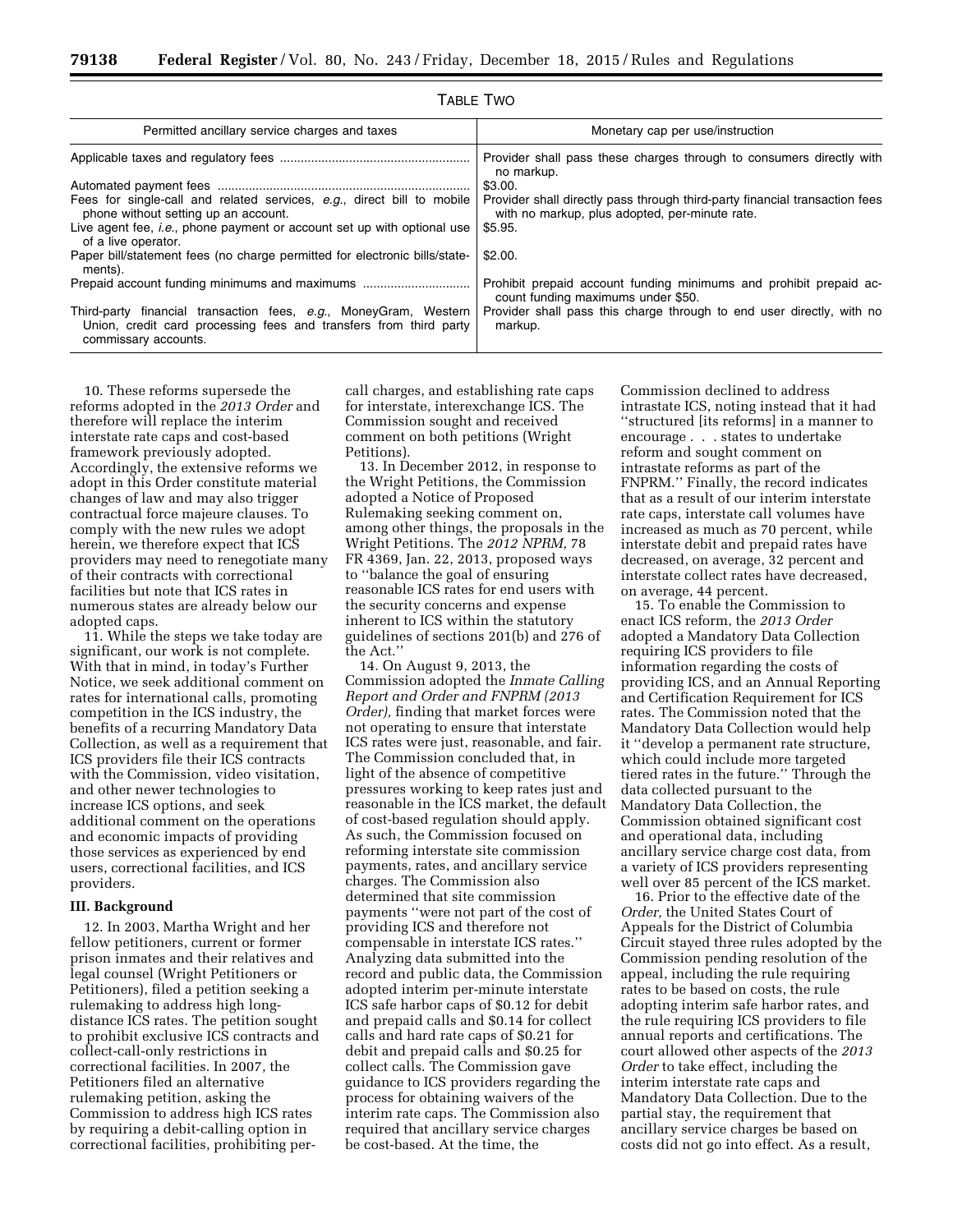TABLE TWO

| Permitted ancillary service charges and taxes | Monetary cap per use/instruction |
| --- | --- |
| Applicable taxes and regulatory fees | Provider shall pass these charges through to consumers directly with no markup. |
| Automated payment fees | $3.00. |
| Fees for single-call and related services, *e.g.*, direct bill to mobile phone without setting up an account. | Provider shall directly pass through third-party financial transaction fees with no markup, plus adopted, per-minute rate. |
| Live agent fee, *i.e.*, phone payment or account set up with optional use of a live operator. | $5.95. |
| Paper bill/statement fees (no charge permitted for electronic bills/statements). | $2.00. |
| Prepaid account funding minimums and maximums | Prohibit prepaid account funding minimums and prohibit prepaid account funding maximums under $50. |
| Third-party financial transaction fees, *e.g.*, MoneyGram, Western Union, credit card processing fees and transfers from third party commissary accounts. | Provider shall pass this charge through to end user directly, with no markup. |

10. These reforms supersede the reforms adopted in the *2013 Order* and therefore will replace the interim interstate rate caps and cost-based framework previously adopted. Accordingly, the extensive reforms we adopt in this Order constitute material changes of law and may also trigger contractual force majeure clauses. To comply with the new rules we adopt herein, we therefore expect that ICS providers may need to renegotiate many of their contracts with correctional facilities but note that ICS rates in numerous states are already below our adopted caps.

11. While the steps we take today are significant, our work is not complete. With that in mind, in today's Further Notice, we seek additional comment on rates for international calls, promoting competition in the ICS industry, the benefits of a recurring Mandatory Data Collection, as well as a requirement that ICS providers file their ICS contracts with the Commission, video visitation, and other newer technologies to increase ICS options, and seek additional comment on the operations and economic impacts of providing those services as experienced by end users, correctional facilities, and ICS providers.

### III. Background

12. In 2003, Martha Wright and her fellow petitioners, current or former prison inmates and their relatives and legal counsel (Wright Petitioners or Petitioners), filed a petition seeking a rulemaking to address high long-distance ICS rates. The petition sought to prohibit exclusive ICS contracts and collect-call-only restrictions in correctional facilities. In 2007, the Petitioners filed an alternative rulemaking petition, asking the Commission to address high ICS rates by requiring a debit-calling option in correctional facilities, prohibiting per-call charges, and establishing rate caps for interstate, interexchange ICS. The Commission sought and received comment on both petitions (Wright Petitions).

13. In December 2012, in response to the Wright Petitions, the Commission adopted a Notice of Proposed Rulemaking seeking comment on, among other things, the proposals in the Wright Petitions. The *2012 NPRM,* 78 FR 4369, Jan. 22, 2013, proposed ways to ''balance the goal of ensuring reasonable ICS rates for end users with the security concerns and expense inherent to ICS within the statutory guidelines of sections 201(b) and 276 of the Act.''

14. On August 9, 2013, the Commission adopted the *Inmate Calling Report and Order and FNPRM (2013 Order),* finding that market forces were not operating to ensure that interstate ICS rates were just, reasonable, and fair. The Commission concluded that, in light of the absence of competitive pressures working to keep rates just and reasonable in the ICS market, the default of cost-based regulation should apply. As such, the Commission focused on reforming interstate site commission payments, rates, and ancillary service charges. The Commission also determined that site commission payments ''were not part of the cost of providing ICS and therefore not compensable in interstate ICS rates.'' Analyzing data submitted into the record and public data, the Commission adopted interim per-minute interstate ICS safe harbor caps of $0.12 for debit and prepaid calls and $0.14 for collect calls and hard rate caps of $0.21 for debit and prepaid calls and $0.25 for collect calls. The Commission gave guidance to ICS providers regarding the process for obtaining waivers of the interim rate caps. The Commission also required that ancillary service charges be cost-based. At the time, the Commission declined to address intrastate ICS, noting instead that it had ''structured [its reforms] in a manner to encourage . . . states to undertake reform and sought comment on intrastate reforms as part of the FNPRM.'' Finally, the record indicates that as a result of our interim interstate rate caps, interstate call volumes have increased as much as 70 percent, while interstate debit and prepaid rates have decreased, on average, 32 percent and interstate collect rates have decreased, on average, 44 percent.

15. To enable the Commission to enact ICS reform, the *2013 Order* adopted a Mandatory Data Collection requiring ICS providers to file information regarding the costs of providing ICS, and an Annual Reporting and Certification Requirement for ICS rates. The Commission noted that the Mandatory Data Collection would help it ''develop a permanent rate structure, which could include more targeted tiered rates in the future.'' Through the data collected pursuant to the Mandatory Data Collection, the Commission obtained significant cost and operational data, including ancillary service charge cost data, from a variety of ICS providers representing well over 85 percent of the ICS market.

16. Prior to the effective date of the *Order,* the United States Court of Appeals for the District of Columbia Circuit stayed three rules adopted by the Commission pending resolution of the appeal, including the rule requiring rates to be based on costs, the rule adopting interim safe harbor rates, and the rule requiring ICS providers to file annual reports and certifications. The court allowed other aspects of the *2013 Order* to take effect, including the interim interstate rate caps and Mandatory Data Collection. Due to the partial stay, the requirement that ancillary service charges be based on costs did not go into effect. As a result,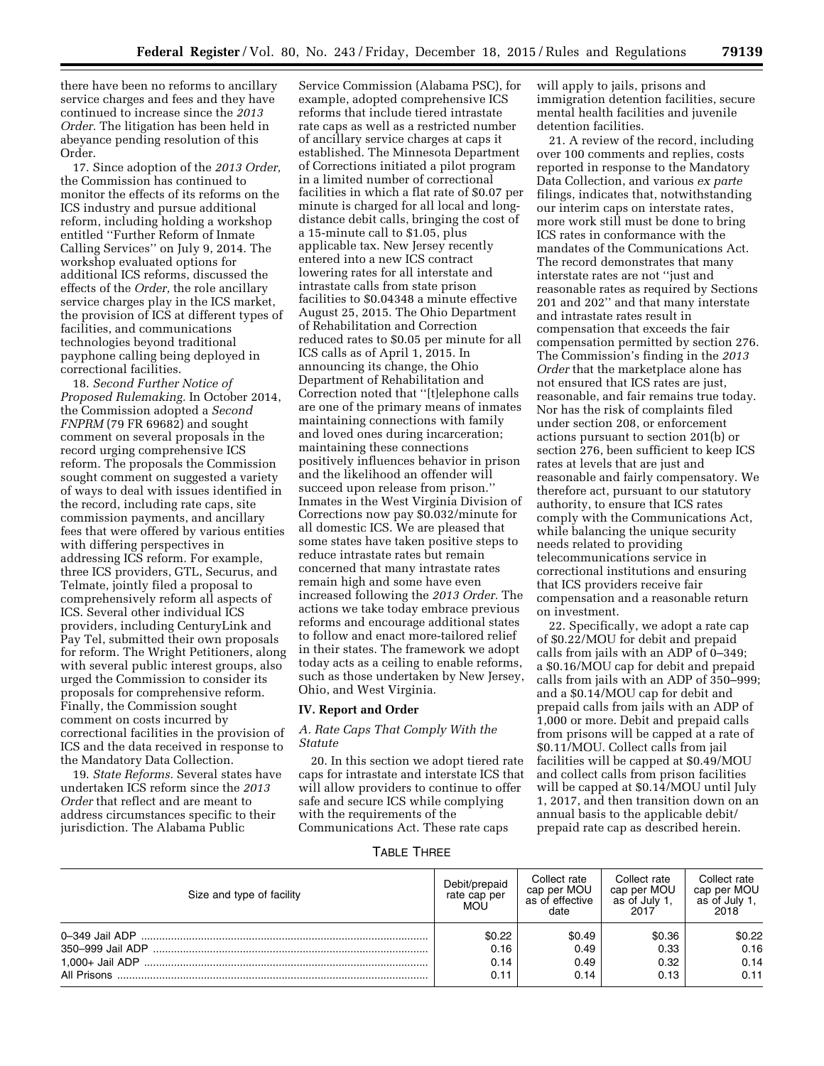there have been no reforms to ancillary service charges and fees and they have continued to increase since the *2013 Order.* The litigation has been held in abeyance pending resolution of this Order.

17. Since adoption of the *2013 Order,* the Commission has continued to monitor the effects of its reforms on the ICS industry and pursue additional reform, including holding a workshop entitled ''Further Reform of Inmate Calling Services'' on July 9, 2014. The workshop evaluated options for additional ICS reforms, discussed the effects of the *Order,* the role ancillary service charges play in the ICS market, the provision of ICS at different types of facilities, and communications technologies beyond traditional payphone calling being deployed in correctional facilities.

18. *Second Further Notice of Proposed Rulemaking.* In October 2014, the Commission adopted a *Second FNPRM* (79 FR 69682) and sought comment on several proposals in the record urging comprehensive ICS reform. The proposals the Commission sought comment on suggested a variety of ways to deal with issues identified in the record, including rate caps, site commission payments, and ancillary fees that were offered by various entities with differing perspectives in addressing ICS reform. For example, three ICS providers, GTL, Securus, and Telmate, jointly filed a proposal to comprehensively reform all aspects of ICS. Several other individual ICS providers, including CenturyLink and Pay Tel, submitted their own proposals for reform. The Wright Petitioners, along with several public interest groups, also urged the Commission to consider its proposals for comprehensive reform. Finally, the Commission sought comment on costs incurred by correctional facilities in the provision of ICS and the data received in response to the Mandatory Data Collection.

19. *State Reforms.* Several states have undertaken ICS reform since the *2013 Order* that reflect and are meant to address circumstances specific to their jurisdiction. The Alabama Public Service Commission (Alabama PSC), for example, adopted comprehensive ICS reforms that include tiered intrastate rate caps as well as a restricted number of ancillary service charges at caps it established. The Minnesota Department of Corrections initiated a pilot program in a limited number of correctional facilities in which a flat rate of $0.07 per minute is charged for all local and long-distance debit calls, bringing the cost of a 15-minute call to $1.05, plus applicable tax. New Jersey recently entered into a new ICS contract lowering rates for all interstate and intrastate calls from state prison facilities to $0.04348 a minute effective August 25, 2015. The Ohio Department of Rehabilitation and Correction reduced rates to $0.05 per minute for all ICS calls as of April 1, 2015. In announcing its change, the Ohio Department of Rehabilitation and Correction noted that ''[t]elephone calls are one of the primary means of inmates maintaining connections with family and loved ones during incarceration; maintaining these connections positively influences behavior in prison and the likelihood an offender will succeed upon release from prison.'' Inmates in the West Virginia Division of Corrections now pay $0.032/minute for all domestic ICS. We are pleased that some states have taken positive steps to reduce intrastate rates but remain concerned that many intrastate rates remain high and some have even increased following the *2013 Order*. The actions we take today embrace previous reforms and encourage additional states to follow and enact more-tailored relief in their states. The framework we adopt today acts as a ceiling to enable reforms, such as those undertaken by New Jersey, Ohio, and West Virginia.

## IV. Report and Order

### *A. Rate Caps That Comply With the Statute*

20. In this section we adopt tiered rate caps for intrastate and interstate ICS that will allow providers to continue to offer safe and secure ICS while complying with the requirements of the Communications Act. These rate caps will apply to jails, prisons and immigration detention facilities, secure mental health facilities and juvenile detention facilities.

21. A review of the record, including over 100 comments and replies, costs reported in response to the Mandatory Data Collection, and various *ex parte* filings, indicates that, notwithstanding our interim caps on interstate rates, more work still must be done to bring ICS rates in conformance with the mandates of the Communications Act. The record demonstrates that many interstate rates are not ''just and reasonable rates as required by Sections 201 and 202'' and that many interstate and intrastate rates result in compensation that exceeds the fair compensation permitted by section 276. The Commission's finding in the *2013 Order* that the marketplace alone has not ensured that ICS rates are just, reasonable, and fair remains true today. Nor has the risk of complaints filed under section 208, or enforcement actions pursuant to section 201(b) or section 276, been sufficient to keep ICS rates at levels that are just and reasonable and fairly compensatory. We therefore act, pursuant to our statutory authority, to ensure that ICS rates comply with the Communications Act, while balancing the unique security needs related to providing telecommunications service in correctional institutions and ensuring that ICS providers receive fair compensation and a reasonable return on investment.

22. Specifically, we adopt a rate cap of $0.22/MOU for debit and prepaid calls from jails with an ADP of 0–349; a $0.16/MOU cap for debit and prepaid calls from jails with an ADP of 350–999; and a $0.14/MOU cap for debit and prepaid calls from jails with an ADP of 1,000 or more. Debit and prepaid calls from prisons will be capped at a rate of $0.11/MOU. Collect calls from jail facilities will be capped at $0.49/MOU and collect calls from prison facilities will be capped at $0.14/MOU until July 1, 2017, and then transition down on an annual basis to the applicable debit/prepaid rate cap as described herein.

TABLE THREE

| Size and type of facility | Debit/prepaid rate cap per MOU | Collect rate cap per MOU as of effective date | Collect rate cap per MOU as of July 1, 2017 | Collect rate cap per MOU as of July 1, 2018 |
|---|---|---|---|---|
| 0–349 Jail ADP | $0.22 | $0.49 | $0.36 | $0.22 |
| 350–999 Jail ADP | 0.16 | 0.49 | 0.33 | 0.16 |
| 1,000+ Jail ADP | 0.14 | 0.49 | 0.32 | 0.14 |
| All Prisons | 0.11 | 0.14 | 0.13 | 0.11 |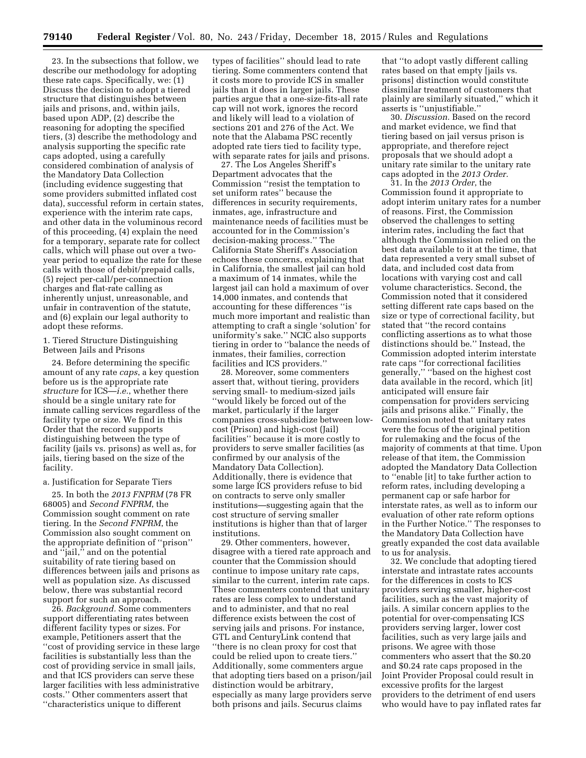23. In the subsections that follow, we describe our methodology for adopting these rate caps. Specifically, we: (1) Discuss the decision to adopt a tiered structure that distinguishes between jails and prisons, and, within jails, based upon ADP, (2) describe the reasoning for adopting the specified tiers, (3) describe the methodology and analysis supporting the specific rate caps adopted, using a carefully considered combination of analysis of the Mandatory Data Collection (including evidence suggesting that some providers submitted inflated cost data), successful reform in certain states, experience with the interim rate caps, and other data in the voluminous record of this proceeding, (4) explain the need for a temporary, separate rate for collect calls, which will phase out over a two-year period to equalize the rate for these calls with those of debit/prepaid calls, (5) reject per-call/per-connection charges and flat-rate calling as inherently unjust, unreasonable, and unfair in contravention of the statute, and (6) explain our legal authority to adopt these reforms.

### 1. Tiered Structure Distinguishing Between Jails and Prisons

24. Before determining the specific amount of any rate *caps*, a key question before us is the appropriate rate *structure* for ICS—*i.e.*, whether there should be a single unitary rate for inmate calling services regardless of the facility type or size. We find in this Order that the record supports distinguishing between the type of facility (jails vs. prisons) as well as, for jails, tiering based on the size of the facility.

#### a. Justification for Separate Tiers

25. In both the *2013 FNPRM* (78 FR 68005) and *Second FNPRM*, the Commission sought comment on rate tiering. In the *Second FNPRM*, the Commission also sought comment on the appropriate definition of ''prison'' and ''jail,'' and on the potential suitability of rate tiering based on differences between jails and prisons as well as population size. As discussed below, there was substantial record support for such an approach.

26. *Background.* Some commenters support differentiating rates between different facility types or sizes. For example, Petitioners assert that the ''cost of providing service in these large facilities is substantially less than the cost of providing service in small jails, and that ICS providers can serve these larger facilities with less administrative costs.'' Other commenters assert that ''characteristics unique to different types of facilities'' should lead to rate tiering. Some commenters contend that it costs more to provide ICS in smaller jails than it does in larger jails. These parties argue that a one-size-fits-all rate cap will not work, ignores the record and likely will lead to a violation of sections 201 and 276 of the Act. We note that the Alabama PSC recently adopted rate tiers tied to facility type, with separate rates for jails and prisons.

27. The Los Angeles Sheriff's Department advocates that the Commission ''resist the temptation to set uniform rates'' because the differences in security requirements, inmates, age, infrastructure and maintenance needs of facilities must be accounted for in the Commission's decision-making process.'' The California State Sheriff's Association echoes these concerns, explaining that in California, the smallest jail can hold a maximum of 14 inmates, while the largest jail can hold a maximum of over 14,000 inmates, and contends that accounting for these differences ''is much more important and realistic than attempting to craft a single 'solution' for uniformity's sake.'' NCIC also supports tiering in order to ''balance the needs of inmates, their families, correction facilities and ICS providers.''

28. Moreover, some commenters assert that, without tiering, providers serving small- to medium-sized jails ''would likely be forced out of the market, particularly if the larger companies cross-subsidize between low-cost (Prison) and high-cost (Jail) facilities'' because it is more costly to providers to serve smaller facilities (as confirmed by our analysis of the Mandatory Data Collection). Additionally, there is evidence that some large ICS providers refuse to bid on contracts to serve only smaller institutions—suggesting again that the cost structure of serving smaller institutions is higher than that of larger institutions.

29. Other commenters, however, disagree with a tiered rate approach and counter that the Commission should continue to impose unitary rate caps, similar to the current, interim rate caps. These commenters contend that unitary rates are less complex to understand and to administer, and that no real difference exists between the cost of serving jails and prisons. For instance, GTL and CenturyLink contend that ''there is no clean proxy for cost that could be relied upon to create tiers.'' Additionally, some commenters argue that adopting tiers based on a prison/jail distinction would be arbitrary, especially as many large providers serve both prisons and jails. Securus claims that ''to adopt vastly different calling rates based on that empty [jails vs. prisons] distinction would constitute dissimilar treatment of customers that plainly are similarly situated,'' which it asserts is ''unjustifiable.''

30. *Discussion.* Based on the record and market evidence, we find that tiering based on jail versus prison is appropriate, and therefore reject proposals that we should adopt a unitary rate similar to the unitary rate caps adopted in the *2013 Order*.

31. In the *2013 Order*, the Commission found it appropriate to adopt interim unitary rates for a number of reasons. First, the Commission observed the challenges to setting interim rates, including the fact that although the Commission relied on the best data available to it at the time, that data represented a very small subset of data, and included cost data from locations with varying cost and call volume characteristics. Second, the Commission noted that it considered setting different rate caps based on the size or type of correctional facility, but stated that ''the record contains conflicting assertions as to what those distinctions should be.'' Instead, the Commission adopted interim interstate rate caps ''for correctional facilities generally,'' ''based on the highest cost data available in the record, which [it] anticipated will ensure fair compensation for providers servicing jails and prisons alike.'' Finally, the Commission noted that unitary rates were the focus of the original petition for rulemaking and the focus of the majority of comments at that time. Upon release of that item, the Commission adopted the Mandatory Data Collection to ''enable [it] to take further action to reform rates, including developing a permanent cap or safe harbor for interstate rates, as well as to inform our evaluation of other rate reform options in the Further Notice.'' The responses to the Mandatory Data Collection have greatly expanded the cost data available to us for analysis.

32. We conclude that adopting tiered interstate and intrastate rates accounts for the differences in costs to ICS providers serving smaller, higher-cost facilities, such as the vast majority of jails. A similar concern applies to the potential for over-compensating ICS providers serving larger, lower cost facilities, such as very large jails and prisons. We agree with those commenters who assert that the $0.20 and $0.24 rate caps proposed in the Joint Provider Proposal could result in excessive profits for the largest providers to the detriment of end users who would have to pay inflated rates far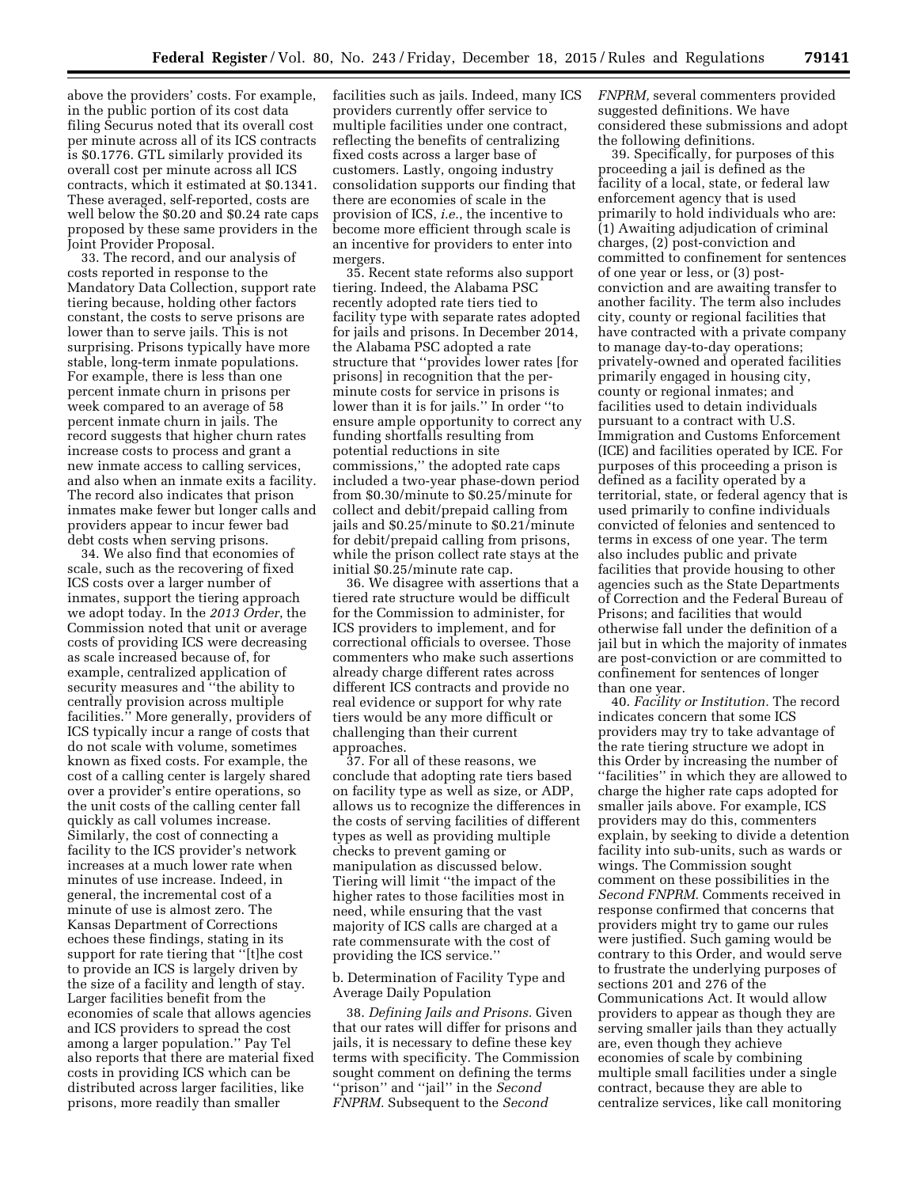above the providers' costs. For example, in the public portion of its cost data filing Securus noted that its overall cost per minute across all of its ICS contracts is $0.1776. GTL similarly provided its overall cost per minute across all ICS contracts, which it estimated at $0.1341. These averaged, self-reported, costs are well below the $0.20 and $0.24 rate caps proposed by these same providers in the Joint Provider Proposal.

33. The record, and our analysis of costs reported in response to the Mandatory Data Collection, support rate tiering because, holding other factors constant, the costs to serve prisons are lower than to serve jails. This is not surprising. Prisons typically have more stable, long-term inmate populations. For example, there is less than one percent inmate churn in prisons per week compared to an average of 58 percent inmate churn in jails. The record suggests that higher churn rates increase costs to process and grant a new inmate access to calling services, and also when an inmate exits a facility. The record also indicates that prison inmates make fewer but longer calls and providers appear to incur fewer bad debt costs when serving prisons.

34. We also find that economies of scale, such as the recovering of fixed ICS costs over a larger number of inmates, support the tiering approach we adopt today. In the *2013 Order*, the Commission noted that unit or average costs of providing ICS were decreasing as scale increased because of, for example, centralized application of security measures and "the ability to centrally provision across multiple facilities." More generally, providers of ICS typically incur a range of costs that do not scale with volume, sometimes known as fixed costs. For example, the cost of a calling center is largely shared over a provider's entire operations, so the unit costs of the calling center fall quickly as call volumes increase. Similarly, the cost of connecting a facility to the ICS provider's network increases at a much lower rate when minutes of use increase. Indeed, in general, the incremental cost of a minute of use is almost zero. The Kansas Department of Corrections echoes these findings, stating in its support for rate tiering that "[t]he cost to provide an ICS is largely driven by the size of a facility and length of stay. Larger facilities benefit from the economies of scale that allows agencies and ICS providers to spread the cost among a larger population." Pay Tel also reports that there are material fixed costs in providing ICS which can be distributed across larger facilities, like prisons, more readily than smaller facilities such as jails. Indeed, many ICS providers currently offer service to multiple facilities under one contract, reflecting the benefits of centralizing fixed costs across a larger base of customers. Lastly, ongoing industry consolidation supports our finding that there are economies of scale in the provision of ICS, *i.e.*, the incentive to become more efficient through scale is an incentive for providers to enter into mergers.

35. Recent state reforms also support tiering. Indeed, the Alabama PSC recently adopted rate tiers tied to facility type with separate rates adopted for jails and prisons. In December 2014, the Alabama PSC adopted a rate structure that "provides lower rates [for prisons] in recognition that the per-minute costs for service in prisons is lower than it is for jails." In order "to ensure ample opportunity to correct any funding shortfalls resulting from potential reductions in site commissions," the adopted rate caps included a two-year phase-down period from $0.30/minute to $0.25/minute for collect and debit/prepaid calling from jails and $0.25/minute to $0.21/minute for debit/prepaid calling from prisons, while the prison collect rate stays at the initial $0.25/minute rate cap.

36. We disagree with assertions that a tiered rate structure would be difficult for the Commission to administer, for ICS providers to implement, and for correctional officials to oversee. Those commenters who make such assertions already charge different rates across different ICS contracts and provide no real evidence or support for why rate tiers would be any more difficult or challenging than their current approaches.

37. For all of these reasons, we conclude that adopting rate tiers based on facility type as well as size, or ADP, allows us to recognize the differences in the costs of serving facilities of different types as well as providing multiple checks to prevent gaming or manipulation as discussed below. Tiering will limit "the impact of the higher rates to those facilities most in need, while ensuring that the vast majority of ICS calls are charged at a rate commensurate with the cost of providing the ICS service."

b. Determination of Facility Type and Average Daily Population

38. *Defining Jails and Prisons.* Given that our rates will differ for prisons and jails, it is necessary to define these key terms with specificity. The Commission sought comment on defining the terms "prison" and "jail" in the *Second FNPRM.* Subsequent to the *Second FNPRM,* several commenters provided suggested definitions. We have considered these submissions and adopt the following definitions.

39. Specifically, for purposes of this proceeding a jail is defined as the facility of a local, state, or federal law enforcement agency that is used primarily to hold individuals who are: (1) Awaiting adjudication of criminal charges, (2) post-conviction and committed to confinement for sentences of one year or less, or (3) post-conviction and are awaiting transfer to another facility. The term also includes city, county or regional facilities that have contracted with a private company to manage day-to-day operations; privately-owned and operated facilities primarily engaged in housing city, county or regional inmates; and facilities used to detain individuals pursuant to a contract with U.S. Immigration and Customs Enforcement (ICE) and facilities operated by ICE. For purposes of this proceeding a prison is defined as a facility operated by a territorial, state, or federal agency that is used primarily to confine individuals convicted of felonies and sentenced to terms in excess of one year. The term also includes public and private facilities that provide housing to other agencies such as the State Departments of Correction and the Federal Bureau of Prisons; and facilities that would otherwise fall under the definition of a jail but in which the majority of inmates are post-conviction or are committed to confinement for sentences of longer than one year.

40. *Facility or Institution.* The record indicates concern that some ICS providers may try to take advantage of the rate tiering structure we adopt in this Order by increasing the number of "facilities" in which they are allowed to charge the higher rate caps adopted for smaller jails above. For example, ICS providers may do this, commenters explain, by seeking to divide a detention facility into sub-units, such as wards or wings. The Commission sought comment on these possibilities in the *Second FNPRM.* Comments received in response confirmed that concerns that providers might try to game our rules were justified. Such gaming would be contrary to this Order, and would serve to frustrate the underlying purposes of sections 201 and 276 of the Communications Act. It would allow providers to appear as though they are serving smaller jails than they actually are, even though they achieve economies of scale by combining multiple small facilities under a single contract, because they are able to centralize services, like call monitoring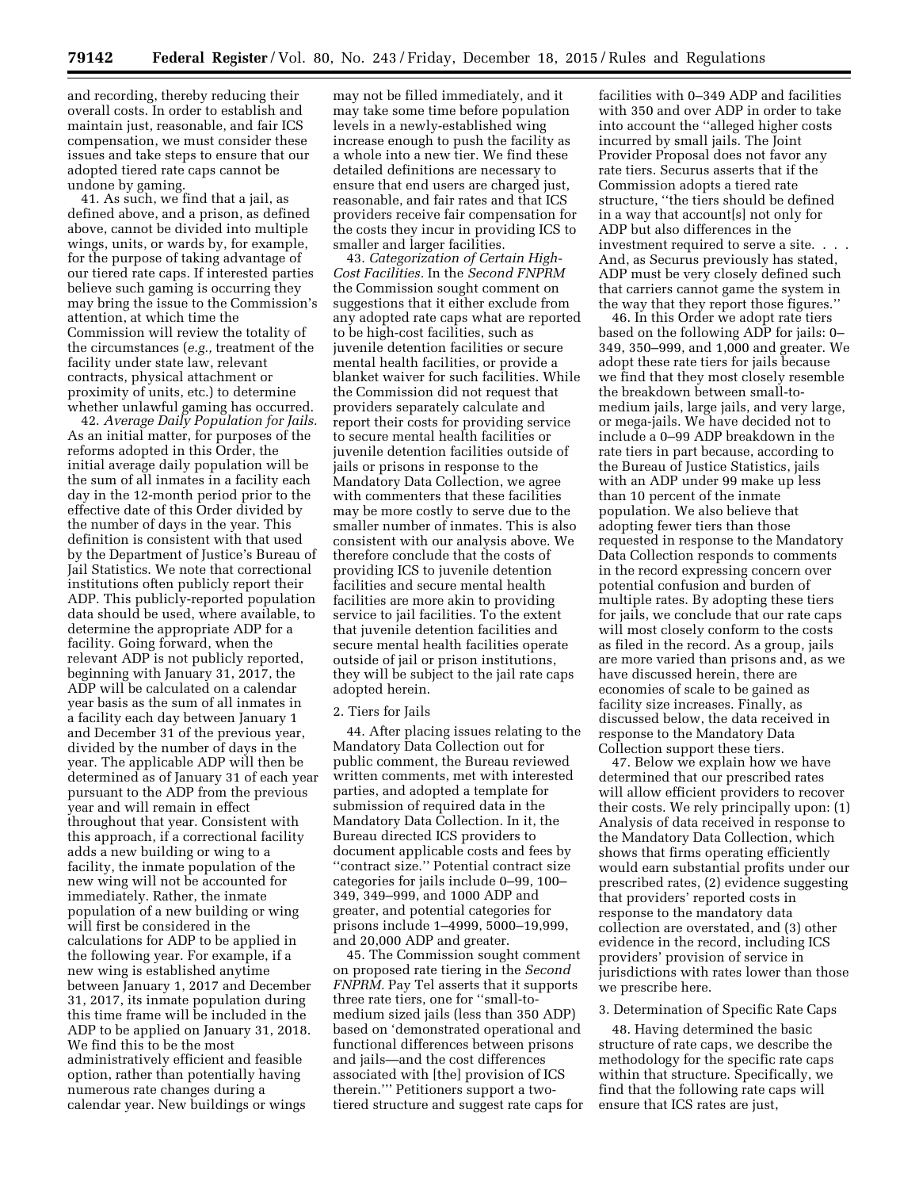and recording, thereby reducing their overall costs. In order to establish and maintain just, reasonable, and fair ICS compensation, we must consider these issues and take steps to ensure that our adopted tiered rate caps cannot be undone by gaming.

41. As such, we find that a jail, as defined above, and a prison, as defined above, cannot be divided into multiple wings, units, or wards by, for example, for the purpose of taking advantage of our tiered rate caps. If interested parties believe such gaming is occurring they may bring the issue to the Commission's attention, at which time the Commission will review the totality of the circumstances (*e.g.,* treatment of the facility under state law, relevant contracts, physical attachment or proximity of units, etc.) to determine whether unlawful gaming has occurred.

42. *Average Daily Population for Jails.* As an initial matter, for purposes of the reforms adopted in this Order, the initial average daily population will be the sum of all inmates in a facility each day in the 12-month period prior to the effective date of this Order divided by the number of days in the year. This definition is consistent with that used by the Department of Justice's Bureau of Jail Statistics. We note that correctional institutions often publicly report their ADP. This publicly-reported population data should be used, where available, to determine the appropriate ADP for a facility. Going forward, when the relevant ADP is not publicly reported, beginning with January 31, 2017, the ADP will be calculated on a calendar year basis as the sum of all inmates in a facility each day between January 1 and December 31 of the previous year, divided by the number of days in the year. The applicable ADP will then be determined as of January 31 of each year pursuant to the ADP from the previous year and will remain in effect throughout that year. Consistent with this approach, if a correctional facility adds a new building or wing to a facility, the inmate population of the new wing will not be accounted for immediately. Rather, the inmate population of a new building or wing will first be considered in the calculations for ADP to be applied in the following year. For example, if a new wing is established anytime between January 1, 2017 and December 31, 2017, its inmate population during this time frame will be included in the ADP to be applied on January 31, 2018. We find this to be the most administratively efficient and feasible option, rather than potentially having numerous rate changes during a calendar year. New buildings or wings may not be filled immediately, and it may take some time before population levels in a newly-established wing increase enough to push the facility as a whole into a new tier. We find these detailed definitions are necessary to ensure that end users are charged just, reasonable, and fair rates and that ICS providers receive fair compensation for the costs they incur in providing ICS to smaller and larger facilities.

43. *Categorization of Certain High-Cost Facilities.* In the *Second FNPRM* the Commission sought comment on suggestions that it either exclude from any adopted rate caps what are reported to be high-cost facilities, such as juvenile detention facilities or secure mental health facilities, or provide a blanket waiver for such facilities. While the Commission did not request that providers separately calculate and report their costs for providing service to secure mental health facilities or juvenile detention facilities outside of jails or prisons in response to the Mandatory Data Collection, we agree with commenters that these facilities may be more costly to serve due to the smaller number of inmates. This is also consistent with our analysis above. We therefore conclude that the costs of providing ICS to juvenile detention facilities and secure mental health facilities are more akin to providing service to jail facilities. To the extent that juvenile detention facilities and secure mental health facilities operate outside of jail or prison institutions, they will be subject to the jail rate caps adopted herein.

2. Tiers for Jails

44. After placing issues relating to the Mandatory Data Collection out for public comment, the Bureau reviewed written comments, met with interested parties, and adopted a template for submission of required data in the Mandatory Data Collection. In it, the Bureau directed ICS providers to document applicable costs and fees by "contract size." Potential contract size categories for jails include 0–99, 100–349, 349–999, and 1000 ADP and greater, and potential categories for prisons include 1–4999, 5000–19,999, and 20,000 ADP and greater.

45. The Commission sought comment on proposed rate tiering in the *Second FNPRM.* Pay Tel asserts that it supports three rate tiers, one for "small-to-medium sized jails (less than 350 ADP) based on 'demonstrated operational and functional differences between prisons and jails—and the cost differences associated with [the] provision of ICS therein.'" Petitioners support a two-tiered structure and suggest rate caps for facilities with 0–349 ADP and facilities with 350 and over ADP in order to take into account the "alleged higher costs incurred by small jails. The Joint Provider Proposal does not favor any rate tiers. Securus asserts that if the Commission adopts a tiered rate structure, "the tiers should be defined in a way that account[s] not only for ADP but also differences in the investment required to serve a site. . . . And, as Securus previously has stated, ADP must be very closely defined such that carriers cannot game the system in the way that they report those figures."

46. In this Order we adopt rate tiers based on the following ADP for jails: 0–349, 350–999, and 1,000 and greater. We adopt these rate tiers for jails because we find that they most closely resemble the breakdown between small-to-medium jails, large jails, and very large, or mega-jails. We have decided not to include a 0–99 ADP breakdown in the rate tiers in part because, according to the Bureau of Justice Statistics, jails with an ADP under 99 make up less than 10 percent of the inmate population. We also believe that adopting fewer tiers than those requested in response to the Mandatory Data Collection responds to comments in the record expressing concern over potential confusion and burden of multiple rates. By adopting these tiers for jails, we conclude that our rate caps will most closely conform to the costs as filed in the record. As a group, jails are more varied than prisons and, as we have discussed herein, there are economies of scale to be gained as facility size increases. Finally, as discussed below, the data received in response to the Mandatory Data Collection support these tiers.

47. Below we explain how we have determined that our prescribed rates will allow efficient providers to recover their costs. We rely principally upon: (1) Analysis of data received in response to the Mandatory Data Collection, which shows that firms operating efficiently would earn substantial profits under our prescribed rates, (2) evidence suggesting that providers' reported costs in response to the mandatory data collection are overstated, and (3) other evidence in the record, including ICS providers' provision of service in jurisdictions with rates lower than those we prescribe here.

3. Determination of Specific Rate Caps

48. Having determined the basic structure of rate caps, we describe the methodology for the specific rate caps within that structure. Specifically, we find that the following rate caps will ensure that ICS rates are just,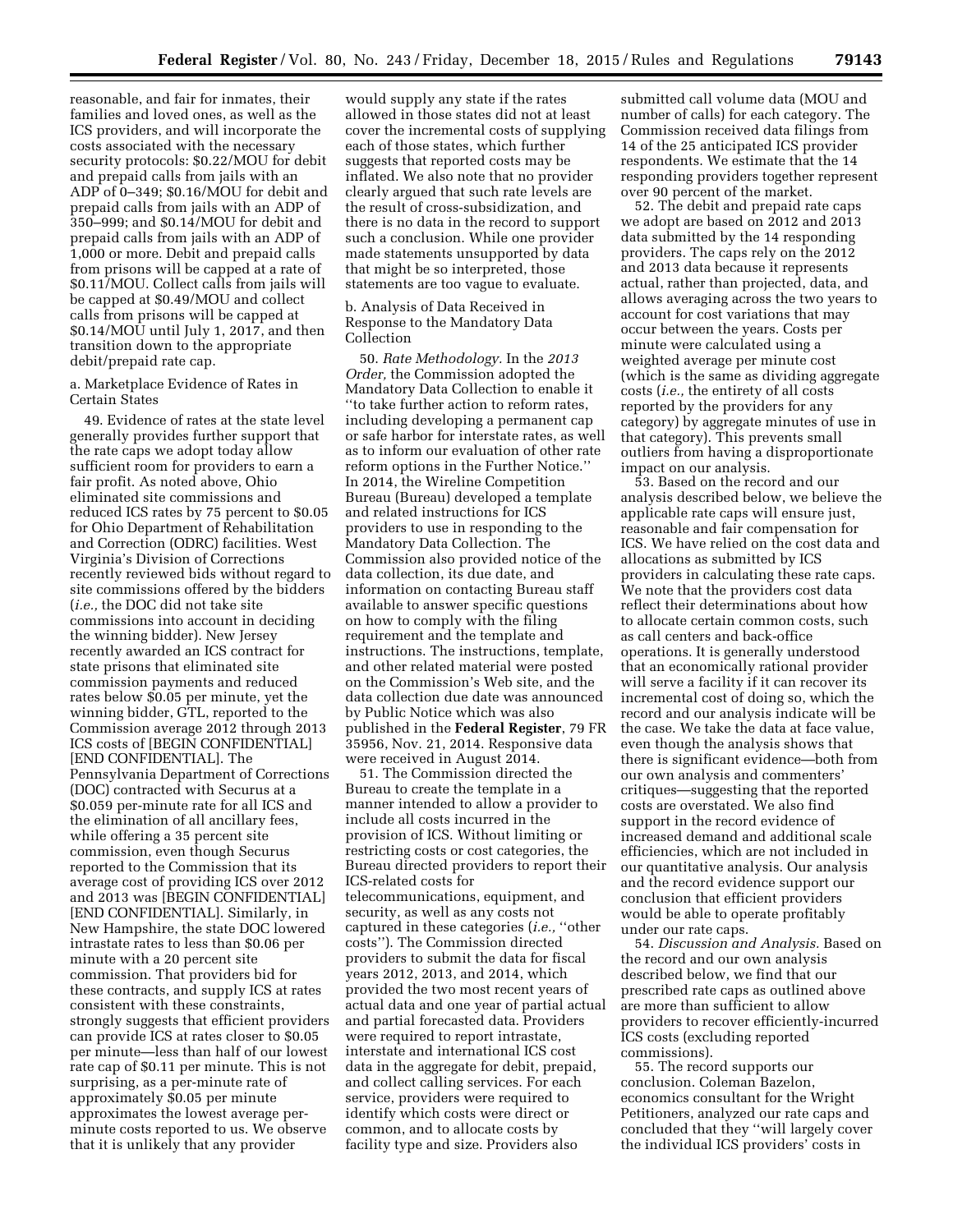reasonable, and fair for inmates, their families and loved ones, as well as the ICS providers, and will incorporate the costs associated with the necessary security protocols: $0.22/MOU for debit and prepaid calls from jails with an ADP of 0–349; $0.16/MOU for debit and prepaid calls from jails with an ADP of 350–999; and $0.14/MOU for debit and prepaid calls from jails with an ADP of 1,000 or more. Debit and prepaid calls from prisons will be capped at a rate of $0.11/MOU. Collect calls from jails will be capped at $0.49/MOU and collect calls from prisons will be capped at $0.14/MOU until July 1, 2017, and then transition down to the appropriate debit/prepaid rate cap.

a. Marketplace Evidence of Rates in Certain States

49. Evidence of rates at the state level generally provides further support that the rate caps we adopt today allow sufficient room for providers to earn a fair profit. As noted above, Ohio eliminated site commissions and reduced ICS rates by 75 percent to $0.05 for Ohio Department of Rehabilitation and Correction (ODRC) facilities. West Virginia's Division of Corrections recently reviewed bids without regard to site commissions offered by the bidders (*i.e.,* the DOC did not take site commissions into account in deciding the winning bidder). New Jersey recently awarded an ICS contract for state prisons that eliminated site commission payments and reduced rates below $0.05 per minute, yet the winning bidder, GTL, reported to the Commission average 2012 through 2013 ICS costs of [BEGIN CONFIDENTIAL] [END CONFIDENTIAL]. The Pennsylvania Department of Corrections (DOC) contracted with Securus at a $0.059 per-minute rate for all ICS and the elimination of all ancillary fees, while offering a 35 percent site commission, even though Securus reported to the Commission that its average cost of providing ICS over 2012 and 2013 was [BEGIN CONFIDENTIAL] [END CONFIDENTIAL]. Similarly, in New Hampshire, the state DOC lowered intrastate rates to less than $0.06 per minute with a 20 percent site commission. That providers bid for these contracts, and supply ICS at rates consistent with these constraints, strongly suggests that efficient providers can provide ICS at rates closer to $0.05 per minute—less than half of our lowest rate cap of $0.11 per minute. This is not surprising, as a per-minute rate of approximately $0.05 per minute approximates the lowest average per-minute costs reported to us. We observe that it is unlikely that any provider would supply any state if the rates allowed in those states did not at least cover the incremental costs of supplying each of those states, which further suggests that reported costs may be inflated. We also note that no provider clearly argued that such rate levels are the result of cross-subsidization, and there is no data in the record to support such a conclusion. While one provider made statements unsupported by data that might be so interpreted, those statements are too vague to evaluate.

b. Analysis of Data Received in Response to the Mandatory Data Collection

50. *Rate Methodology.* In the *2013 Order,* the Commission adopted the Mandatory Data Collection to enable it "to take further action to reform rates, including developing a permanent cap or safe harbor for interstate rates, as well as to inform our evaluation of other rate reform options in the Further Notice." In 2014, the Wireline Competition Bureau (Bureau) developed a template and related instructions for ICS providers to use in responding to the Mandatory Data Collection. The Commission also provided notice of the data collection, its due date, and information on contacting Bureau staff available to answer specific questions on how to comply with the filing requirement and the template and instructions. The instructions, template, and other related material were posted on the Commission's Web site, and the data collection due date was announced by Public Notice which was also published in the **Federal Register**, 79 FR 35956, Nov. 21, 2014. Responsive data were received in August 2014.

51. The Commission directed the Bureau to create the template in a manner intended to allow a provider to include all costs incurred in the provision of ICS. Without limiting or restricting costs or cost categories, the Bureau directed providers to report their ICS-related costs for telecommunications, equipment, and security, as well as any costs not captured in these categories (*i.e.,* "other costs"). The Commission directed providers to submit the data for fiscal years 2012, 2013, and 2014, which provided the two most recent years of actual data and one year of partial actual and partial forecasted data. Providers were required to report intrastate, interstate and international ICS cost data in the aggregate for debit, prepaid, and collect calling services. For each service, providers were required to identify which costs were direct or common, and to allocate costs by facility type and size. Providers also submitted call volume data (MOU and number of calls) for each category. The Commission received data filings from 14 of the 25 anticipated ICS provider respondents. We estimate that the 14 responding providers together represent over 90 percent of the market.

52. The debit and prepaid rate caps we adopt are based on 2012 and 2013 data submitted by the 14 responding providers. The caps rely on the 2012 and 2013 data because it represents actual, rather than projected, data, and allows averaging across the two years to account for cost variations that may occur between the years. Costs per minute were calculated using a weighted average per minute cost (which is the same as dividing aggregate costs (*i.e.,* the entirety of all costs reported by the providers for any category) by aggregate minutes of use in that category). This prevents small outliers from having a disproportionate impact on our analysis.

53. Based on the record and our analysis described below, we believe the applicable rate caps will ensure just, reasonable and fair compensation for ICS. We have relied on the cost data and allocations as submitted by ICS providers in calculating these rate caps. We note that the providers cost data reflect their determinations about how to allocate certain common costs, such as call centers and back-office operations. It is generally understood that an economically rational provider will serve a facility if it can recover its incremental cost of doing so, which the record and our analysis indicate will be the case. We take the data at face value, even though the analysis shows that there is significant evidence—both from our own analysis and commenters' critiques—suggesting that the reported costs are overstated. We also find support in the record evidence of increased demand and additional scale efficiencies, which are not included in our quantitative analysis. Our analysis and the record evidence support our conclusion that efficient providers would be able to operate profitably under our rate caps.

54. *Discussion and Analysis.* Based on the record and our own analysis described below, we find that our prescribed rate caps as outlined above are more than sufficient to allow providers to recover efficiently-incurred ICS costs (excluding reported commissions).

55. The record supports our conclusion. Coleman Bazelon, economics consultant for the Wright Petitioners, analyzed our rate caps and concluded that they "will largely cover the individual ICS providers' costs in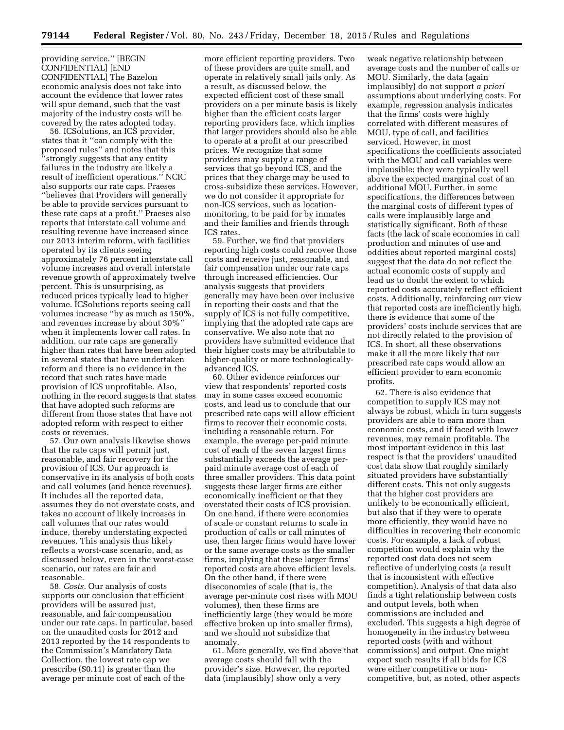providing service.'' [BEGIN CONFIDENTIAL] [END CONFIDENTIAL] The Bazelon economic analysis does not take into account the evidence that lower rates will spur demand, such that the vast majority of the industry costs will be covered by the rates adopted today.

56. ICSolutions, an ICS provider, states that it ''can comply with the proposed rules'' and notes that this ''strongly suggests that any entity failures in the industry are likely a result of inefficient operations.'' NCIC also supports our rate caps. Praeses ''believes that Providers will generally be able to provide services pursuant to these rate caps at a profit.'' Praeses also reports that interstate call volume and resulting revenue have increased since our 2013 interim reform, with facilities operated by its clients seeing approximately 76 percent interstate call volume increases and overall interstate revenue growth of approximately twelve percent. This is unsurprising, as reduced prices typically lead to higher volume. ICSolutions reports seeing call volumes increase ''by as much as 150%, and revenues increase by about 30%'' when it implements lower call rates. In addition, our rate caps are generally higher than rates that have been adopted in several states that have undertaken reform and there is no evidence in the record that such rates have made provision of ICS unprofitable. Also, nothing in the record suggests that states that have adopted such reforms are different from those states that have not adopted reform with respect to either costs or revenues.

57. Our own analysis likewise shows that the rate caps will permit just, reasonable, and fair recovery for the provision of ICS. Our approach is conservative in its analysis of both costs and call volumes (and hence revenues). It includes all the reported data, assumes they do not overstate costs, and takes no account of likely increases in call volumes that our rates would induce, thereby understating expected revenues. This analysis thus likely reflects a worst-case scenario, and, as discussed below, even in the worst-case scenario, our rates are fair and reasonable.

58. *Costs.* Our analysis of costs supports our conclusion that efficient providers will be assured just, reasonable, and fair compensation under our rate caps. In particular, based on the unaudited costs for 2012 and 2013 reported by the 14 respondents to the Commission's Mandatory Data Collection, the lowest rate cap we prescribe ($0.11) is greater than the average per minute cost of each of the more efficient reporting providers. Two of these providers are quite small, and operate in relatively small jails only. As a result, as discussed below, the expected efficient cost of these small providers on a per minute basis is likely higher than the efficient costs larger reporting providers face, which implies that larger providers should also be able to operate at a profit at our prescribed prices. We recognize that some providers may supply a range of services that go beyond ICS, and the prices that they charge may be used to cross-subsidize these services. However, we do not consider it appropriate for non-ICS services, such as location-monitoring, to be paid for by inmates and their families and friends through ICS rates.

59. Further, we find that providers reporting high costs could recover those costs and receive just, reasonable, and fair compensation under our rate caps through increased efficiencies. Our analysis suggests that providers generally may have been over inclusive in reporting their costs and that the supply of ICS is not fully competitive, implying that the adopted rate caps are conservative. We also note that no providers have submitted evidence that their higher costs may be attributable to higher-quality or more technologically-advanced ICS.

60. Other evidence reinforces our view that respondents' reported costs may in some cases exceed economic costs, and lead us to conclude that our prescribed rate caps will allow efficient firms to recover their economic costs, including a reasonable return. For example, the average per-paid minute cost of each of the seven largest firms substantially exceeds the average per-paid minute average cost of each of three smaller providers. This data point suggests these larger firms are either economically inefficient or that they overstated their costs of ICS provision. On one hand, if there were economies of scale or constant returns to scale in production of calls or call minutes of use, then larger firms would have lower or the same average costs as the smaller firms, implying that these larger firms' reported costs are above efficient levels. On the other hand, if there were diseconomies of scale (that is, the average per-minute cost rises with MOU volumes), then these firms are inefficiently large (they would be more effective broken up into smaller firms), and we should not subsidize that anomaly.

61. More generally, we find above that average costs should fall with the provider's size. However, the reported data (implausibly) show only a very weak negative relationship between average costs and the number of calls or MOU. Similarly, the data (again implausibly) do not support *a priori* assumptions about underlying costs. For example, regression analysis indicates that the firms' costs were highly correlated with different measures of MOU, type of call, and facilities serviced. However, in most specifications the coefficients associated with the MOU and call variables were implausible: they were typically well above the expected marginal cost of an additional MOU. Further, in some specifications, the differences between the marginal costs of different types of calls were implausibly large and statistically significant. Both of these facts (the lack of scale economies in call production and minutes of use and oddities about reported marginal costs) suggest that the data do not reflect the actual economic costs of supply and lead us to doubt the extent to which reported costs accurately reflect efficient costs. Additionally, reinforcing our view that reported costs are inefficiently high, there is evidence that some of the providers' costs include services that are not directly related to the provision of ICS. In short, all these observations make it all the more likely that our prescribed rate caps would allow an efficient provider to earn economic profits.

62. There is also evidence that competition to supply ICS may not always be robust, which in turn suggests providers are able to earn more than economic costs, and if faced with lower revenues, may remain profitable. The most important evidence in this last respect is that the providers' unaudited cost data show that roughly similarly situated providers have substantially different costs. This not only suggests that the higher cost providers are unlikely to be economically efficient, but also that if they were to operate more efficiently, they would have no difficulties in recovering their economic costs. For example, a lack of robust competition would explain why the reported cost data does not seem reflective of underlying costs (a result that is inconsistent with effective competition). Analysis of that data also finds a tight relationship between costs and output levels, both when commissions are included and excluded. This suggests a high degree of homogeneity in the industry between reported costs (with and without commissions) and output. One might expect such results if all bids for ICS were either competitive or non-competitive, but, as noted, other aspects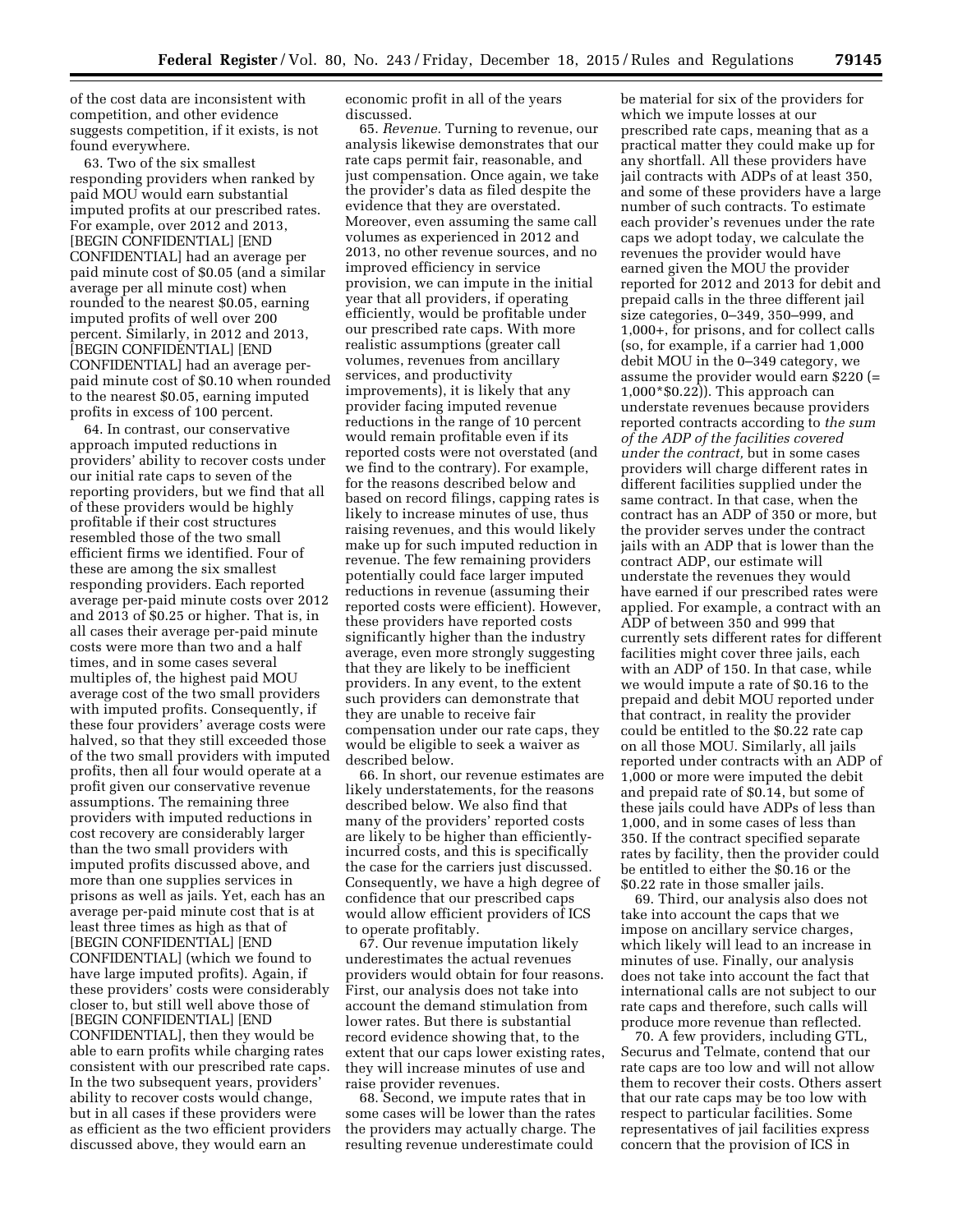of the cost data are inconsistent with competition, and other evidence suggests competition, if it exists, is not found everywhere.

63. Two of the six smallest responding providers when ranked by paid MOU would earn substantial imputed profits at our prescribed rates. For example, over 2012 and 2013, [BEGIN CONFIDENTIAL] [END CONFIDENTIAL] had an average per paid minute cost of $0.05 (and a similar average per all minute cost) when rounded to the nearest $0.05, earning imputed profits of well over 200 percent. Similarly, in 2012 and 2013, [BEGIN CONFIDENTIAL] [END CONFIDENTIAL] had an average per-paid minute cost of $0.10 when rounded to the nearest $0.05, earning imputed profits in excess of 100 percent.

64. In contrast, our conservative approach imputed reductions in providers' ability to recover costs under our initial rate caps to seven of the reporting providers, but we find that all of these providers would be highly profitable if their cost structures resembled those of the two small efficient firms we identified. Four of these are among the six smallest responding providers. Each reported average per-paid minute costs over 2012 and 2013 of $0.25 or higher. That is, in all cases their average per-paid minute costs were more than two and a half times, and in some cases several multiples of, the highest paid MOU average cost of the two small providers with imputed profits. Consequently, if these four providers' average costs were halved, so that they still exceeded those of the two small providers with imputed profits, then all four would operate at a profit given our conservative revenue assumptions. The remaining three providers with imputed reductions in cost recovery are considerably larger than the two small providers with imputed profits discussed above, and more than one supplies services in prisons as well as jails. Yet, each has an average per-paid minute cost that is at least three times as high as that of [BEGIN CONFIDENTIAL] [END CONFIDENTIAL] (which we found to have large imputed profits). Again, if these providers' costs were considerably closer to, but still well above those of [BEGIN CONFIDENTIAL] [END CONFIDENTIAL], then they would be able to earn profits while charging rates consistent with our prescribed rate caps. In the two subsequent years, providers' ability to recover costs would change, but in all cases if these providers were as efficient as the two efficient providers discussed above, they would earn an economic profit in all of the years discussed.

65. *Revenue.* Turning to revenue, our analysis likewise demonstrates that our rate caps permit fair, reasonable, and just compensation. Once again, we take the provider's data as filed despite the evidence that they are overstated. Moreover, even assuming the same call volumes as experienced in 2012 and 2013, no other revenue sources, and no improved efficiency in service provision, we can impute in the initial year that all providers, if operating efficiently, would be profitable under our prescribed rate caps. With more realistic assumptions (greater call volumes, revenues from ancillary services, and productivity improvements), it is likely that any provider facing imputed revenue reductions in the range of 10 percent would remain profitable even if its reported costs were not overstated (and we find to the contrary). For example, for the reasons described below and based on record filings, capping rates is likely to increase minutes of use, thus raising revenues, and this would likely make up for such imputed reduction in revenue. The few remaining providers potentially could face larger imputed reductions in revenue (assuming their reported costs were efficient). However, these providers have reported costs significantly higher than the industry average, even more strongly suggesting that they are likely to be inefficient providers. In any event, to the extent such providers can demonstrate that they are unable to receive fair compensation under our rate caps, they would be eligible to seek a waiver as described below.

66. In short, our revenue estimates are likely understatements, for the reasons described below. We also find that many of the providers' reported costs are likely to be higher than efficiently-incurred costs, and this is specifically the case for the carriers just discussed. Consequently, we have a high degree of confidence that our prescribed caps would allow efficient providers of ICS to operate profitably.

67. Our revenue imputation likely underestimates the actual revenues providers would obtain for four reasons. First, our analysis does not take into account the demand stimulation from lower rates. But there is substantial record evidence showing that, to the extent that our caps lower existing rates, they will increase minutes of use and raise provider revenues.

68. Second, we impute rates that in some cases will be lower than the rates the providers may actually charge. The resulting revenue underestimate could be material for six of the providers for which we impute losses at our prescribed rate caps, meaning that as a practical matter they could make up for any shortfall. All these providers have jail contracts with ADPs of at least 350, and some of these providers have a large number of such contracts. To estimate each provider's revenues under the rate caps we adopt today, we calculate the revenues the provider would have earned given the MOU the provider reported for 2012 and 2013 for debit and prepaid calls in the three different jail size categories, 0–349, 350–999, and 1,000+, for prisons, and for collect calls (so, for example, if a carrier had 1,000 debit MOU in the 0–349 category, we assume the provider would earn $220 (= 1,000*$0.22)). This approach can understate revenues because providers reported contracts according to *the sum of the ADP of the facilities covered under the contract,* but in some cases providers will charge different rates in different facilities supplied under the same contract. In that case, when the contract has an ADP of 350 or more, but the provider serves under the contract jails with an ADP that is lower than the contract ADP, our estimate will understate the revenues they would have earned if our prescribed rates were applied. For example, a contract with an ADP of between 350 and 999 that currently sets different rates for different facilities might cover three jails, each with an ADP of 150. In that case, while we would impute a rate of $0.16 to the prepaid and debit MOU reported under that contract, in reality the provider could be entitled to the $0.22 rate cap on all those MOU. Similarly, all jails reported under contracts with an ADP of 1,000 or more were imputed the debit and prepaid rate of $0.14, but some of these jails could have ADPs of less than 1,000, and in some cases of less than 350. If the contract specified separate rates by facility, then the provider could be entitled to either the $0.16 or the $0.22 rate in those smaller jails.

69. Third, our analysis also does not take into account the caps that we impose on ancillary service charges, which likely will lead to an increase in minutes of use. Finally, our analysis does not take into account the fact that international calls are not subject to our rate caps and therefore, such calls will produce more revenue than reflected.

70. A few providers, including GTL, Securus and Telmate, contend that our rate caps are too low and will not allow them to recover their costs. Others assert that our rate caps may be too low with respect to particular facilities. Some representatives of jail facilities express concern that the provision of ICS in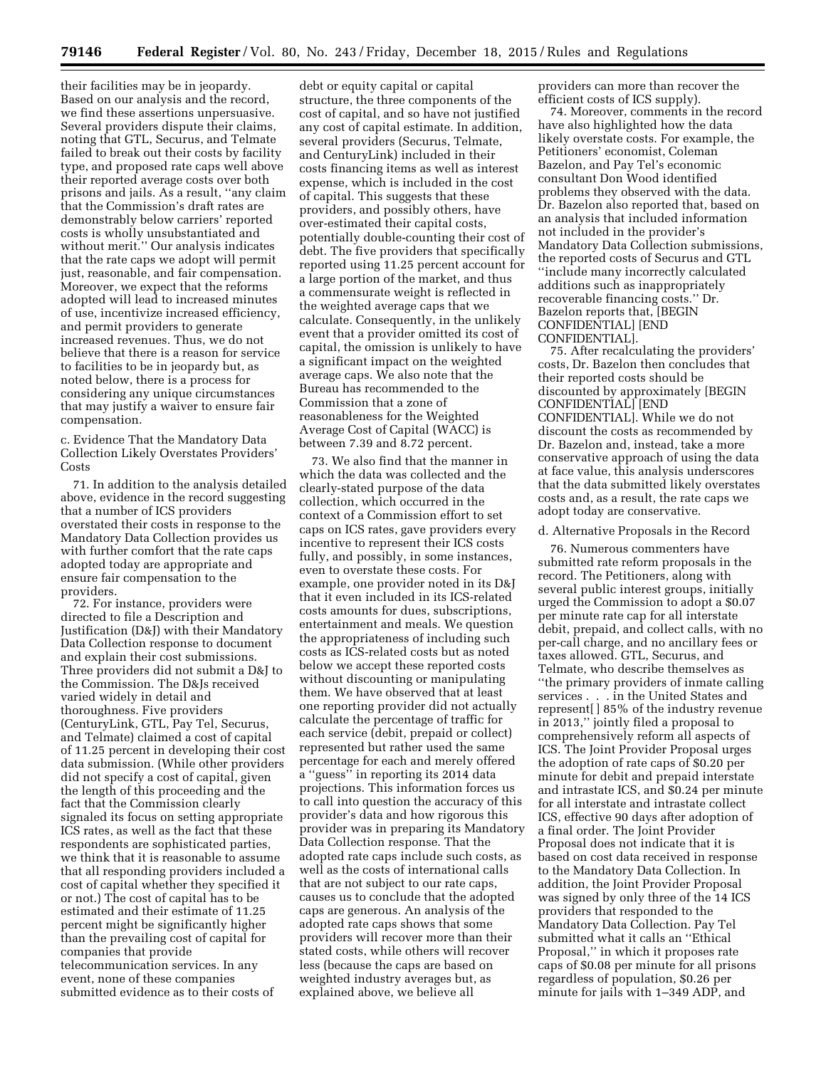their facilities may be in jeopardy. Based on our analysis and the record, we find these assertions unpersuasive. Several providers dispute their claims, noting that GTL, Securus, and Telmate failed to break out their costs by facility type, and proposed rate caps well above their reported average costs over both prisons and jails. As a result, ''any claim that the Commission's draft rates are demonstrably below carriers' reported costs is wholly unsubstantiated and without merit.'' Our analysis indicates that the rate caps we adopt will permit just, reasonable, and fair compensation. Moreover, we expect that the reforms adopted will lead to increased minutes of use, incentivize increased efficiency, and permit providers to generate increased revenues. Thus, we do not believe that there is a reason for service to facilities to be in jeopardy but, as noted below, there is a process for considering any unique circumstances that may justify a waiver to ensure fair compensation.

c. Evidence That the Mandatory Data Collection Likely Overstates Providers' Costs

71. In addition to the analysis detailed above, evidence in the record suggesting that a number of ICS providers overstated their costs in response to the Mandatory Data Collection provides us with further comfort that the rate caps adopted today are appropriate and ensure fair compensation to the providers.

72. For instance, providers were directed to file a Description and Justification (D&J) with their Mandatory Data Collection response to document and explain their cost submissions. Three providers did not submit a D&J to the Commission. The D&Js received varied widely in detail and thoroughness. Five providers (CenturyLink, GTL, Pay Tel, Securus, and Telmate) claimed a cost of capital of 11.25 percent in developing their cost data submission. (While other providers did not specify a cost of capital, given the length of this proceeding and the fact that the Commission clearly signaled its focus on setting appropriate ICS rates, as well as the fact that these respondents are sophisticated parties, we think that it is reasonable to assume that all responding providers included a cost of capital whether they specified it or not.) The cost of capital has to be estimated and their estimate of 11.25 percent might be significantly higher than the prevailing cost of capital for companies that provide telecommunication services. In any event, none of these companies submitted evidence as to their costs of debt or equity capital or capital structure, the three components of the cost of capital, and so have not justified any cost of capital estimate. In addition, several providers (Securus, Telmate, and CenturyLink) included in their costs financing items as well as interest expense, which is included in the cost of capital. This suggests that these providers, and possibly others, have over-estimated their capital costs, potentially double-counting their cost of debt. The five providers that specifically reported using 11.25 percent account for a large portion of the market, and thus a commensurate weight is reflected in the weighted average caps that we calculate. Consequently, in the unlikely event that a provider omitted its cost of capital, the omission is unlikely to have a significant impact on the weighted average caps. We also note that the Bureau has recommended to the Commission that a zone of reasonableness for the Weighted Average Cost of Capital (WACC) is between 7.39 and 8.72 percent.

73. We also find that the manner in which the data was collected and the clearly-stated purpose of the data collection, which occurred in the context of a Commission effort to set caps on ICS rates, gave providers every incentive to represent their ICS costs fully, and possibly, in some instances, even to overstate these costs. For example, one provider noted in its D&J that it even included in its ICS-related costs amounts for dues, subscriptions, entertainment and meals. We question the appropriateness of including such costs as ICS-related costs but as noted below we accept these reported costs without discounting or manipulating them. We have observed that at least one reporting provider did not actually calculate the percentage of traffic for each service (debit, prepaid or collect) represented but rather used the same percentage for each and merely offered a ''guess'' in reporting its 2014 data projections. This information forces us to call into question the accuracy of this provider's data and how rigorous this provider was in preparing its Mandatory Data Collection response. That the adopted rate caps include such costs, as well as the costs of international calls that are not subject to our rate caps, causes us to conclude that the adopted caps are generous. An analysis of the adopted rate caps shows that some providers will recover more than their stated costs, while others will recover less (because the caps are based on weighted industry averages but, as explained above, we believe all providers can more than recover the efficient costs of ICS supply).

74. Moreover, comments in the record have also highlighted how the data likely overstate costs. For example, the Petitioners' economist, Coleman Bazelon, and Pay Tel's economic consultant Don Wood identified problems they observed with the data. Dr. Bazelon also reported that, based on an analysis that included information not included in the provider's Mandatory Data Collection submissions, the reported costs of Securus and GTL ''include many incorrectly calculated additions such as inappropriately recoverable financing costs.'' Dr. Bazelon reports that, [BEGIN CONFIDENTIAL] [END CONFIDENTIAL].

75. After recalculating the providers' costs, Dr. Bazelon then concludes that their reported costs should be discounted by approximately [BEGIN CONFIDENTIAL] [END CONFIDENTIAL]. While we do not discount the costs as recommended by Dr. Bazelon and, instead, take a more conservative approach of using the data at face value, this analysis underscores that the data submitted likely overstates costs and, as a result, the rate caps we adopt today are conservative.

d. Alternative Proposals in the Record

76. Numerous commenters have submitted rate reform proposals in the record. The Petitioners, along with several public interest groups, initially urged the Commission to adopt a $0.07 per minute rate cap for all interstate debit, prepaid, and collect calls, with no per-call charge, and no ancillary fees or taxes allowed. GTL, Securus, and Telmate, who describe themselves as ''the primary providers of inmate calling services . . . in the United States and represent[ ] 85% of the industry revenue in 2013,'' jointly filed a proposal to comprehensively reform all aspects of ICS. The Joint Provider Proposal urges the adoption of rate caps of $0.20 per minute for debit and prepaid interstate and intrastate ICS, and $0.24 per minute for all interstate and intrastate collect ICS, effective 90 days after adoption of a final order. The Joint Provider Proposal does not indicate that it is based on cost data received in response to the Mandatory Data Collection. In addition, the Joint Provider Proposal was signed by only three of the 14 ICS providers that responded to the Mandatory Data Collection. Pay Tel submitted what it calls an ''Ethical Proposal,'' in which it proposes rate caps of $0.08 per minute for all prisons regardless of population, $0.26 per minute for jails with 1–349 ADP, and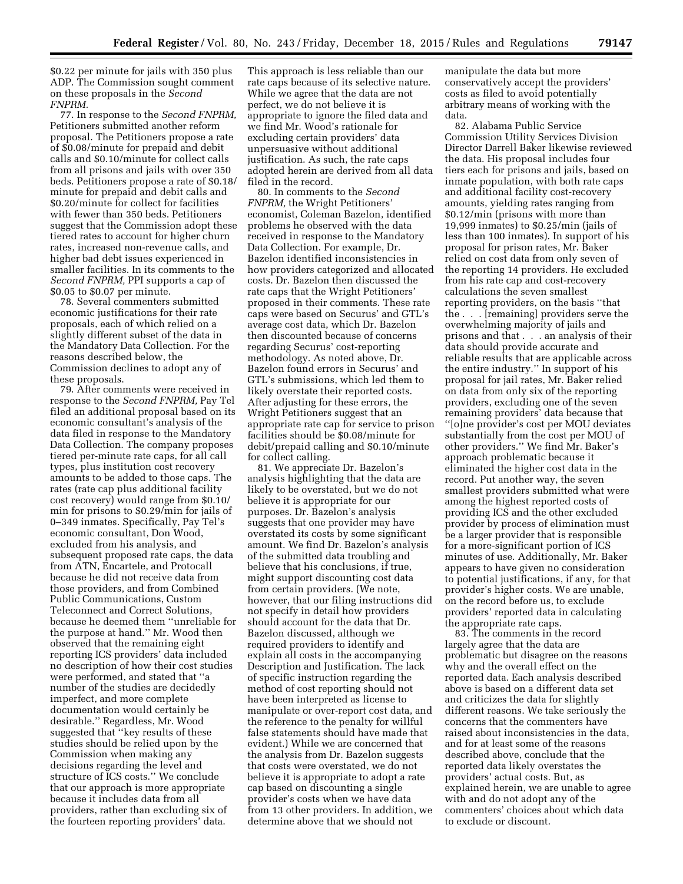$0.22 per minute for jails with 350 plus ADP. The Commission sought comment on these proposals in the *Second FNPRM.*

77. In response to the *Second FNPRM,* Petitioners submitted another reform proposal. The Petitioners propose a rate of $0.08/minute for prepaid and debit calls and $0.10/minute for collect calls from all prisons and jails with over 350 beds. Petitioners propose a rate of $0.18/minute for prepaid and debit calls and $0.20/minute for collect for facilities with fewer than 350 beds. Petitioners suggest that the Commission adopt these tiered rates to account for higher churn rates, increased non-revenue calls, and higher bad debt issues experienced in smaller facilities. In its comments to the *Second FNPRM,* PPI supports a cap of $0.05 to $0.07 per minute.

78. Several commenters submitted economic justifications for their rate proposals, each of which relied on a slightly different subset of the data in the Mandatory Data Collection. For the reasons described below, the Commission declines to adopt any of these proposals.

79. After comments were received in response to the *Second FNPRM,* Pay Tel filed an additional proposal based on its economic consultant's analysis of the data filed in response to the Mandatory Data Collection. The company proposes tiered per-minute rate caps, for all call types, plus institution cost recovery amounts to be added to those caps. The rates (rate cap plus additional facility cost recovery) would range from $0.10/min for prisons to $0.29/min for jails of 0–349 inmates. Specifically, Pay Tel's economic consultant, Don Wood, excluded from his analysis, and subsequent proposed rate caps, the data from ATN, Encartele, and Protocall because he did not receive data from those providers, and from Combined Public Communications, Custom Teleconnect and Correct Solutions, because he deemed them ''unreliable for the purpose at hand.'' Mr. Wood then observed that the remaining eight reporting ICS providers' data included no description of how their cost studies were performed, and stated that ''a number of the studies are decidedly imperfect, and more complete documentation would certainly be desirable.'' Regardless, Mr. Wood suggested that ''key results of these studies should be relied upon by the Commission when making any decisions regarding the level and structure of ICS costs.'' We conclude that our approach is more appropriate because it includes data from all providers, rather than excluding six of the fourteen reporting providers' data. This approach is less reliable than our rate caps because of its selective nature. While we agree that the data are not perfect, we do not believe it is appropriate to ignore the filed data and we find Mr. Wood's rationale for excluding certain providers' data unpersuasive without additional justification. As such, the rate caps adopted herein are derived from all data filed in the record.

80. In comments to the *Second FNPRM,* the Wright Petitioners' economist, Coleman Bazelon, identified problems he observed with the data received in response to the Mandatory Data Collection. For example, Dr. Bazelon identified inconsistencies in how providers categorized and allocated costs. Dr. Bazelon then discussed the rate caps that the Wright Petitioners' proposed in their comments. These rate caps were based on Securus' and GTL's average cost data, which Dr. Bazelon then discounted because of concerns regarding Securus' cost-reporting methodology. As noted above, Dr. Bazelon found errors in Securus' and GTL's submissions, which led them to likely overstate their reported costs. After adjusting for these errors, the Wright Petitioners suggest that an appropriate rate cap for service to prison facilities should be $0.08/minute for debit/prepaid calling and $0.10/minute for collect calling.

81. We appreciate Dr. Bazelon's analysis highlighting that the data are likely to be overstated, but we do not believe it is appropriate for our purposes. Dr. Bazelon's analysis suggests that one provider may have overstated its costs by some significant amount. We find Dr. Bazelon's analysis of the submitted data troubling and believe that his conclusions, if true, might support discounting cost data from certain providers. (We note, however, that our filing instructions did not specify in detail how providers should account for the data that Dr. Bazelon discussed, although we required providers to identify and explain all costs in the accompanying Description and Justification. The lack of specific instruction regarding the method of cost reporting should not have been interpreted as license to manipulate or over-report cost data, and the reference to the penalty for willful false statements should have made that evident.) While we are concerned that the analysis from Dr. Bazelon suggests that costs were overstated, we do not believe it is appropriate to adopt a rate cap based on discounting a single provider's costs when we have data from 13 other providers. In addition, we determine above that we should not manipulate the data but more conservatively accept the providers' costs as filed to avoid potentially arbitrary means of working with the data.

82. Alabama Public Service Commission Utility Services Division Director Darrell Baker likewise reviewed the data. His proposal includes four tiers each for prisons and jails, based on inmate population, with both rate caps and additional facility cost-recovery amounts, yielding rates ranging from $0.12/min (prisons with more than 19,999 inmates) to $0.25/min (jails of less than 100 inmates). In support of his proposal for prison rates, Mr. Baker relied on cost data from only seven of the reporting 14 providers. He excluded from his rate cap and cost-recovery calculations the seven smallest reporting providers, on the basis ''that the . . . [remaining] providers serve the overwhelming majority of jails and prisons and that . . . an analysis of their data should provide accurate and reliable results that are applicable across the entire industry.'' In support of his proposal for jail rates, Mr. Baker relied on data from only six of the reporting providers, excluding one of the seven remaining providers' data because that ''[o]ne provider's cost per MOU deviates substantially from the cost per MOU of other providers.'' We find Mr. Baker's approach problematic because it eliminated the higher cost data in the record. Put another way, the seven smallest providers submitted what were among the highest reported costs of providing ICS and the other excluded provider by process of elimination must be a larger provider that is responsible for a more-significant portion of ICS minutes of use. Additionally, Mr. Baker appears to have given no consideration to potential justifications, if any, for that provider's higher costs. We are unable, on the record before us, to exclude providers' reported data in calculating the appropriate rate caps.

83. The comments in the record largely agree that the data are problematic but disagree on the reasons why and the overall effect on the reported data. Each analysis described above is based on a different data set and criticizes the data for slightly different reasons. We take seriously the concerns that the commenters have raised about inconsistencies in the data, and for at least some of the reasons described above, conclude that the reported data likely overstates the providers' actual costs. But, as explained herein, we are unable to agree with and do not adopt any of the commenters' choices about which data to exclude or discount.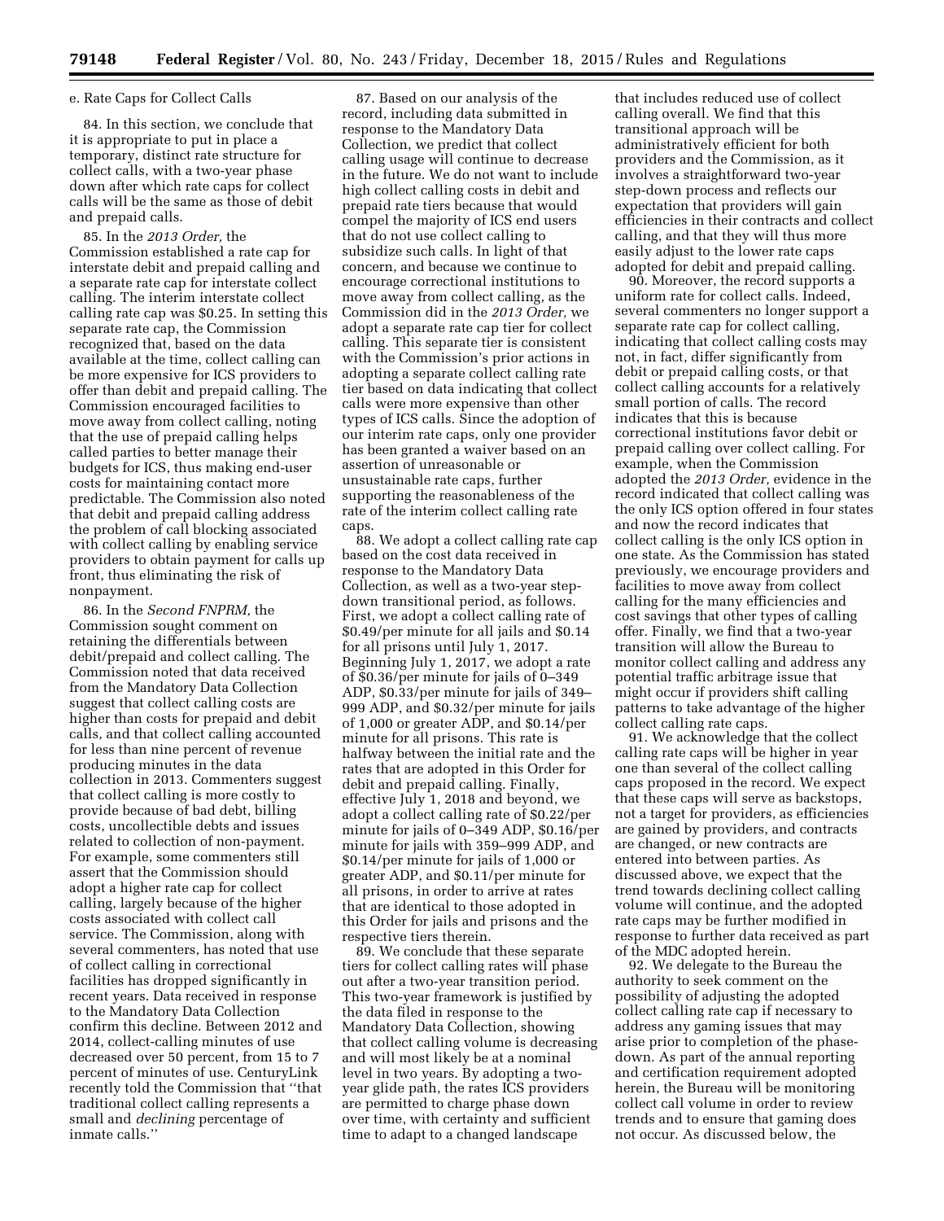e. Rate Caps for Collect Calls

84. In this section, we conclude that it is appropriate to put in place a temporary, distinct rate structure for collect calls, with a two-year phase down after which rate caps for collect calls will be the same as those of debit and prepaid calls.

85. In the *2013 Order,* the Commission established a rate cap for interstate debit and prepaid calling and a separate rate cap for interstate collect calling. The interim interstate collect calling rate cap was $0.25. In setting this separate rate cap, the Commission recognized that, based on the data available at the time, collect calling can be more expensive for ICS providers to offer than debit and prepaid calling. The Commission encouraged facilities to move away from collect calling, noting that the use of prepaid calling helps called parties to better manage their budgets for ICS, thus making end-user costs for maintaining contact more predictable. The Commission also noted that debit and prepaid calling address the problem of call blocking associated with collect calling by enabling service providers to obtain payment for calls up front, thus eliminating the risk of nonpayment.

86. In the *Second FNPRM,* the Commission sought comment on retaining the differentials between debit/prepaid and collect calling. The Commission noted that data received from the Mandatory Data Collection suggest that collect calling costs are higher than costs for prepaid and debit calls, and that collect calling accounted for less than nine percent of revenue producing minutes in the data collection in 2013. Commenters suggest that collect calling is more costly to provide because of bad debt, billing costs, uncollectible debts and issues related to collection of non-payment. For example, some commenters still assert that the Commission should adopt a higher rate cap for collect calling, largely because of the higher costs associated with collect call service. The Commission, along with several commenters, has noted that use of collect calling in correctional facilities has dropped significantly in recent years. Data received in response to the Mandatory Data Collection confirm this decline. Between 2012 and 2014, collect-calling minutes of use decreased over 50 percent, from 15 to 7 percent of minutes of use. CenturyLink recently told the Commission that ''that traditional collect calling represents a small and *declining* percentage of inmate calls.''

87. Based on our analysis of the record, including data submitted in response to the Mandatory Data Collection, we predict that collect calling usage will continue to decrease in the future. We do not want to include high collect calling costs in debit and prepaid rate tiers because that would compel the majority of ICS end users that do not use collect calling to subsidize such calls. In light of that concern, and because we continue to encourage correctional institutions to move away from collect calling, as the Commission did in the *2013 Order,* we adopt a separate rate cap tier for collect calling. This separate tier is consistent with the Commission's prior actions in adopting a separate collect calling rate tier based on data indicating that collect calls were more expensive than other types of ICS calls. Since the adoption of our interim rate caps, only one provider has been granted a waiver based on an assertion of unreasonable or unsustainable rate caps, further supporting the reasonableness of the rate of the interim collect calling rate caps.

88. We adopt a collect calling rate cap based on the cost data received in response to the Mandatory Data Collection, as well as a two-year step-down transitional period, as follows. First, we adopt a collect calling rate of $0.49/per minute for all jails and $0.14 for all prisons until July 1, 2017. Beginning July 1, 2017, we adopt a rate of $0.36/per minute for jails of 0–349 ADP, $0.33/per minute for jails of 349–999 ADP, and $0.32/per minute for jails of 1,000 or greater ADP, and $0.14/per minute for all prisons. This rate is halfway between the initial rate and the rates that are adopted in this Order for debit and prepaid calling. Finally, effective July 1, 2018 and beyond, we adopt a collect calling rate of $0.22/per minute for jails of 0–349 ADP, $0.16/per minute for jails with 359–999 ADP, and $0.14/per minute for jails of 1,000 or greater ADP, and $0.11/per minute for all prisons, in order to arrive at rates that are identical to those adopted in this Order for jails and prisons and the respective tiers therein.

89. We conclude that these separate tiers for collect calling rates will phase out after a two-year transition period. This two-year framework is justified by the data filed in response to the Mandatory Data Collection, showing that collect calling volume is decreasing and will most likely be at a nominal level in two years. By adopting a two-year glide path, the rates ICS providers are permitted to charge phase down over time, with certainty and sufficient time to adapt to a changed landscape that includes reduced use of collect calling overall. We find that this transitional approach will be administratively efficient for both providers and the Commission, as it involves a straightforward two-year step-down process and reflects our expectation that providers will gain efficiencies in their contracts and collect calling, and that they will thus more easily adjust to the lower rate caps adopted for debit and prepaid calling.

90. Moreover, the record supports a uniform rate for collect calls. Indeed, several commenters no longer support a separate rate cap for collect calling, indicating that collect calling costs may not, in fact, differ significantly from debit or prepaid calling costs, or that collect calling accounts for a relatively small portion of calls. The record indicates that this is because correctional institutions favor debit or prepaid calling over collect calling. For example, when the Commission adopted the *2013 Order,* evidence in the record indicated that collect calling was the only ICS option offered in four states and now the record indicates that collect calling is the only ICS option in one state. As the Commission has stated previously, we encourage providers and facilities to move away from collect calling for the many efficiencies and cost savings that other types of calling offer. Finally, we find that a two-year transition will allow the Bureau to monitor collect calling and address any potential traffic arbitrage issue that might occur if providers shift calling patterns to take advantage of the higher collect calling rate caps.

91. We acknowledge that the collect calling rate caps will be higher in year one than several of the collect calling caps proposed in the record. We expect that these caps will serve as backstops, not a target for providers, as efficiencies are gained by providers, and contracts are changed, or new contracts are entered into between parties. As discussed above, we expect that the trend towards declining collect calling volume will continue, and the adopted rate caps may be further modified in response to further data received as part of the MDC adopted herein.

92. We delegate to the Bureau the authority to seek comment on the possibility of adjusting the adopted collect calling rate cap if necessary to address any gaming issues that may arise prior to completion of the phase-down. As part of the annual reporting and certification requirement adopted herein, the Bureau will be monitoring collect call volume in order to review trends and to ensure that gaming does not occur. As discussed below, the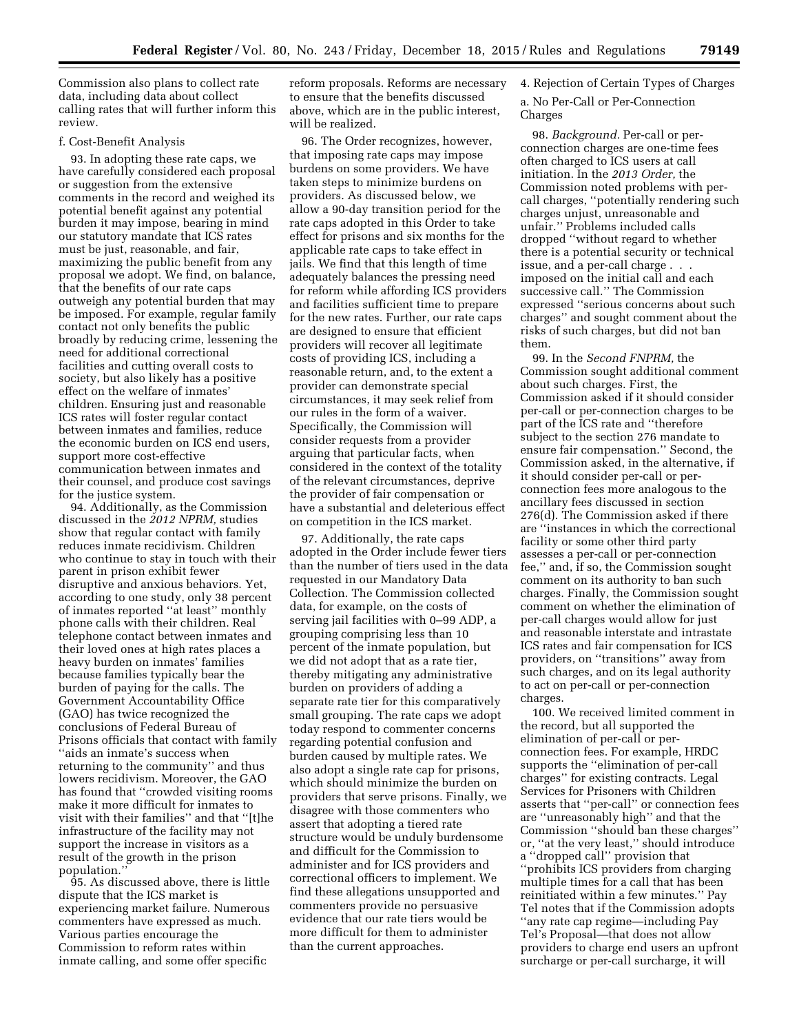Commission also plans to collect rate data, including data about collect calling rates that will further inform this review.

#### f. Cost-Benefit Analysis

93. In adopting these rate caps, we have carefully considered each proposal or suggestion from the extensive comments in the record and weighed its potential benefit against any potential burden it may impose, bearing in mind our statutory mandate that ICS rates must be just, reasonable, and fair, maximizing the public benefit from any proposal we adopt. We find, on balance, that the benefits of our rate caps outweigh any potential burden that may be imposed. For example, regular family contact not only benefits the public broadly by reducing crime, lessening the need for additional correctional facilities and cutting overall costs to society, but also likely has a positive effect on the welfare of inmates' children. Ensuring just and reasonable ICS rates will foster regular contact between inmates and families, reduce the economic burden on ICS end users, support more cost-effective communication between inmates and their counsel, and produce cost savings for the justice system.

94. Additionally, as the Commission discussed in the *2012 NPRM,* studies show that regular contact with family reduces inmate recidivism. Children who continue to stay in touch with their parent in prison exhibit fewer disruptive and anxious behaviors. Yet, according to one study, only 38 percent of inmates reported ''at least'' monthly phone calls with their children. Real telephone contact between inmates and their loved ones at high rates places a heavy burden on inmates' families because families typically bear the burden of paying for the calls. The Government Accountability Office (GAO) has twice recognized the conclusions of Federal Bureau of Prisons officials that contact with family ''aids an inmate's success when returning to the community'' and thus lowers recidivism. Moreover, the GAO has found that ''crowded visiting rooms make it more difficult for inmates to visit with their families'' and that ''[t]he infrastructure of the facility may not support the increase in visitors as a result of the growth in the prison population.''

95. As discussed above, there is little dispute that the ICS market is experiencing market failure. Numerous commenters have expressed as much. Various parties encourage the Commission to reform rates within inmate calling, and some offer specific reform proposals. Reforms are necessary to ensure that the benefits discussed above, which are in the public interest, will be realized.

96. The Order recognizes, however, that imposing rate caps may impose burdens on some providers. We have taken steps to minimize burdens on providers. As discussed below, we allow a 90-day transition period for the rate caps adopted in this Order to take effect for prisons and six months for the applicable rate caps to take effect in jails. We find that this length of time adequately balances the pressing need for reform while affording ICS providers and facilities sufficient time to prepare for the new rates. Further, our rate caps are designed to ensure that efficient providers will recover all legitimate costs of providing ICS, including a reasonable return, and, to the extent a provider can demonstrate special circumstances, it may seek relief from our rules in the form of a waiver. Specifically, the Commission will consider requests from a provider arguing that particular facts, when considered in the context of the totality of the relevant circumstances, deprive the provider of fair compensation or have a substantial and deleterious effect on competition in the ICS market.

97. Additionally, the rate caps adopted in the Order include fewer tiers than the number of tiers used in the data requested in our Mandatory Data Collection. The Commission collected data, for example, on the costs of serving jail facilities with 0–99 ADP, a grouping comprising less than 10 percent of the inmate population, but we did not adopt that as a rate tier, thereby mitigating any administrative burden on providers of adding a separate rate tier for this comparatively small grouping. The rate caps we adopt today respond to commenter concerns regarding potential confusion and burden caused by multiple rates. We also adopt a single rate cap for prisons, which should minimize the burden on providers that serve prisons. Finally, we disagree with those commenters who assert that adopting a tiered rate structure would be unduly burdensome and difficult for the Commission to administer and for ICS providers and correctional officers to implement. We find these allegations unsupported and commenters provide no persuasive evidence that our rate tiers would be more difficult for them to administer than the current approaches.

### 4. Rejection of Certain Types of Charges

#### a. No Per-Call or Per-Connection Charges

98. *Background.* Per-call or per-connection charges are one-time fees often charged to ICS users at call initiation. In the *2013 Order,* the Commission noted problems with per-call charges, ''potentially rendering such charges unjust, unreasonable and unfair.'' Problems included calls dropped ''without regard to whether there is a potential security or technical issue, and a per-call charge . . . imposed on the initial call and each successive call.'' The Commission expressed ''serious concerns about such charges'' and sought comment about the risks of such charges, but did not ban them.

99. In the *Second FNPRM,* the Commission sought additional comment about such charges. First, the Commission asked if it should consider per-call or per-connection charges to be part of the ICS rate and ''therefore subject to the section 276 mandate to ensure fair compensation.'' Second, the Commission asked, in the alternative, if it should consider per-call or per-connection fees more analogous to the ancillary fees discussed in section 276(d). The Commission asked if there are ''instances in which the correctional facility or some other third party assesses a per-call or per-connection fee,'' and, if so, the Commission sought comment on its authority to ban such charges. Finally, the Commission sought comment on whether the elimination of per-call charges would allow for just and reasonable interstate and intrastate ICS rates and fair compensation for ICS providers, on ''transitions'' away from such charges, and on its legal authority to act on per-call or per-connection charges.

100. We received limited comment in the record, but all supported the elimination of per-call or per-connection fees. For example, HRDC supports the ''elimination of per-call charges'' for existing contracts. Legal Services for Prisoners with Children asserts that ''per-call'' or connection fees are ''unreasonably high'' and that the Commission ''should ban these charges'' or, ''at the very least,'' should introduce a ''dropped call'' provision that ''prohibits ICS providers from charging multiple times for a call that has been reinitiated within a few minutes.'' Pay Tel notes that if the Commission adopts ''any rate cap regime—including Pay Tel's Proposal—that does not allow providers to charge end users an upfront surcharge or per-call surcharge, it will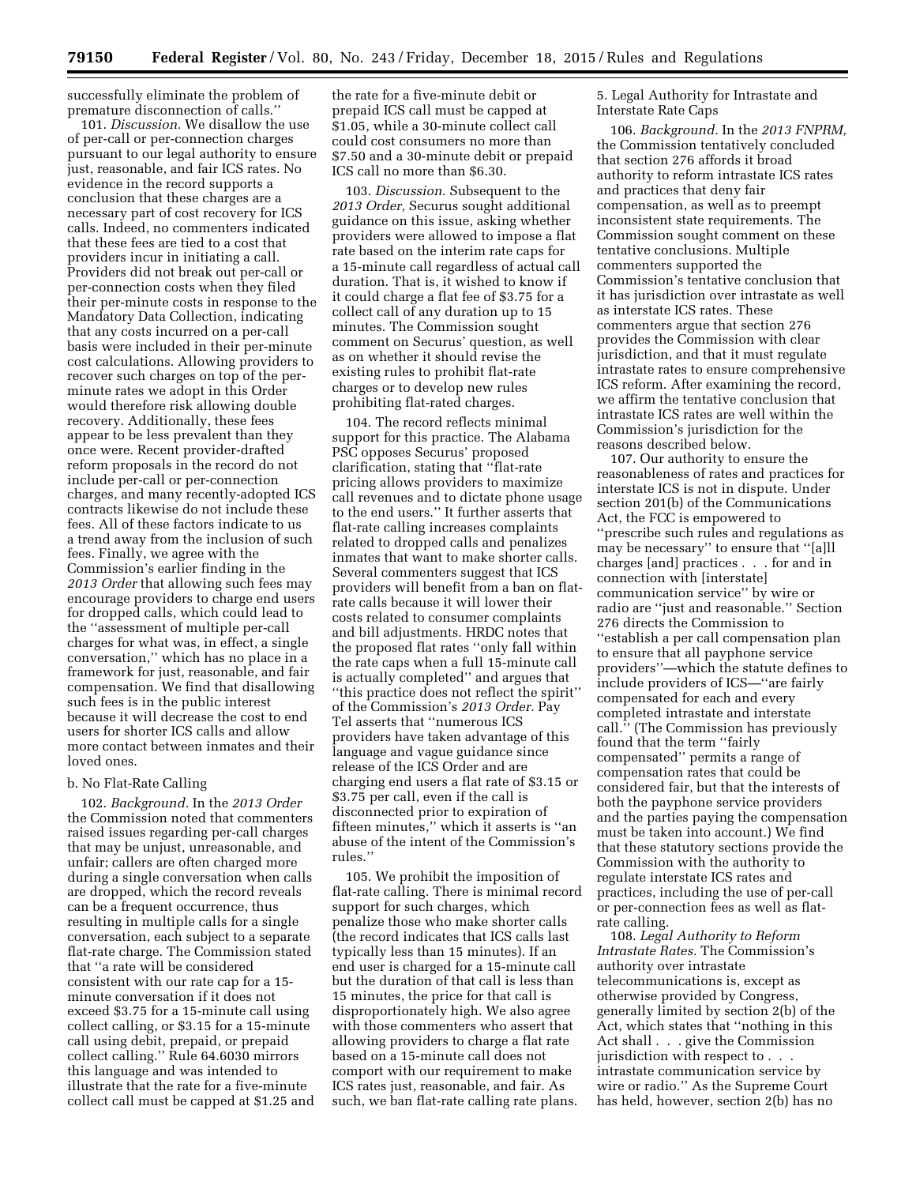successfully eliminate the problem of premature disconnection of calls.''

101. *Discussion.* We disallow the use of per-call or per-connection charges pursuant to our legal authority to ensure just, reasonable, and fair ICS rates. No evidence in the record supports a conclusion that these charges are a necessary part of cost recovery for ICS calls. Indeed, no commenters indicated that these fees are tied to a cost that providers incur in initiating a call. Providers did not break out per-call or per-connection costs when they filed their per-minute costs in response to the Mandatory Data Collection, indicating that any costs incurred on a per-call basis were included in their per-minute cost calculations. Allowing providers to recover such charges on top of the per-minute rates we adopt in this Order would therefore risk allowing double recovery. Additionally, these fees appear to be less prevalent than they once were. Recent provider-drafted reform proposals in the record do not include per-call or per-connection charges, and many recently-adopted ICS contracts likewise do not include these fees. All of these factors indicate to us a trend away from the inclusion of such fees. Finally, we agree with the Commission's earlier finding in the *2013 Order* that allowing such fees may encourage providers to charge end users for dropped calls, which could lead to the ''assessment of multiple per-call charges for what was, in effect, a single conversation,'' which has no place in a framework for just, reasonable, and fair compensation. We find that disallowing such fees is in the public interest because it will decrease the cost to end users for shorter ICS calls and allow more contact between inmates and their loved ones.

b. No Flat-Rate Calling

102. *Background.* In the *2013 Order* the Commission noted that commenters raised issues regarding per-call charges that may be unjust, unreasonable, and unfair; callers are often charged more during a single conversation when calls are dropped, which the record reveals can be a frequent occurrence, thus resulting in multiple calls for a single conversation, each subject to a separate flat-rate charge. The Commission stated that ''a rate will be considered consistent with our rate cap for a 15-minute conversation if it does not exceed $3.75 for a 15-minute call using collect calling, or $3.15 for a 15-minute call using debit, prepaid, or prepaid collect calling.'' Rule 64.6030 mirrors this language and was intended to illustrate that the rate for a five-minute collect call must be capped at $1.25 and the rate for a five-minute debit or prepaid ICS call must be capped at $1.05, while a 30-minute collect call could cost consumers no more than $7.50 and a 30-minute debit or prepaid ICS call no more than $6.30.

103. *Discussion.* Subsequent to the *2013 Order,* Securus sought additional guidance on this issue, asking whether providers were allowed to impose a flat rate based on the interim rate caps for a 15-minute call regardless of actual call duration. That is, it wished to know if it could charge a flat fee of $3.75 for a collect call of any duration up to 15 minutes. The Commission sought comment on Securus' question, as well as on whether it should revise the existing rules to prohibit flat-rate charges or to develop new rules prohibiting flat-rated charges.

104. The record reflects minimal support for this practice. The Alabama PSC opposes Securus' proposed clarification, stating that ''flat-rate pricing allows providers to maximize call revenues and to dictate phone usage to the end users.'' It further asserts that flat-rate calling increases complaints related to dropped calls and penalizes inmates that want to make shorter calls. Several commenters suggest that ICS providers will benefit from a ban on flat-rate calls because it will lower their costs related to consumer complaints and bill adjustments. HRDC notes that the proposed flat rates ''only fall within the rate caps when a full 15-minute call is actually completed'' and argues that ''this practice does not reflect the spirit'' of the Commission's *2013 Order.* Pay Tel asserts that ''numerous ICS providers have taken advantage of this language and vague guidance since release of the ICS Order and are charging end users a flat rate of $3.15 or $3.75 per call, even if the call is disconnected prior to expiration of fifteen minutes,'' which it asserts is ''an abuse of the intent of the Commission's rules.''

105. We prohibit the imposition of flat-rate calling. There is minimal record support for such charges, which penalize those who make shorter calls (the record indicates that ICS calls last typically less than 15 minutes). If an end user is charged for a 15-minute call but the duration of that call is less than 15 minutes, the price for that call is disproportionately high. We also agree with those commenters who assert that allowing providers to charge a flat rate based on a 15-minute call does not comport with our requirement to make ICS rates just, reasonable, and fair. As such, we ban flat-rate calling rate plans.

5. Legal Authority for Intrastate and Interstate Rate Caps

106. *Background.* In the *2013 FNPRM,* the Commission tentatively concluded that section 276 affords it broad authority to reform intrastate ICS rates and practices that deny fair compensation, as well as to preempt inconsistent state requirements. The Commission sought comment on these tentative conclusions. Multiple commenters supported the Commission's tentative conclusion that it has jurisdiction over intrastate as well as interstate ICS rates. These commenters argue that section 276 provides the Commission with clear jurisdiction, and that it must regulate intrastate rates to ensure comprehensive ICS reform. After examining the record, we affirm the tentative conclusion that intrastate ICS rates are well within the Commission's jurisdiction for the reasons described below.

107. Our authority to ensure the reasonableness of rates and practices for interstate ICS is not in dispute. Under section 201(b) of the Communications Act, the FCC is empowered to ''prescribe such rules and regulations as may be necessary'' to ensure that ''[a]ll charges [and] practices . . . for and in connection with [interstate] communication service'' by wire or radio are ''just and reasonable.'' Section 276 directs the Commission to ''establish a per call compensation plan to ensure that all payphone service providers''—which the statute defines to include providers of ICS—''are fairly compensated for each and every completed intrastate and interstate call.'' (The Commission has previously found that the term ''fairly compensated'' permits a range of compensation rates that could be considered fair, but that the interests of both the payphone service providers and the parties paying the compensation must be taken into account.) We find that these statutory sections provide the Commission with the authority to regulate interstate ICS rates and practices, including the use of per-call or per-connection fees as well as flat-rate calling.

108. *Legal Authority to Reform Intrastate Rates.* The Commission's authority over intrastate telecommunications is, except as otherwise provided by Congress, generally limited by section 2(b) of the Act, which states that ''nothing in this Act shall . . . give the Commission jurisdiction with respect to . . . intrastate communication service by wire or radio.'' As the Supreme Court has held, however, section 2(b) has no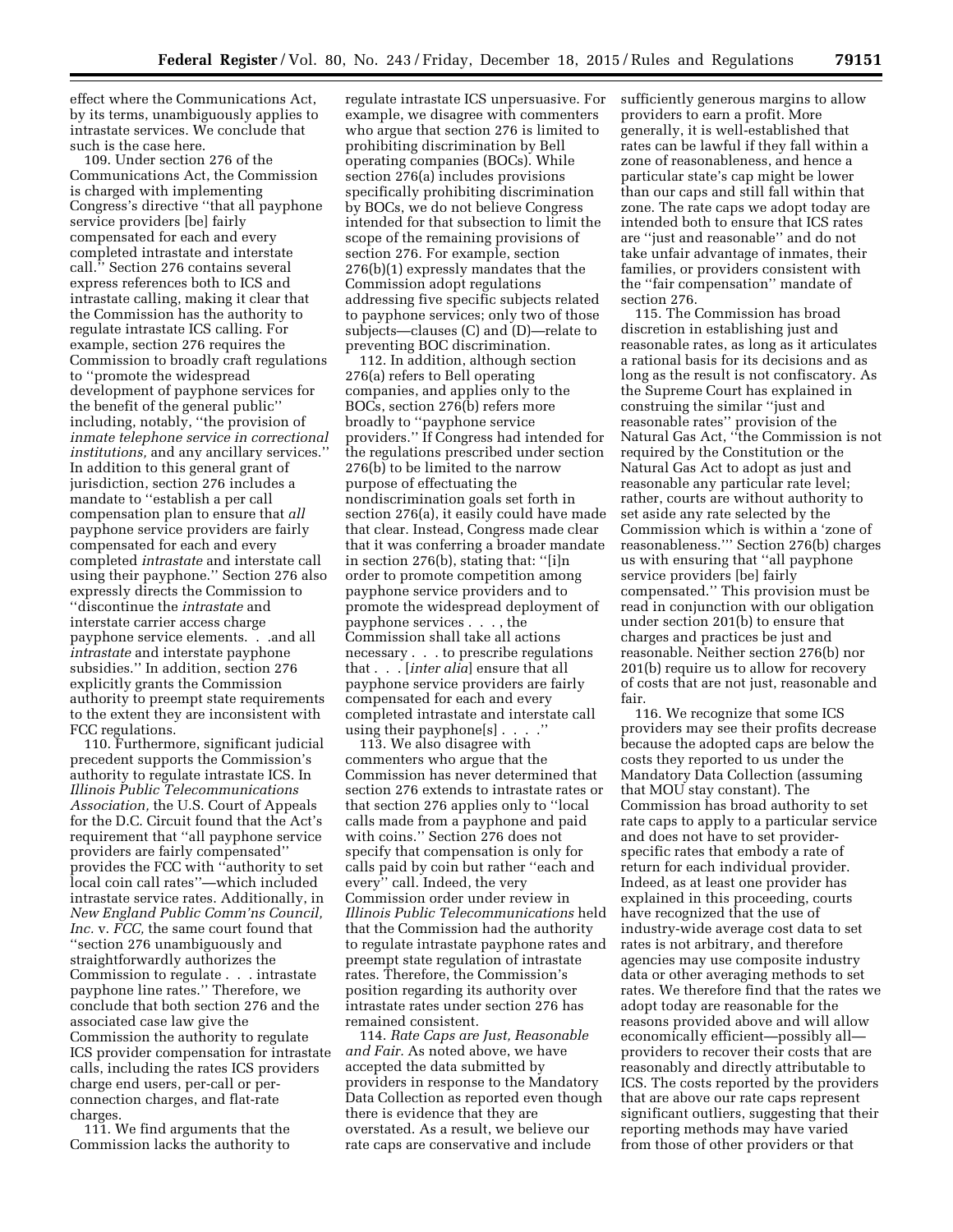effect where the Communications Act, by its terms, unambiguously applies to intrastate services. We conclude that such is the case here.

109. Under section 276 of the Communications Act, the Commission is charged with implementing Congress's directive "that all payphone service providers [be] fairly compensated for each and every completed intrastate and interstate call." Section 276 contains several express references both to ICS and intrastate calling, making it clear that the Commission has the authority to regulate intrastate ICS calling. For example, section 276 requires the Commission to broadly craft regulations to "promote the widespread development of payphone services for the benefit of the general public" including, notably, "the provision of *inmate telephone service in correctional institutions,* and any ancillary services." In addition to this general grant of jurisdiction, section 276 includes a mandate to "establish a per call compensation plan to ensure that *all* payphone service providers are fairly compensated for each and every completed *intrastate* and interstate call using their payphone." Section 276 also expressly directs the Commission to "discontinue the *intrastate* and interstate carrier access charge payphone service elements. . .and all *intrastate* and interstate payphone subsidies." In addition, section 276 explicitly grants the Commission authority to preempt state requirements to the extent they are inconsistent with FCC regulations.

110. Furthermore, significant judicial precedent supports the Commission's authority to regulate intrastate ICS. In *Illinois Public Telecommunications Association,* the U.S. Court of Appeals for the D.C. Circuit found that the Act's requirement that "all payphone service providers are fairly compensated" provides the FCC with "authority to set local coin call rates"—which included intrastate service rates. Additionally, in *New England Public Comm'ns Council, Inc.* v. *FCC,* the same court found that "section 276 unambiguously and straightforwardly authorizes the Commission to regulate . . . intrastate payphone line rates." Therefore, we conclude that both section 276 and the associated case law give the Commission the authority to regulate ICS provider compensation for intrastate calls, including the rates ICS providers charge end users, per-call or per-connection charges, and flat-rate charges.

111. We find arguments that the Commission lacks the authority to regulate intrastate ICS unpersuasive. For example, we disagree with commenters who argue that section 276 is limited to prohibiting discrimination by Bell operating companies (BOCs). While section 276(a) includes provisions specifically prohibiting discrimination by BOCs, we do not believe Congress intended for that subsection to limit the scope of the remaining provisions of section 276. For example, section 276(b)(1) expressly mandates that the Commission adopt regulations addressing five specific subjects related to payphone services; only two of those subjects—clauses (C) and (D)—relate to preventing BOC discrimination.

112. In addition, although section 276(a) refers to Bell operating companies, and applies only to the BOCs, section 276(b) refers more broadly to "payphone service providers." If Congress had intended for the regulations prescribed under section 276(b) to be limited to the narrow purpose of effectuating the nondiscrimination goals set forth in section 276(a), it easily could have made that clear. Instead, Congress made clear that it was conferring a broader mandate in section 276(b), stating that: "[i]n order to promote competition among payphone service providers and to promote the widespread deployment of payphone services . . . , the Commission shall take all actions necessary . . . to prescribe regulations that . . . [*inter alia*] ensure that all payphone service providers are fairly compensated for each and every completed intrastate and interstate call using their payphone[s] . . . ."

113. We also disagree with commenters who argue that the Commission has never determined that section 276 extends to intrastate rates or that section 276 applies only to "local calls made from a payphone and paid with coins." Section 276 does not specify that compensation is only for calls paid by coin but rather "each and every" call. Indeed, the very Commission order under review in *Illinois Public Telecommunications* held that the Commission had the authority to regulate intrastate payphone rates and preempt state regulation of intrastate rates. Therefore, the Commission's position regarding its authority over intrastate rates under section 276 has remained consistent.

114. *Rate Caps are Just, Reasonable and Fair.* As noted above, we have accepted the data submitted by providers in response to the Mandatory Data Collection as reported even though there is evidence that they are overstated. As a result, we believe our rate caps are conservative and include sufficiently generous margins to allow providers to earn a profit. More generally, it is well-established that rates can be lawful if they fall within a zone of reasonableness, and hence a particular state's cap might be lower than our caps and still fall within that zone. The rate caps we adopt today are intended both to ensure that ICS rates are "just and reasonable" and do not take unfair advantage of inmates, their families, or providers consistent with the "fair compensation" mandate of section 276.

115. The Commission has broad discretion in establishing just and reasonable rates, as long as it articulates a rational basis for its decisions and as long as the result is not confiscatory. As the Supreme Court has explained in construing the similar "just and reasonable rates" provision of the Natural Gas Act, "the Commission is not required by the Constitution or the Natural Gas Act to adopt as just and reasonable any particular rate level; rather, courts are without authority to set aside any rate selected by the Commission which is within a 'zone of reasonableness.'" Section 276(b) charges us with ensuring that "all payphone service providers [be] fairly compensated." This provision must be read in conjunction with our obligation under section 201(b) to ensure that charges and practices be just and reasonable. Neither section 276(b) nor 201(b) require us to allow for recovery of costs that are not just, reasonable and fair.

116. We recognize that some ICS providers may see their profits decrease because the adopted caps are below the costs they reported to us under the Mandatory Data Collection (assuming that MOU stay constant). The Commission has broad authority to set rate caps to apply to a particular service and does not have to set provider-specific rates that embody a rate of return for each individual provider. Indeed, as at least one provider has explained in this proceeding, courts have recognized that the use of industry-wide average cost data to set rates is not arbitrary, and therefore agencies may use composite industry data or other averaging methods to set rates. We therefore find that the rates we adopt today are reasonable for the reasons provided above and will allow economically efficient—possibly all—providers to recover their costs that are reasonably and directly attributable to ICS. The costs reported by the providers that are above our rate caps represent significant outliers, suggesting that their reporting methods may have varied from those of other providers or that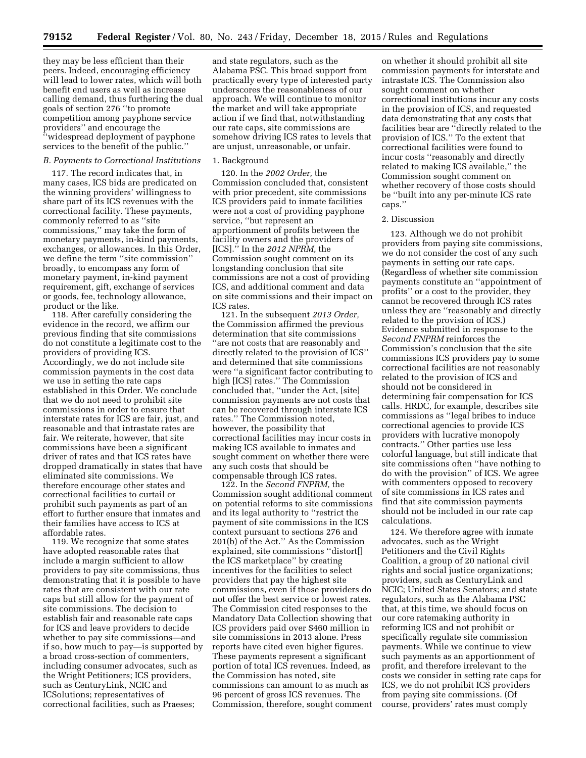they may be less efficient than their peers. Indeed, encouraging efficiency will lead to lower rates, which will both benefit end users as well as increase calling demand, thus furthering the dual goals of section 276 ''to promote competition among payphone service providers'' and encourage the ''widespread deployment of payphone services to the benefit of the public.''

### *B. Payments to Correctional Institutions*

117. The record indicates that, in many cases, ICS bids are predicated on the winning providers' willingness to share part of its ICS revenues with the correctional facility. These payments, commonly referred to as ''site commissions,'' may take the form of monetary payments, in-kind payments, exchanges, or allowances. In this Order, we define the term ''site commission'' broadly, to encompass any form of monetary payment, in-kind payment requirement, gift, exchange of services or goods, fee, technology allowance, product or the like.

118. After carefully considering the evidence in the record, we affirm our previous finding that site commissions do not constitute a legitimate cost to the providers of providing ICS. Accordingly, we do not include site commission payments in the cost data we use in setting the rate caps established in this Order. We conclude that we do not need to prohibit site commissions in order to ensure that interstate rates for ICS are fair, just, and reasonable and that intrastate rates are fair. We reiterate, however, that site commissions have been a significant driver of rates and that ICS rates have dropped dramatically in states that have eliminated site commissions. We therefore encourage other states and correctional facilities to curtail or prohibit such payments as part of an effort to further ensure that inmates and their families have access to ICS at affordable rates.

119. We recognize that some states have adopted reasonable rates that include a margin sufficient to allow providers to pay site commissions, thus demonstrating that it is possible to have rates that are consistent with our rate caps but still allow for the payment of site commissions. The decision to establish fair and reasonable rate caps for ICS and leave providers to decide whether to pay site commissions—and if so, how much to pay—is supported by a broad cross-section of commenters, including consumer advocates, such as the Wright Petitioners; ICS providers, such as CenturyLink, NCIC and ICSolutions; representatives of correctional facilities, such as Praeses; and state regulators, such as the Alabama PSC. This broad support from practically every type of interested party underscores the reasonableness of our approach. We will continue to monitor the market and will take appropriate action if we find that, notwithstanding our rate caps, site commissions are somehow driving ICS rates to levels that are unjust, unreasonable, or unfair.

#### 1. Background

120. In the *2002 Order,* the Commission concluded that, consistent with prior precedent, site commissions ICS providers paid to inmate facilities were not a cost of providing payphone service, ''but represent an apportionment of profits between the facility owners and the providers of [ICS].'' In the *2012 NPRM,* the Commission sought comment on its longstanding conclusion that site commissions are not a cost of providing ICS, and additional comment and data on site commissions and their impact on ICS rates.

121. In the subsequent *2013 Order,* the Commission affirmed the previous determination that site commissions ''are not costs that are reasonably and directly related to the provision of ICS'' and determined that site commissions were ''a significant factor contributing to high [ICS] rates.'' The Commission concluded that, ''under the Act, [site] commission payments are not costs that can be recovered through interstate ICS rates.'' The Commission noted, however, the possibility that correctional facilities may incur costs in making ICS available to inmates and sought comment on whether there were any such costs that should be compensable through ICS rates.

122. In the *Second FNPRM,* the Commission sought additional comment on potential reforms to site commissions and its legal authority to ''restrict the payment of site commissions in the ICS context pursuant to sections 276 and 201(b) of the Act.'' As the Commission explained, site commissions ''distort[] the ICS marketplace'' by creating incentives for the facilities to select providers that pay the highest site commissions, even if those providers do not offer the best service or lowest rates. The Commission cited responses to the Mandatory Data Collection showing that ICS providers paid over $460 million in site commissions in 2013 alone. Press reports have cited even higher figures. These payments represent a significant portion of total ICS revenues. Indeed, as the Commission has noted, site commissions can amount to as much as 96 percent of gross ICS revenues. The Commission, therefore, sought comment on whether it should prohibit all site commission payments for interstate and intrastate ICS. The Commission also sought comment on whether correctional institutions incur any costs in the provision of ICS, and requested data demonstrating that any costs that facilities bear are ''directly related to the provision of ICS.'' To the extent that correctional facilities were found to incur costs ''reasonably and directly related to making ICS available,'' the Commission sought comment on whether recovery of those costs should be ''built into any per-minute ICS rate caps.''

#### 2. Discussion

123. Although we do not prohibit providers from paying site commissions, we do not consider the cost of any such payments in setting our rate caps. (Regardless of whether site commission payments constitute an ''appointment of profits'' or a cost to the provider, they cannot be recovered through ICS rates unless they are ''reasonably and directly related to the provision of ICS.) Evidence submitted in response to the *Second FNPRM* reinforces the Commission's conclusion that the site commissions ICS providers pay to some correctional facilities are not reasonably related to the provision of ICS and should not be considered in determining fair compensation for ICS calls. HRDC, for example, describes site commissions as ''legal bribes to induce correctional agencies to provide ICS providers with lucrative monopoly contracts.'' Other parties use less colorful language, but still indicate that site commissions often ''have nothing to do with the provision'' of ICS. We agree with commenters opposed to recovery of site commissions in ICS rates and find that site commission payments should not be included in our rate cap calculations.

124. We therefore agree with inmate advocates, such as the Wright Petitioners and the Civil Rights Coalition, a group of 20 national civil rights and social justice organizations; providers, such as CenturyLink and NCIC; United States Senators; and state regulators, such as the Alabama PSC that, at this time, we should focus on our core ratemaking authority in reforming ICS and not prohibit or specifically regulate site commission payments. While we continue to view such payments as an apportionment of profit, and therefore irrelevant to the costs we consider in setting rate caps for ICS, we do not prohibit ICS providers from paying site commissions. (Of course, providers' rates must comply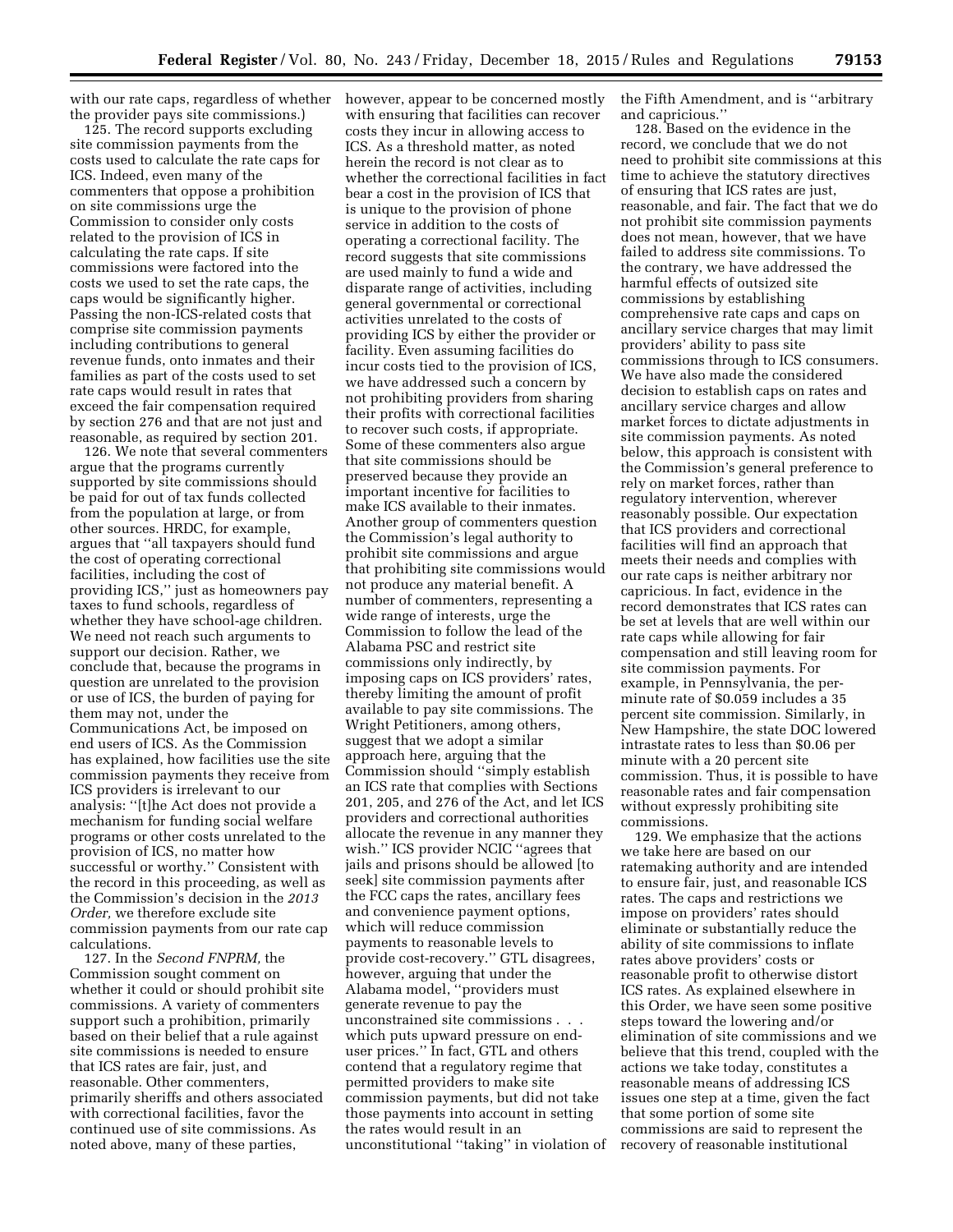with our rate caps, regardless of whether the provider pays site commissions.)

125. The record supports excluding site commission payments from the costs used to calculate the rate caps for ICS. Indeed, even many of the commenters that oppose a prohibition on site commissions urge the Commission to consider only costs related to the provision of ICS in calculating the rate caps. If site commissions were factored into the costs we used to set the rate caps, the caps would be significantly higher. Passing the non-ICS-related costs that comprise site commission payments including contributions to general revenue funds, onto inmates and their families as part of the costs used to set rate caps would result in rates that exceed the fair compensation required by section 276 and that are not just and reasonable, as required by section 201.

126. We note that several commenters argue that the programs currently supported by site commissions should be paid for out of tax funds collected from the population at large, or from other sources. HRDC, for example, argues that "all taxpayers should fund the cost of operating correctional facilities, including the cost of providing ICS," just as homeowners pay taxes to fund schools, regardless of whether they have school-age children. We need not reach such arguments to support our decision. Rather, we conclude that, because the programs in question are unrelated to the provision or use of ICS, the burden of paying for them may not, under the Communications Act, be imposed on end users of ICS. As the Commission has explained, how facilities use the site commission payments they receive from ICS providers is irrelevant to our analysis: "[t]he Act does not provide a mechanism for funding social welfare programs or other costs unrelated to the provision of ICS, no matter how successful or worthy." Consistent with the record in this proceeding, as well as the Commission's decision in the *2013 Order,* we therefore exclude site commission payments from our rate cap calculations.

127. In the *Second FNPRM,* the Commission sought comment on whether it could or should prohibit site commissions. A variety of commenters support such a prohibition, primarily based on their belief that a rule against site commissions is needed to ensure that ICS rates are fair, just, and reasonable. Other commenters, primarily sheriffs and others associated with correctional facilities, favor the continued use of site commissions. As noted above, many of these parties, however, appear to be concerned mostly with ensuring that facilities can recover costs they incur in allowing access to ICS. As a threshold matter, as noted herein the record is not clear as to whether the correctional facilities in fact bear a cost in the provision of ICS that is unique to the provision of phone service in addition to the costs of operating a correctional facility. The record suggests that site commissions are used mainly to fund a wide and disparate range of activities, including general governmental or correctional activities unrelated to the costs of providing ICS by either the provider or facility. Even assuming facilities do incur costs tied to the provision of ICS, we have addressed such a concern by not prohibiting providers from sharing their profits with correctional facilities to recover such costs, if appropriate. Some of these commenters also argue that site commissions should be preserved because they provide an important incentive for facilities to make ICS available to their inmates. Another group of commenters question the Commission's legal authority to prohibit site commissions and argue that prohibiting site commissions would not produce any material benefit. A number of commenters, representing a wide range of interests, urge the Commission to follow the lead of the Alabama PSC and restrict site commissions only indirectly, by imposing caps on ICS providers' rates, thereby limiting the amount of profit available to pay site commissions. The Wright Petitioners, among others, suggest that we adopt a similar approach here, arguing that the Commission should "simply establish an ICS rate that complies with Sections 201, 205, and 276 of the Act, and let ICS providers and correctional authorities allocate the revenue in any manner they wish." ICS provider NCIC "agrees that jails and prisons should be allowed [to seek] site commission payments after the FCC caps the rates, ancillary fees and convenience payment options, which will reduce commission payments to reasonable levels to provide cost-recovery." GTL disagrees, however, arguing that under the Alabama model, "providers must generate revenue to pay the unconstrained site commissions . . . which puts upward pressure on end-user prices." In fact, GTL and others contend that a regulatory regime that permitted providers to make site commission payments, but did not take those payments into account in setting the rates would result in an unconstitutional "taking" in violation of the Fifth Amendment, and is "arbitrary and capricious."

128. Based on the evidence in the record, we conclude that we do not need to prohibit site commissions at this time to achieve the statutory directives of ensuring that ICS rates are just, reasonable, and fair. The fact that we do not prohibit site commission payments does not mean, however, that we have failed to address site commissions. To the contrary, we have addressed the harmful effects of outsized site commissions by establishing comprehensive rate caps and caps on ancillary service charges that may limit providers' ability to pass site commissions through to ICS consumers. We have also made the considered decision to establish caps on rates and ancillary service charges and allow market forces to dictate adjustments in site commission payments. As noted below, this approach is consistent with the Commission's general preference to rely on market forces, rather than regulatory intervention, wherever reasonably possible. Our expectation that ICS providers and correctional facilities will find an approach that meets their needs and complies with our rate caps is neither arbitrary nor capricious. In fact, evidence in the record demonstrates that ICS rates can be set at levels that are well within our rate caps while allowing for fair compensation and still leaving room for site commission payments. For example, in Pennsylvania, the per-minute rate of $0.059 includes a 35 percent site commission. Similarly, in New Hampshire, the state DOC lowered intrastate rates to less than $0.06 per minute with a 20 percent site commission. Thus, it is possible to have reasonable rates and fair compensation without expressly prohibiting site commissions.

129. We emphasize that the actions we take here are based on our ratemaking authority and are intended to ensure fair, just, and reasonable ICS rates. The caps and restrictions we impose on providers' rates should eliminate or substantially reduce the ability of site commissions to inflate rates above providers' costs or reasonable profit to otherwise distort ICS rates. As explained elsewhere in this Order, we have seen some positive steps toward the lowering and/or elimination of site commissions and we believe that this trend, coupled with the actions we take today, constitutes a reasonable means of addressing ICS issues one step at a time, given the fact that some portion of some site commissions are said to represent the recovery of reasonable institutional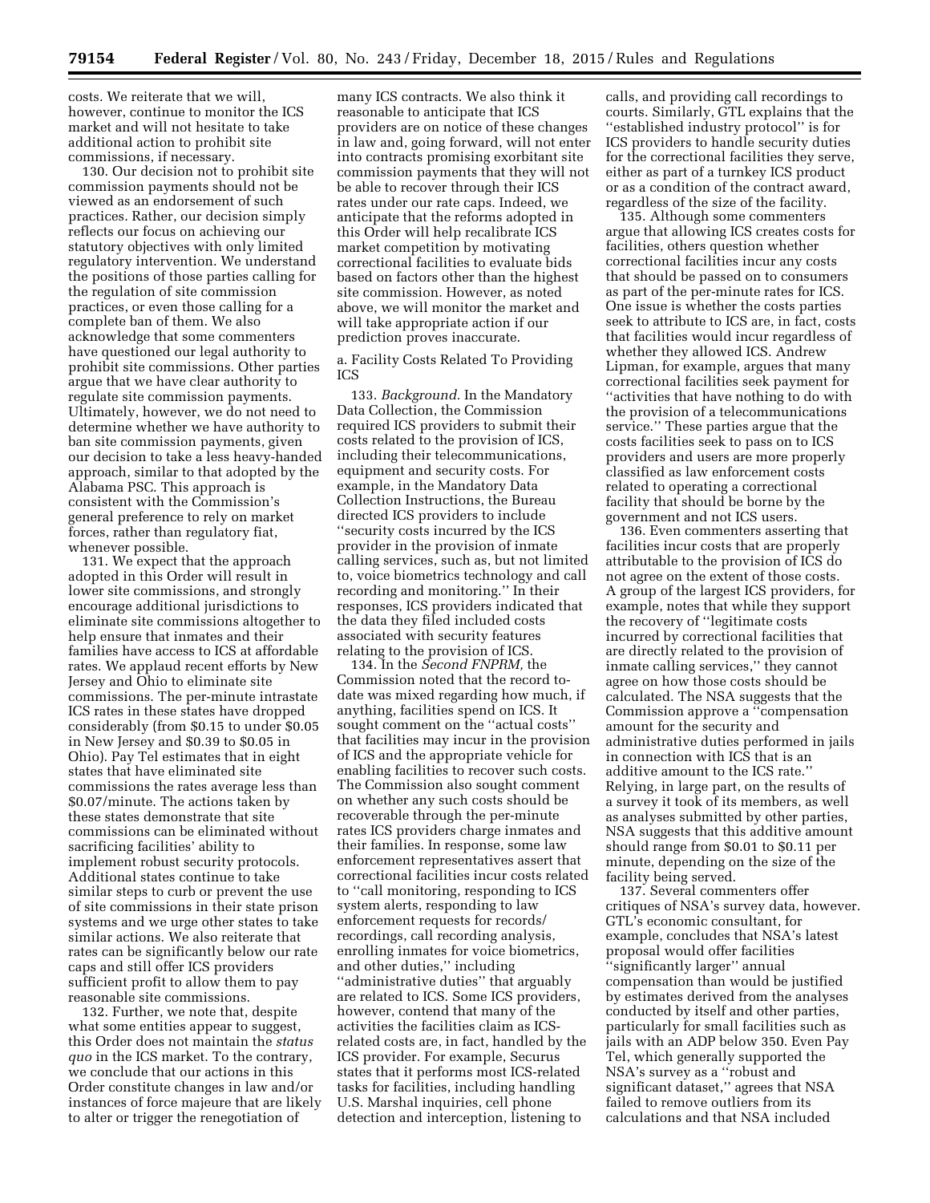costs. We reiterate that we will, however, continue to monitor the ICS market and will not hesitate to take additional action to prohibit site commissions, if necessary.

130. Our decision not to prohibit site commission payments should not be viewed as an endorsement of such practices. Rather, our decision simply reflects our focus on achieving our statutory objectives with only limited regulatory intervention. We understand the positions of those parties calling for the regulation of site commission practices, or even those calling for a complete ban of them. We also acknowledge that some commenters have questioned our legal authority to prohibit site commissions. Other parties argue that we have clear authority to regulate site commission payments. Ultimately, however, we do not need to determine whether we have authority to ban site commission payments, given our decision to take a less heavy-handed approach, similar to that adopted by the Alabama PSC. This approach is consistent with the Commission's general preference to rely on market forces, rather than regulatory fiat, whenever possible.

131. We expect that the approach adopted in this Order will result in lower site commissions, and strongly encourage additional jurisdictions to eliminate site commissions altogether to help ensure that inmates and their families have access to ICS at affordable rates. We applaud recent efforts by New Jersey and Ohio to eliminate site commissions. The per-minute intrastate ICS rates in these states have dropped considerably (from $0.15 to under $0.05 in New Jersey and $0.39 to $0.05 in Ohio). Pay Tel estimates that in eight states that have eliminated site commissions the rates average less than $0.07/minute. The actions taken by these states demonstrate that site commissions can be eliminated without sacrificing facilities' ability to implement robust security protocols. Additional states continue to take similar steps to curb or prevent the use of site commissions in their state prison systems and we urge other states to take similar actions. We also reiterate that rates can be significantly below our rate caps and still offer ICS providers sufficient profit to allow them to pay reasonable site commissions.

132. Further, we note that, despite what some entities appear to suggest, this Order does not maintain the *status quo* in the ICS market. To the contrary, we conclude that our actions in this Order constitute changes in law and/or instances of force majeure that are likely to alter or trigger the renegotiation of many ICS contracts. We also think it reasonable to anticipate that ICS providers are on notice of these changes in law and, going forward, will not enter into contracts promising exorbitant site commission payments that they will not be able to recover through their ICS rates under our rate caps. Indeed, we anticipate that the reforms adopted in this Order will help recalibrate ICS market competition by motivating correctional facilities to evaluate bids based on factors other than the highest site commission. However, as noted above, we will monitor the market and will take appropriate action if our prediction proves inaccurate.

a. Facility Costs Related To Providing ICS

133. *Background.* In the Mandatory Data Collection, the Commission required ICS providers to submit their costs related to the provision of ICS, including their telecommunications, equipment and security costs. For example, in the Mandatory Data Collection Instructions, the Bureau directed ICS providers to include "security costs incurred by the ICS provider in the provision of inmate calling services, such as, but not limited to, voice biometrics technology and call recording and monitoring." In their responses, ICS providers indicated that the data they filed included costs associated with security features relating to the provision of ICS.

134. In the *Second FNPRM,* the Commission noted that the record to-date was mixed regarding how much, if anything, facilities spend on ICS. It sought comment on the "actual costs" that facilities may incur in the provision of ICS and the appropriate vehicle for enabling facilities to recover such costs. The Commission also sought comment on whether any such costs should be recoverable through the per-minute rates ICS providers charge inmates and their families. In response, some law enforcement representatives assert that correctional facilities incur costs related to "call monitoring, responding to ICS system alerts, responding to law enforcement requests for records/recordings, call recording analysis, enrolling inmates for voice biometrics, and other duties," including "administrative duties" that arguably are related to ICS. Some ICS providers, however, contend that many of the activities the facilities claim as ICS-related costs are, in fact, handled by the ICS provider. For example, Securus states that it performs most ICS-related tasks for facilities, including handling U.S. Marshal inquiries, cell phone detection and interception, listening to calls, and providing call recordings to courts. Similarly, GTL explains that the "established industry protocol" is for ICS providers to handle security duties for the correctional facilities they serve, either as part of a turnkey ICS product or as a condition of the contract award, regardless of the size of the facility.

135. Although some commenters argue that allowing ICS creates costs for facilities, others question whether correctional facilities incur any costs that should be passed on to consumers as part of the per-minute rates for ICS. One issue is whether the costs parties seek to attribute to ICS are, in fact, costs that facilities would incur regardless of whether they allowed ICS. Andrew Lipman, for example, argues that many correctional facilities seek payment for "activities that have nothing to do with the provision of a telecommunications service." These parties argue that the costs facilities seek to pass on to ICS providers and users are more properly classified as law enforcement costs related to operating a correctional facility that should be borne by the government and not ICS users.

136. Even commenters asserting that facilities incur costs that are properly attributable to the provision of ICS do not agree on the extent of those costs. A group of the largest ICS providers, for example, notes that while they support the recovery of "legitimate costs incurred by correctional facilities that are directly related to the provision of inmate calling services," they cannot agree on how those costs should be calculated. The NSA suggests that the Commission approve a "compensation amount for the security and administrative duties performed in jails in connection with ICS that is an additive amount to the ICS rate." Relying, in large part, on the results of a survey it took of its members, as well as analyses submitted by other parties, NSA suggests that this additive amount should range from $0.01 to $0.11 per minute, depending on the size of the facility being served.

137. Several commenters offer critiques of NSA's survey data, however. GTL's economic consultant, for example, concludes that NSA's latest proposal would offer facilities "significantly larger" annual compensation than would be justified by estimates derived from the analyses conducted by itself and other parties, particularly for small facilities such as jails with an ADP below 350. Even Pay Tel, which generally supported the NSA's survey as a "robust and significant dataset," agrees that NSA failed to remove outliers from its calculations and that NSA included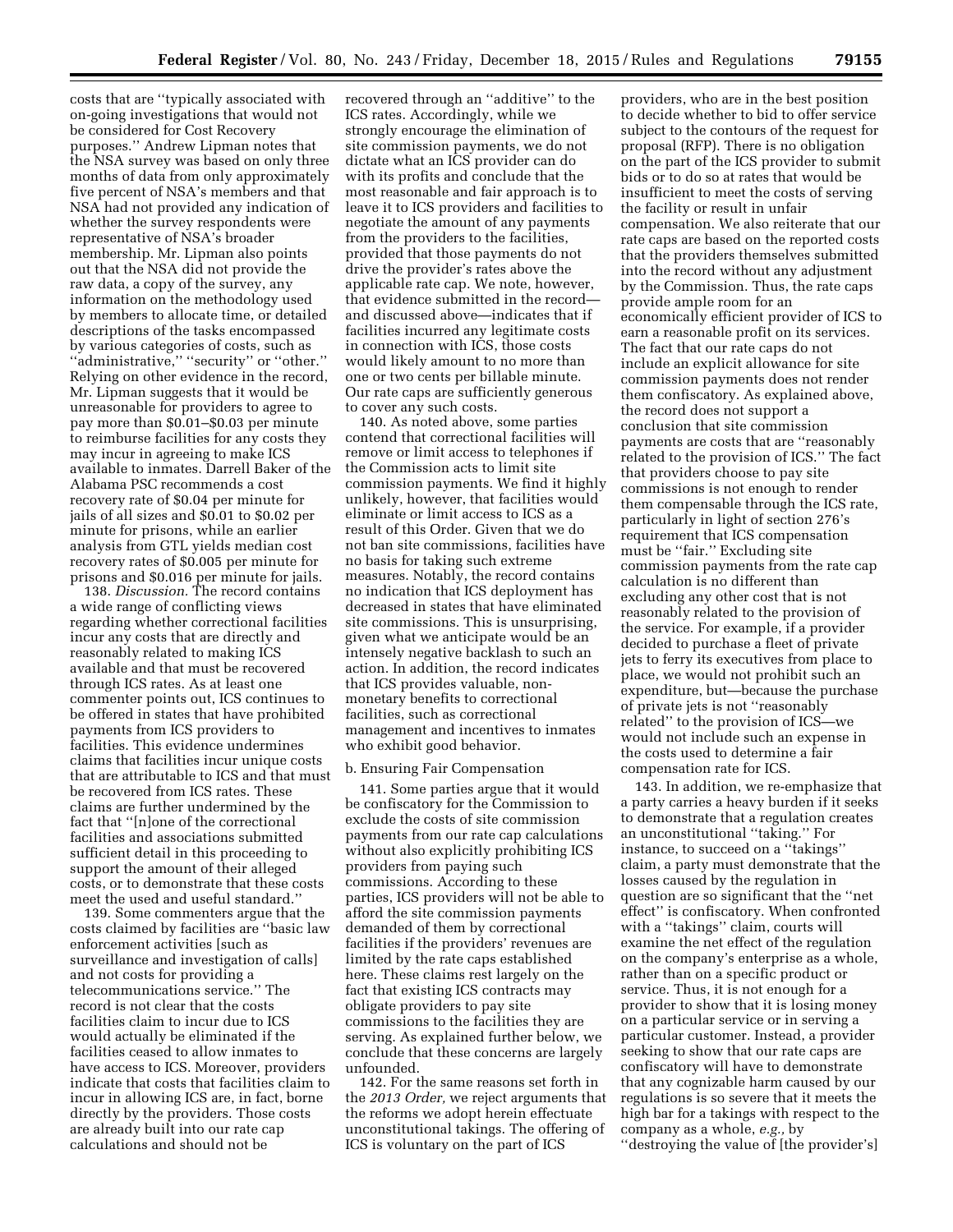costs that are ''typically associated with on-going investigations that would not be considered for Cost Recovery purposes.'' Andrew Lipman notes that the NSA survey was based on only three months of data from only approximately five percent of NSA's members and that NSA had not provided any indication of whether the survey respondents were representative of NSA's broader membership. Mr. Lipman also points out that the NSA did not provide the raw data, a copy of the survey, any information on the methodology used by members to allocate time, or detailed descriptions of the tasks encompassed by various categories of costs, such as ''administrative,'' ''security'' or ''other.'' Relying on other evidence in the record, Mr. Lipman suggests that it would be unreasonable for providers to agree to pay more than $0.01–$0.03 per minute to reimburse facilities for any costs they may incur in agreeing to make ICS available to inmates. Darrell Baker of the Alabama PSC recommends a cost recovery rate of $0.04 per minute for jails of all sizes and $0.01 to $0.02 per minute for prisons, while an earlier analysis from GTL yields median cost recovery rates of $0.005 per minute for prisons and $0.016 per minute for jails.

138. *Discussion.* The record contains a wide range of conflicting views regarding whether correctional facilities incur any costs that are directly and reasonably related to making ICS available and that must be recovered through ICS rates. As at least one commenter points out, ICS continues to be offered in states that have prohibited payments from ICS providers to facilities. This evidence undermines claims that facilities incur unique costs that are attributable to ICS and that must be recovered from ICS rates. These claims are further undermined by the fact that ''[n]one of the correctional facilities and associations submitted sufficient detail in this proceeding to support the amount of their alleged costs, or to demonstrate that these costs meet the used and useful standard.''

139. Some commenters argue that the costs claimed by facilities are ''basic law enforcement activities [such as surveillance and investigation of calls] and not costs for providing a telecommunications service.'' The record is not clear that the costs facilities claim to incur due to ICS would actually be eliminated if the facilities ceased to allow inmates to have access to ICS. Moreover, providers indicate that costs that facilities claim to incur in allowing ICS are, in fact, borne directly by the providers. Those costs are already built into our rate cap calculations and should not be recovered through an ''additive'' to the ICS rates. Accordingly, while we strongly encourage the elimination of site commission payments, we do not dictate what an ICS provider can do with its profits and conclude that the most reasonable and fair approach is to leave it to ICS providers and facilities to negotiate the amount of any payments from the providers to the facilities, provided that those payments do not drive the provider's rates above the applicable rate cap. We note, however, that evidence submitted in the record—and discussed above—indicates that if facilities incurred any legitimate costs in connection with ICS, those costs would likely amount to no more than one or two cents per billable minute. Our rate caps are sufficiently generous to cover any such costs.

140. As noted above, some parties contend that correctional facilities will remove or limit access to telephones if the Commission acts to limit site commission payments. We find it highly unlikely, however, that facilities would eliminate or limit access to ICS as a result of this Order. Given that we do not ban site commissions, facilities have no basis for taking such extreme measures. Notably, the record contains no indication that ICS deployment has decreased in states that have eliminated site commissions. This is unsurprising, given what we anticipate would be an intensely negative backlash to such an action. In addition, the record indicates that ICS provides valuable, non-monetary benefits to correctional facilities, such as correctional management and incentives to inmates who exhibit good behavior.

### b. Ensuring Fair Compensation

141. Some parties argue that it would be confiscatory for the Commission to exclude the costs of site commission payments from our rate cap calculations without also explicitly prohibiting ICS providers from paying such commissions. According to these parties, ICS providers will not be able to afford the site commission payments demanded of them by correctional facilities if the providers' revenues are limited by the rate caps established here. These claims rest largely on the fact that existing ICS contracts may obligate providers to pay site commissions to the facilities they are serving. As explained further below, we conclude that these concerns are largely unfounded.

142. For the same reasons set forth in the *2013 Order,* we reject arguments that the reforms we adopt herein effectuate unconstitutional takings. The offering of ICS is voluntary on the part of ICS providers, who are in the best position to decide whether to bid to offer service subject to the contours of the request for proposal (RFP). There is no obligation on the part of the ICS provider to submit bids or to do so at rates that would be insufficient to meet the costs of serving the facility or result in unfair compensation. We also reiterate that our rate caps are based on the reported costs that the providers themselves submitted into the record without any adjustment by the Commission. Thus, the rate caps provide ample room for an economically efficient provider of ICS to earn a reasonable profit on its services. The fact that our rate caps do not include an explicit allowance for site commission payments does not render them confiscatory. As explained above, the record does not support a conclusion that site commission payments are costs that are ''reasonably related to the provision of ICS.'' The fact that providers choose to pay site commissions is not enough to render them compensable through the ICS rate, particularly in light of section 276's requirement that ICS compensation must be ''fair.'' Excluding site commission payments from the rate cap calculation is no different than excluding any other cost that is not reasonably related to the provision of the service. For example, if a provider decided to purchase a fleet of private jets to ferry its executives from place to place, we would not prohibit such an expenditure, but—because the purchase of private jets is not ''reasonably related'' to the provision of ICS—we would not include such an expense in the costs used to determine a fair compensation rate for ICS.

143. In addition, we re-emphasize that a party carries a heavy burden if it seeks to demonstrate that a regulation creates an unconstitutional ''taking.'' For instance, to succeed on a ''takings'' claim, a party must demonstrate that the losses caused by the regulation in question are so significant that the ''net effect'' is confiscatory. When confronted with a ''takings'' claim, courts will examine the net effect of the regulation on the company's enterprise as a whole, rather than on a specific product or service. Thus, it is not enough for a provider to show that it is losing money on a particular service or in serving a particular customer. Instead, a provider seeking to show that our rate caps are confiscatory will have to demonstrate that any cognizable harm caused by our regulations is so severe that it meets the high bar for a takings with respect to the company as a whole, *e.g.,* by ''destroying the value of [the provider's]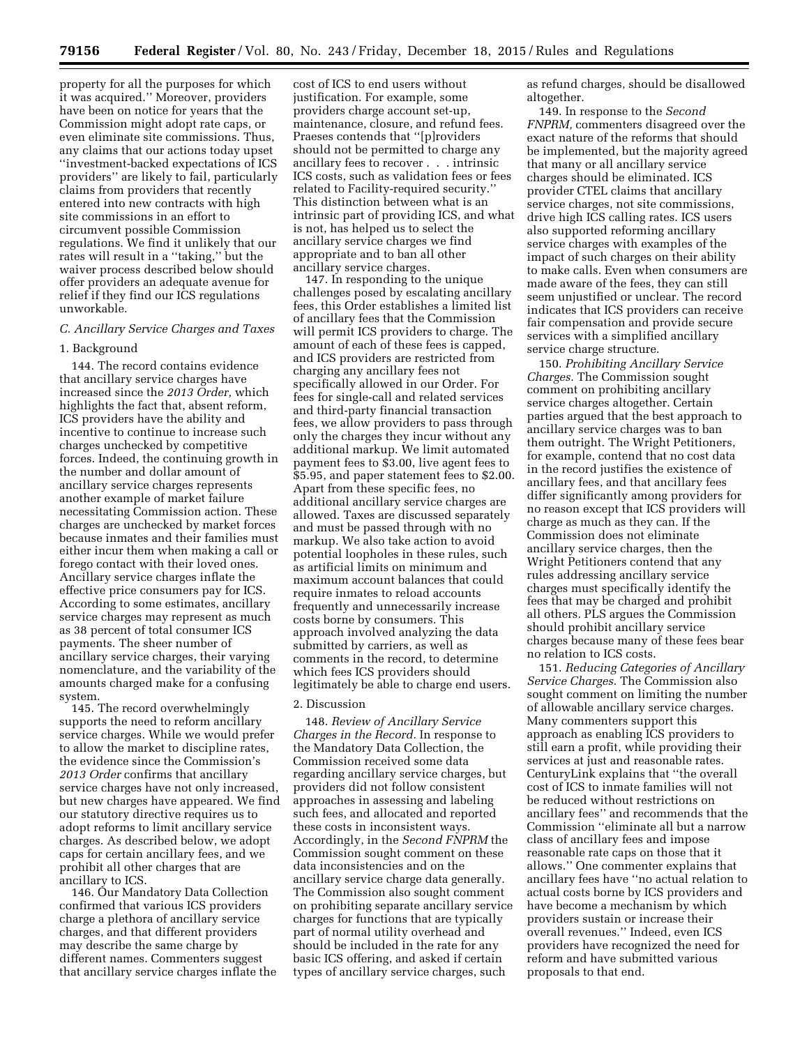property for all the purposes for which it was acquired.'' Moreover, providers have been on notice for years that the Commission might adopt rate caps, or even eliminate site commissions. Thus, any claims that our actions today upset ''investment-backed expectations of ICS providers'' are likely to fail, particularly claims from providers that recently entered into new contracts with high site commissions in an effort to circumvent possible Commission regulations. We find it unlikely that our rates will result in a ''taking,'' but the waiver process described below should offer providers an adequate avenue for relief if they find our ICS regulations unworkable.

### C. Ancillary Service Charges and Taxes

#### 1. Background

144. The record contains evidence that ancillary service charges have increased since the *2013 Order,* which highlights the fact that, absent reform, ICS providers have the ability and incentive to continue to increase such charges unchecked by competitive forces. Indeed, the continuing growth in the number and dollar amount of ancillary service charges represents another example of market failure necessitating Commission action. These charges are unchecked by market forces because inmates and their families must either incur them when making a call or forego contact with their loved ones. Ancillary service charges inflate the effective price consumers pay for ICS. According to some estimates, ancillary service charges may represent as much as 38 percent of total consumer ICS payments. The sheer number of ancillary service charges, their varying nomenclature, and the variability of the amounts charged make for a confusing system.

145. The record overwhelmingly supports the need to reform ancillary service charges. While we would prefer to allow the market to discipline rates, the evidence since the Commission's *2013 Order* confirms that ancillary service charges have not only increased, but new charges have appeared. We find our statutory directive requires us to adopt reforms to limit ancillary service charges. As described below, we adopt caps for certain ancillary fees, and we prohibit all other charges that are ancillary to ICS.

146. Our Mandatory Data Collection confirmed that various ICS providers charge a plethora of ancillary service charges, and that different providers may describe the same charge by different names. Commenters suggest that ancillary service charges inflate the cost of ICS to end users without justification. For example, some providers charge account set-up, maintenance, closure, and refund fees. Praeses contends that ''[p]roviders should not be permitted to charge any ancillary fees to recover . . . intrinsic ICS costs, such as validation fees or fees related to Facility-required security.'' This distinction between what is an intrinsic part of providing ICS, and what is not, has helped us to select the ancillary service charges we find appropriate and to ban all other ancillary service charges.

147. In responding to the unique challenges posed by escalating ancillary fees, this Order establishes a limited list of ancillary fees that the Commission will permit ICS providers to charge. The amount of each of these fees is capped, and ICS providers are restricted from charging any ancillary fees not specifically allowed in our Order. For fees for single-call and related services and third-party financial transaction fees, we allow providers to pass through only the charges they incur without any additional markup. We limit automated payment fees to $3.00, live agent fees to $5.95, and paper statement fees to $2.00. Apart from these specific fees, no additional ancillary service charges are allowed. Taxes are discussed separately and must be passed through with no markup. We also take action to avoid potential loopholes in these rules, such as artificial limits on minimum and maximum account balances that could require inmates to reload accounts frequently and unnecessarily increase costs borne by consumers. This approach involved analyzing the data submitted by carriers, as well as comments in the record, to determine which fees ICS providers should legitimately be able to charge end users.

#### 2. Discussion

148. *Review of Ancillary Service Charges in the Record.* In response to the Mandatory Data Collection, the Commission received some data regarding ancillary service charges, but providers did not follow consistent approaches in assessing and labeling such fees, and allocated and reported these costs in inconsistent ways. Accordingly, in the *Second FNPRM* the Commission sought comment on these data inconsistencies and on the ancillary service charge data generally. The Commission also sought comment on prohibiting separate ancillary service charges for functions that are typically part of normal utility overhead and should be included in the rate for any basic ICS offering, and asked if certain types of ancillary service charges, such as refund charges, should be disallowed altogether.

149. In response to the *Second FNPRM,* commenters disagreed over the exact nature of the reforms that should be implemented, but the majority agreed that many or all ancillary service charges should be eliminated. ICS provider CTEL claims that ancillary service charges, not site commissions, drive high ICS calling rates. ICS users also supported reforming ancillary service charges with examples of the impact of such charges on their ability to make calls. Even when consumers are made aware of the fees, they can still seem unjustified or unclear. The record indicates that ICS providers can receive fair compensation and provide secure services with a simplified ancillary service charge structure.

150. *Prohibiting Ancillary Service Charges.* The Commission sought comment on prohibiting ancillary service charges altogether. Certain parties argued that the best approach to ancillary service charges was to ban them outright. The Wright Petitioners, for example, contend that no cost data in the record justifies the existence of ancillary fees, and that ancillary fees differ significantly among providers for no reason except that ICS providers will charge as much as they can. If the Commission does not eliminate ancillary service charges, then the Wright Petitioners contend that any rules addressing ancillary service charges must specifically identify the fees that may be charged and prohibit all others. PLS argues the Commission should prohibit ancillary service charges because many of these fees bear no relation to ICS costs.

151. *Reducing Categories of Ancillary Service Charges.* The Commission also sought comment on limiting the number of allowable ancillary service charges. Many commenters support this approach as enabling ICS providers to still earn a profit, while providing their services at just and reasonable rates. CenturyLink explains that ''the overall cost of ICS to inmate families will not be reduced without restrictions on ancillary fees'' and recommends that the Commission ''eliminate all but a narrow class of ancillary fees and impose reasonable rate caps on those that it allows.'' One commenter explains that ancillary fees have ''no actual relation to actual costs borne by ICS providers and have become a mechanism by which providers sustain or increase their overall revenues.'' Indeed, even ICS providers have recognized the need for reform and have submitted various proposals to that end.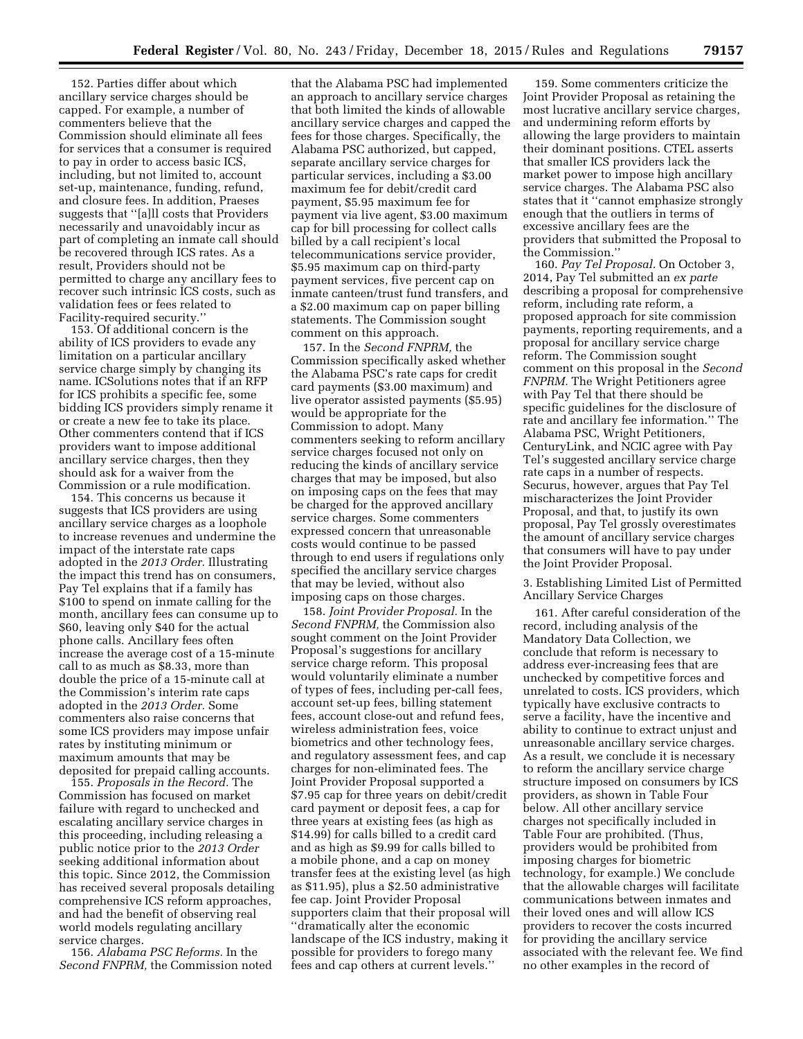152. Parties differ about which ancillary service charges should be capped. For example, a number of commenters believe that the Commission should eliminate all fees for services that a consumer is required to pay in order to access basic ICS, including, but not limited to, account set-up, maintenance, funding, refund, and closure fees. In addition, Praeses suggests that ''[a]ll costs that Providers necessarily and unavoidably incur as part of completing an inmate call should be recovered through ICS rates. As a result, Providers should not be permitted to charge any ancillary fees to recover such intrinsic ICS costs, such as validation fees or fees related to Facility-required security.''

153. Of additional concern is the ability of ICS providers to evade any limitation on a particular ancillary service charge simply by changing its name. ICSolutions notes that if an RFP for ICS prohibits a specific fee, some bidding ICS providers simply rename it or create a new fee to take its place. Other commenters contend that if ICS providers want to impose additional ancillary service charges, then they should ask for a waiver from the Commission or a rule modification.

154. This concerns us because it suggests that ICS providers are using ancillary service charges as a loophole to increase revenues and undermine the impact of the interstate rate caps adopted in the *2013 Order.* Illustrating the impact this trend has on consumers, Pay Tel explains that if a family has $100 to spend on inmate calling for the month, ancillary fees can consume up to $60, leaving only $40 for the actual phone calls. Ancillary fees often increase the average cost of a 15-minute call to as much as $8.33, more than double the price of a 15-minute call at the Commission's interim rate caps adopted in the *2013 Order.* Some commenters also raise concerns that some ICS providers may impose unfair rates by instituting minimum or maximum amounts that may be deposited for prepaid calling accounts.

155. *Proposals in the Record.* The Commission has focused on market failure with regard to unchecked and escalating ancillary service charges in this proceeding, including releasing a public notice prior to the *2013 Order* seeking additional information about this topic. Since 2012, the Commission has received several proposals detailing comprehensive ICS reform approaches, and had the benefit of observing real world models regulating ancillary service charges.

156. *Alabama PSC Reforms.* In the *Second FNPRM,* the Commission noted that the Alabama PSC had implemented an approach to ancillary service charges that both limited the kinds of allowable ancillary service charges and capped the fees for those charges. Specifically, the Alabama PSC authorized, but capped, separate ancillary service charges for particular services, including a $3.00 maximum fee for debit/credit card payment, $5.95 maximum fee for payment via live agent, $3.00 maximum cap for bill processing for collect calls billed by a call recipient's local telecommunications service provider, $5.95 maximum cap on third-party payment services, five percent cap on inmate canteen/trust fund transfers, and a $2.00 maximum cap on paper billing statements. The Commission sought comment on this approach.

157. In the *Second FNPRM,* the Commission specifically asked whether the Alabama PSC's rate caps for credit card payments ($3.00 maximum) and live operator assisted payments ($5.95) would be appropriate for the Commission to adopt. Many commenters seeking to reform ancillary service charges focused not only on reducing the kinds of ancillary service charges that may be imposed, but also on imposing caps on the fees that may be charged for the approved ancillary service charges. Some commenters expressed concern that unreasonable costs would continue to be passed through to end users if regulations only specified the ancillary service charges that may be levied, without also imposing caps on those charges.

158. *Joint Provider Proposal.* In the *Second FNPRM,* the Commission also sought comment on the Joint Provider Proposal's suggestions for ancillary service charge reform. This proposal would voluntarily eliminate a number of types of fees, including per-call fees, account set-up fees, billing statement fees, account close-out and refund fees, wireless administration fees, voice biometrics and other technology fees, and regulatory assessment fees, and cap charges for non-eliminated fees. The Joint Provider Proposal supported a $7.95 cap for three years on debit/credit card payment or deposit fees, a cap for three years at existing fees (as high as $14.99) for calls billed to a credit card and as high as $9.99 for calls billed to a mobile phone, and a cap on money transfer fees at the existing level (as high as $11.95), plus a $2.50 administrative fee cap. Joint Provider Proposal supporters claim that their proposal will ''dramatically alter the economic landscape of the ICS industry, making it possible for providers to forego many fees and cap others at current levels.''

159. Some commenters criticize the Joint Provider Proposal as retaining the most lucrative ancillary service charges, and undermining reform efforts by allowing the large providers to maintain their dominant positions. CTEL asserts that smaller ICS providers lack the market power to impose high ancillary service charges. The Alabama PSC also states that it ''cannot emphasize strongly enough that the outliers in terms of excessive ancillary fees are the providers that submitted the Proposal to the Commission.''

160. *Pay Tel Proposal.* On October 3, 2014, Pay Tel submitted an *ex parte* describing a proposal for comprehensive reform, including rate reform, a proposed approach for site commission payments, reporting requirements, and a proposal for ancillary service charge reform. The Commission sought comment on this proposal in the *Second FNPRM.* The Wright Petitioners agree with Pay Tel that there should be specific guidelines for the disclosure of rate and ancillary fee information.'' The Alabama PSC, Wright Petitioners, CenturyLink, and NCIC agree with Pay Tel's suggested ancillary service charge rate caps in a number of respects. Securus, however, argues that Pay Tel mischaracterizes the Joint Provider Proposal, and that, to justify its own proposal, Pay Tel grossly overestimates the amount of ancillary service charges that consumers will have to pay under the Joint Provider Proposal.

3. Establishing Limited List of Permitted Ancillary Service Charges

161. After careful consideration of the record, including analysis of the Mandatory Data Collection, we conclude that reform is necessary to address ever-increasing fees that are unchecked by competitive forces and unrelated to costs. ICS providers, which typically have exclusive contracts to serve a facility, have the incentive and ability to continue to extract unjust and unreasonable ancillary service charges. As a result, we conclude it is necessary to reform the ancillary service charge structure imposed on consumers by ICS providers, as shown in Table Four below. All other ancillary service charges not specifically included in Table Four are prohibited. (Thus, providers would be prohibited from imposing charges for biometric technology, for example.) We conclude that the allowable charges will facilitate communications between inmates and their loved ones and will allow ICS providers to recover the costs incurred for providing the ancillary service associated with the relevant fee. We find no other examples in the record of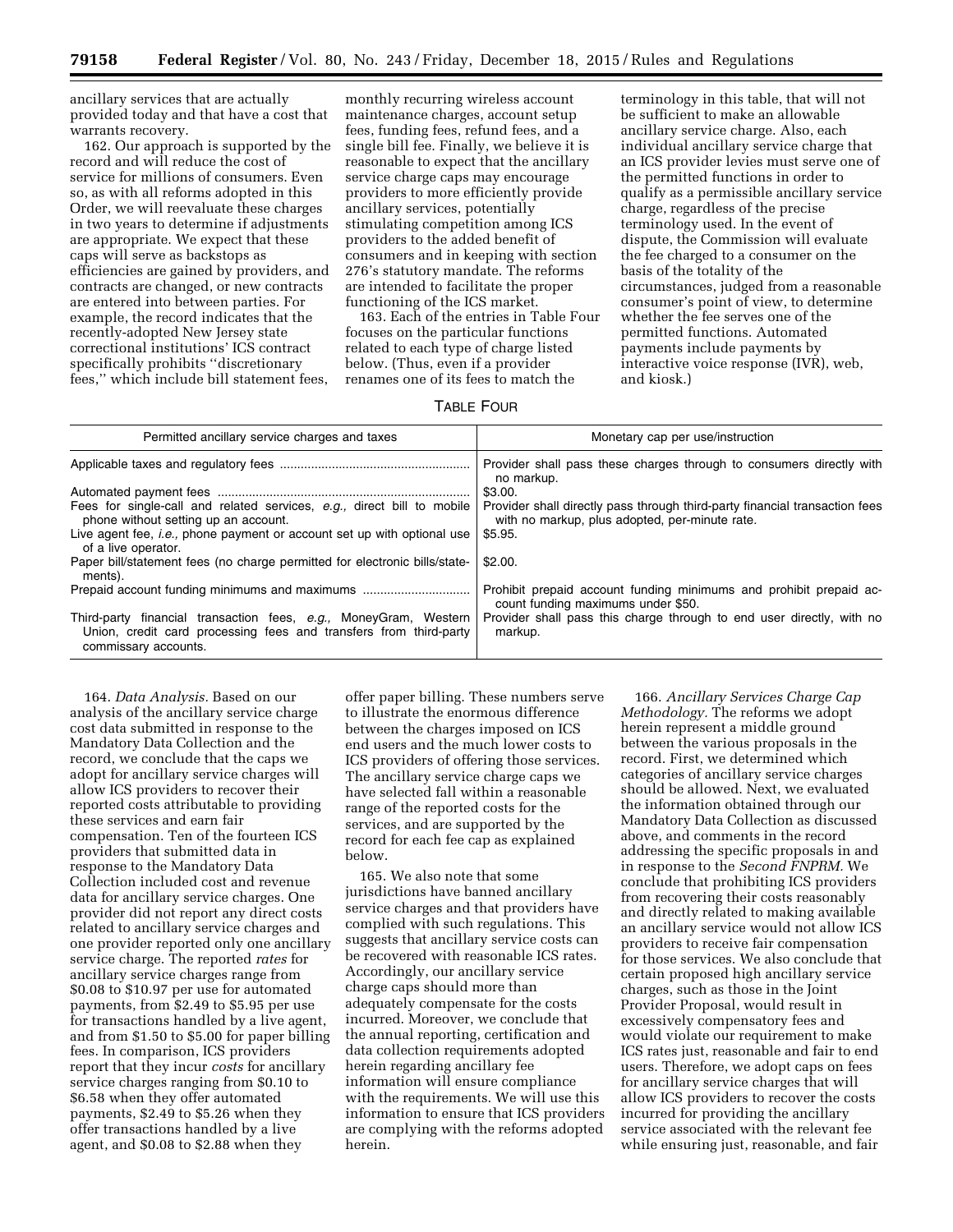ancillary services that are actually provided today and that have a cost that warrants recovery.

162. Our approach is supported by the record and will reduce the cost of service for millions of consumers. Even so, as with all reforms adopted in this Order, we will reevaluate these charges in two years to determine if adjustments are appropriate. We expect that these caps will serve as backstops as efficiencies are gained by providers, and contracts are changed, or new contracts are entered into between parties. For example, the record indicates that the recently-adopted New Jersey state correctional institutions' ICS contract specifically prohibits "discretionary fees," which include bill statement fees, monthly recurring wireless account maintenance charges, account setup fees, funding fees, refund fees, and a single bill fee. Finally, we believe it is reasonable to expect that the ancillary service charge caps may encourage providers to more efficiently provide ancillary services, potentially stimulating competition among ICS providers to the added benefit of consumers and in keeping with section 276's statutory mandate. The reforms are intended to facilitate the proper functioning of the ICS market.

163. Each of the entries in Table Four focuses on the particular functions related to each type of charge listed below. (Thus, even if a provider renames one of its fees to match the terminology in this table, that will not be sufficient to make an allowable ancillary service charge. Also, each individual ancillary service charge that an ICS provider levies must serve one of the permitted functions in order to qualify as a permissible ancillary service charge, regardless of the precise terminology used. In the event of dispute, the Commission will evaluate the fee charged to a consumer on the basis of the totality of the circumstances, judged from a reasonable consumer's point of view, to determine whether the fee serves one of the permitted functions. Automated payments include payments by interactive voice response (IVR), web, and kiosk.)

TABLE FOUR

| Permitted ancillary service charges and taxes | Monetary cap per use/instruction |
|---|---|
| Applicable taxes and regulatory fees | Provider shall pass these charges through to consumers directly with no markup. |
| Automated payment fees | $3.00. |
| Fees for single-call and related services, *e.g.,* direct bill to mobile phone without setting up an account. | Provider shall directly pass through third-party financial transaction fees with no markup, plus adopted, per-minute rate. |
| Live agent fee, *i.e.,* phone payment or account set up with optional use of a live operator. | $5.95. |
| Paper bill/statement fees (no charge permitted for electronic bills/statements). | $2.00. |
| Prepaid account funding minimums and maximums | Prohibit prepaid account funding minimums and prohibit prepaid account funding maximums under $50. |
| Third-party financial transaction fees, *e.g.,* MoneyGram, Western Union, credit card processing fees and transfers from third-party commissary accounts. | Provider shall pass this charge through to end user directly, with no markup. |

164. *Data Analysis.* Based on our analysis of the ancillary service charge cost data submitted in response to the Mandatory Data Collection and the record, we conclude that the caps we adopt for ancillary service charges will allow ICS providers to recover their reported costs attributable to providing these services and earn fair compensation. Ten of the fourteen ICS providers that submitted data in response to the Mandatory Data Collection included cost and revenue data for ancillary service charges. One provider did not report any direct costs related to ancillary service charges and one provider reported only one ancillary service charge. The reported *rates* for ancillary service charges range from $0.08 to $10.97 per use for automated payments, from $2.49 to $5.95 per use for transactions handled by a live agent, and from $1.50 to $5.00 for paper billing fees. In comparison, ICS providers report that they incur *costs* for ancillary service charges ranging from $0.10 to $6.58 when they offer automated payments, $2.49 to $5.26 when they offer transactions handled by a live agent, and $0.08 to $2.88 when they offer paper billing. These numbers serve to illustrate the enormous difference between the charges imposed on ICS end users and the much lower costs to ICS providers of offering those services. The ancillary service charge caps we have selected fall within a reasonable range of the reported costs for the services, and are supported by the record for each fee cap as explained below.

165. We also note that some jurisdictions have banned ancillary service charges and that providers have complied with such regulations. This suggests that ancillary service costs can be recovered with reasonable ICS rates. Accordingly, our ancillary service charge caps should more than adequately compensate for the costs incurred. Moreover, we conclude that the annual reporting, certification and data collection requirements adopted herein regarding ancillary fee information will ensure compliance with the requirements. We will use this information to ensure that ICS providers are complying with the reforms adopted herein.

166. *Ancillary Services Charge Cap Methodology.* The reforms we adopt herein represent a middle ground between the various proposals in the record. First, we determined which categories of ancillary service charges should be allowed. Next, we evaluated the information obtained through our Mandatory Data Collection as discussed above, and comments in the record addressing the specific proposals in and in response to the *Second FNPRM.* We conclude that prohibiting ICS providers from recovering their costs reasonably and directly related to making available an ancillary service would not allow ICS providers to receive fair compensation for those services. We also conclude that certain proposed high ancillary service charges, such as those in the Joint Provider Proposal, would result in excessively compensatory fees and would violate our requirement to make ICS rates just, reasonable and fair to end users. Therefore, we adopt caps on fees for ancillary service charges that will allow ICS providers to recover the costs incurred for providing the ancillary service associated with the relevant fee while ensuring just, reasonable, and fair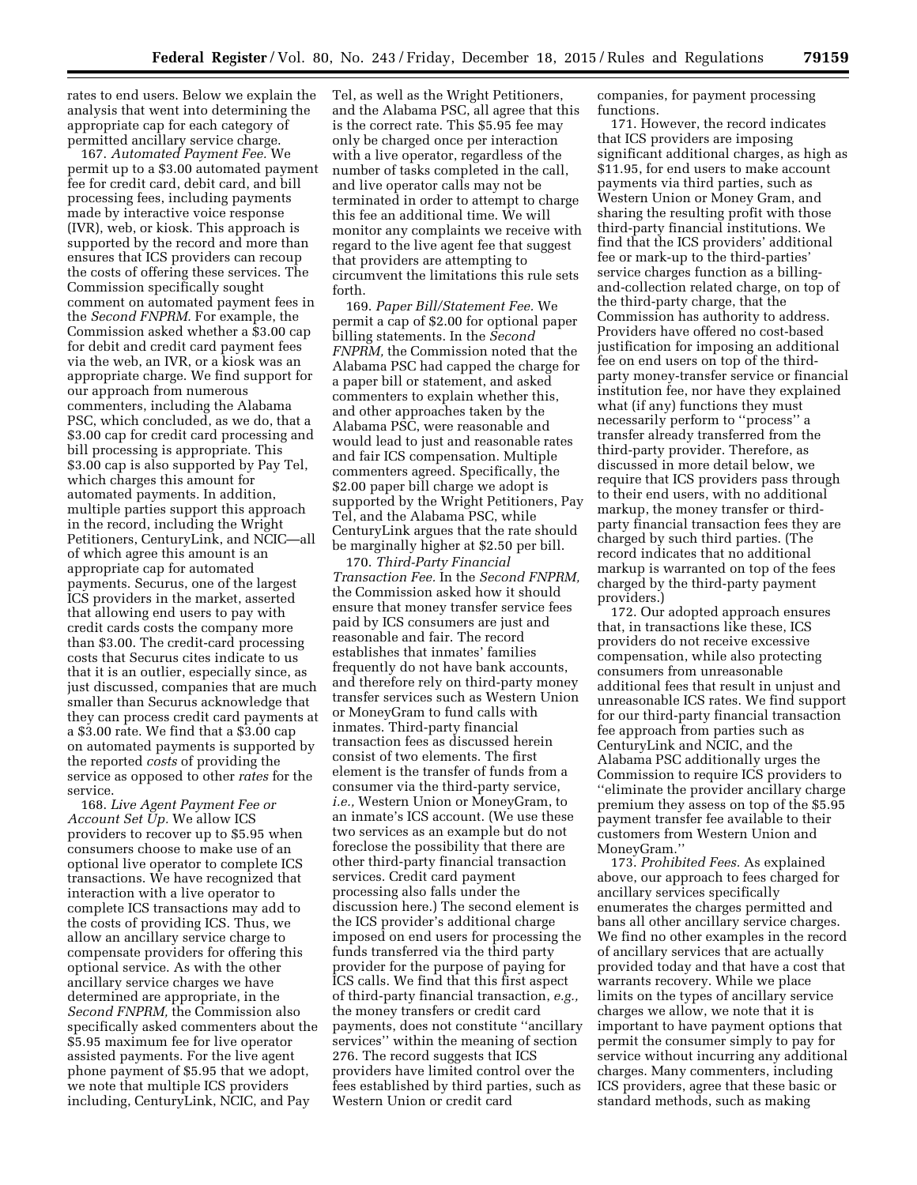rates to end users. Below we explain the analysis that went into determining the appropriate cap for each category of permitted ancillary service charge.

167. *Automated Payment Fee.* We permit up to a $3.00 automated payment fee for credit card, debit card, and bill processing fees, including payments made by interactive voice response (IVR), web, or kiosk. This approach is supported by the record and more than ensures that ICS providers can recoup the costs of offering these services. The Commission specifically sought comment on automated payment fees in the *Second FNPRM.* For example, the Commission asked whether a $3.00 cap for debit and credit card payment fees via the web, an IVR, or a kiosk was an appropriate charge. We find support for our approach from numerous commenters, including the Alabama PSC, which concluded, as we do, that a $3.00 cap for credit card processing and bill processing is appropriate. This $3.00 cap is also supported by Pay Tel, which charges this amount for automated payments. In addition, multiple parties support this approach in the record, including the Wright Petitioners, CenturyLink, and NCIC—all of which agree this amount is an appropriate cap for automated payments. Securus, one of the largest ICS providers in the market, asserted that allowing end users to pay with credit cards costs the company more than $3.00. The credit-card processing costs that Securus cites indicate to us that it is an outlier, especially since, as just discussed, companies that are much smaller than Securus acknowledge that they can process credit card payments at a $3.00 rate. We find that a $3.00 cap on automated payments is supported by the reported *costs* of providing the service as opposed to other *rates* for the service.

168. *Live Agent Payment Fee or Account Set Up.* We allow ICS providers to recover up to $5.95 when consumers choose to make use of an optional live operator to complete ICS transactions. We have recognized that interaction with a live operator to complete ICS transactions may add to the costs of providing ICS. Thus, we allow an ancillary service charge to compensate providers for offering this optional service. As with the other ancillary service charges we have determined are appropriate, in the *Second FNPRM,* the Commission also specifically asked commenters about the $5.95 maximum fee for live operator assisted payments. For the live agent phone payment of $5.95 that we adopt, we note that multiple ICS providers including, CenturyLink, NCIC, and Pay Tel, as well as the Wright Petitioners, and the Alabama PSC, all agree that this is the correct rate. This $5.95 fee may only be charged once per interaction with a live operator, regardless of the number of tasks completed in the call, and live operator calls may not be terminated in order to attempt to charge this fee an additional time. We will monitor any complaints we receive with regard to the live agent fee that suggest that providers are attempting to circumvent the limitations this rule sets forth.

169. *Paper Bill/Statement Fee.* We permit a cap of $2.00 for optional paper billing statements. In the *Second FNPRM,* the Commission noted that the Alabama PSC had capped the charge for a paper bill or statement, and asked commenters to explain whether this, and other approaches taken by the Alabama PSC, were reasonable and would lead to just and reasonable rates and fair ICS compensation. Multiple commenters agreed. Specifically, the $2.00 paper bill charge we adopt is supported by the Wright Petitioners, Pay Tel, and the Alabama PSC, while CenturyLink argues that the rate should be marginally higher at $2.50 per bill.

170. *Third-Party Financial Transaction Fee.* In the *Second FNPRM,* the Commission asked how it should ensure that money transfer service fees paid by ICS consumers are just and reasonable and fair. The record establishes that inmates' families frequently do not have bank accounts, and therefore rely on third-party money transfer services such as Western Union or MoneyGram to fund calls with inmates. Third-party financial transaction fees as discussed herein consist of two elements. The first element is the transfer of funds from a consumer via the third-party service, *i.e.,* Western Union or MoneyGram, to an inmate's ICS account. (We use these two services as an example but do not foreclose the possibility that there are other third-party financial transaction services. Credit card payment processing also falls under the discussion here.) The second element is the ICS provider's additional charge imposed on end users for processing the funds transferred via the third party provider for the purpose of paying for ICS calls. We find that this first aspect of third-party financial transaction, *e.g.,* the money transfers or credit card payments, does not constitute ''ancillary services'' within the meaning of section 276. The record suggests that ICS providers have limited control over the fees established by third parties, such as Western Union or credit card companies, for payment processing functions.

171. However, the record indicates that ICS providers are imposing significant additional charges, as high as $11.95, for end users to make account payments via third parties, such as Western Union or Money Gram, and sharing the resulting profit with those third-party financial institutions. We find that the ICS providers' additional fee or mark-up to the third-parties' service charges function as a billing-and-collection related charge, on top of the third-party charge, that the Commission has authority to address. Providers have offered no cost-based justification for imposing an additional fee on end users on top of the third-party money-transfer service or financial institution fee, nor have they explained what (if any) functions they must necessarily perform to ''process'' a transfer already transferred from the third-party provider. Therefore, as discussed in more detail below, we require that ICS providers pass through to their end users, with no additional markup, the money transfer or third-party financial transaction fees they are charged by such third parties. (The record indicates that no additional markup is warranted on top of the fees charged by the third-party payment providers.)

172. Our adopted approach ensures that, in transactions like these, ICS providers do not receive excessive compensation, while also protecting consumers from unreasonable additional fees that result in unjust and unreasonable ICS rates. We find support for our third-party financial transaction fee approach from parties such as CenturyLink and NCIC, and the Alabama PSC additionally urges the Commission to require ICS providers to ''eliminate the provider ancillary charge premium they assess on top of the $5.95 payment transfer fee available to their customers from Western Union and MoneyGram.''

173. *Prohibited Fees.* As explained above, our approach to fees charged for ancillary services specifically enumerates the charges permitted and bans all other ancillary service charges. We find no other examples in the record of ancillary services that are actually provided today and that have a cost that warrants recovery. While we place limits on the types of ancillary service charges we allow, we note that it is important to have payment options that permit the consumer simply to pay for service without incurring any additional charges. Many commenters, including ICS providers, agree that these basic or standard methods, such as making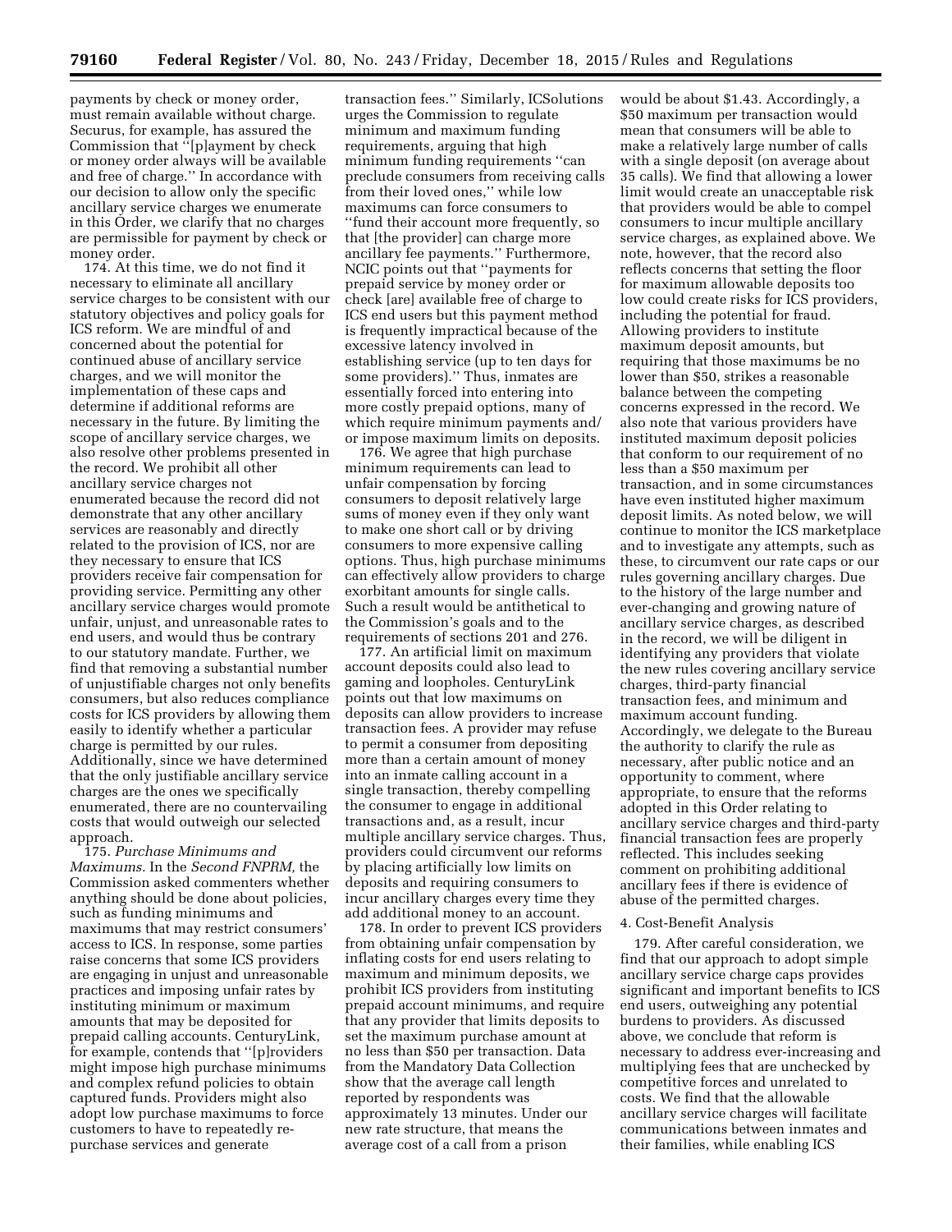payments by check or money order, must remain available without charge. Securus, for example, has assured the Commission that ''[p]ayment by check or money order always will be available and free of charge.'' In accordance with our decision to allow only the specific ancillary service charges we enumerate in this Order, we clarify that no charges are permissible for payment by check or money order.

174. At this time, we do not find it necessary to eliminate all ancillary service charges to be consistent with our statutory objectives and policy goals for ICS reform. We are mindful of and concerned about the potential for continued abuse of ancillary service charges, and we will monitor the implementation of these caps and determine if additional reforms are necessary in the future. By limiting the scope of ancillary service charges, we also resolve other problems presented in the record. We prohibit all other ancillary service charges not enumerated because the record did not demonstrate that any other ancillary services are reasonably and directly related to the provision of ICS, nor are they necessary to ensure that ICS providers receive fair compensation for providing service. Permitting any other ancillary service charges would promote unfair, unjust, and unreasonable rates to end users, and would thus be contrary to our statutory mandate. Further, we find that removing a substantial number of unjustifiable charges not only benefits consumers, but also reduces compliance costs for ICS providers by allowing them easily to identify whether a particular charge is permitted by our rules. Additionally, since we have determined that the only justifiable ancillary service charges are the ones we specifically enumerated, there are no countervailing costs that would outweigh our selected approach.

175. *Purchase Minimums and Maximums.* In the *Second FNPRM,* the Commission asked commenters whether anything should be done about policies, such as funding minimums and maximums that may restrict consumers' access to ICS. In response, some parties raise concerns that some ICS providers are engaging in unjust and unreasonable practices and imposing unfair rates by instituting minimum or maximum amounts that may be deposited for prepaid calling accounts. CenturyLink, for example, contends that ''[p]roviders might impose high purchase minimums and complex refund policies to obtain captured funds. Providers might also adopt low purchase maximums to force customers to have to repeatedly re-purchase services and generate transaction fees.'' Similarly, ICSolutions urges the Commission to regulate minimum and maximum funding requirements, arguing that high minimum funding requirements ''can preclude consumers from receiving calls from their loved ones,'' while low maximums can force consumers to ''fund their account more frequently, so that [the provider] can charge more ancillary fee payments.'' Furthermore, NCIC points out that ''payments for prepaid service by money order or check [are] available free of charge to ICS end users but this payment method is frequently impractical because of the excessive latency involved in establishing service (up to ten days for some providers).'' Thus, inmates are essentially forced into entering into more costly prepaid options, many of which require minimum payments and/or impose maximum limits on deposits.

176. We agree that high purchase minimum requirements can lead to unfair compensation by forcing consumers to deposit relatively large sums of money even if they only want to make one short call or by driving consumers to more expensive calling options. Thus, high purchase minimums can effectively allow providers to charge exorbitant amounts for single calls. Such a result would be antithetical to the Commission's goals and to the requirements of sections 201 and 276.

177. An artificial limit on maximum account deposits could also lead to gaming and loopholes. CenturyLink points out that low maximums on deposits can allow providers to increase transaction fees. A provider may refuse to permit a consumer from depositing more than a certain amount of money into an inmate calling account in a single transaction, thereby compelling the consumer to engage in additional transactions and, as a result, incur multiple ancillary service charges. Thus, providers could circumvent our reforms by placing artificially low limits on deposits and requiring consumers to incur ancillary charges every time they add additional money to an account.

178. In order to prevent ICS providers from obtaining unfair compensation by inflating costs for end users relating to maximum and minimum deposits, we prohibit ICS providers from instituting prepaid account minimums, and require that any provider that limits deposits to set the maximum purchase amount at no less than $50 per transaction. Data from the Mandatory Data Collection show that the average call length reported by respondents was approximately 13 minutes. Under our new rate structure, that means the average cost of a call from a prison would be about $1.43. Accordingly, a $50 maximum per transaction would mean that consumers will be able to make a relatively large number of calls with a single deposit (on average about 35 calls). We find that allowing a lower limit would create an unacceptable risk that providers would be able to compel consumers to incur multiple ancillary service charges, as explained above. We note, however, that the record also reflects concerns that setting the floor for maximum allowable deposits too low could create risks for ICS providers, including the potential for fraud. Allowing providers to institute maximum deposit amounts, but requiring that those maximums be no lower than $50, strikes a reasonable balance between the competing concerns expressed in the record. We also note that various providers have instituted maximum deposit policies that conform to our requirement of no less than a $50 maximum per transaction, and in some circumstances have even instituted higher maximum deposit limits. As noted below, we will continue to monitor the ICS marketplace and to investigate any attempts, such as these, to circumvent our rate caps or our rules governing ancillary charges. Due to the history of the large number and ever-changing and growing nature of ancillary service charges, as described in the record, we will be diligent in identifying any providers that violate the new rules covering ancillary service charges, third-party financial transaction fees, and minimum and maximum account funding. Accordingly, we delegate to the Bureau the authority to clarify the rule as necessary, after public notice and an opportunity to comment, where appropriate, to ensure that the reforms adopted in this Order relating to ancillary service charges and third-party financial transaction fees are properly reflected. This includes seeking comment on prohibiting additional ancillary fees if there is evidence of abuse of the permitted charges.

#### 4. Cost-Benefit Analysis

179. After careful consideration, we find that our approach to adopt simple ancillary service charge caps provides significant and important benefits to ICS end users, outweighing any potential burdens to providers. As discussed above, we conclude that reform is necessary to address ever-increasing and multiplying fees that are unchecked by competitive forces and unrelated to costs. We find that the allowable ancillary service charges will facilitate communications between inmates and their families, while enabling ICS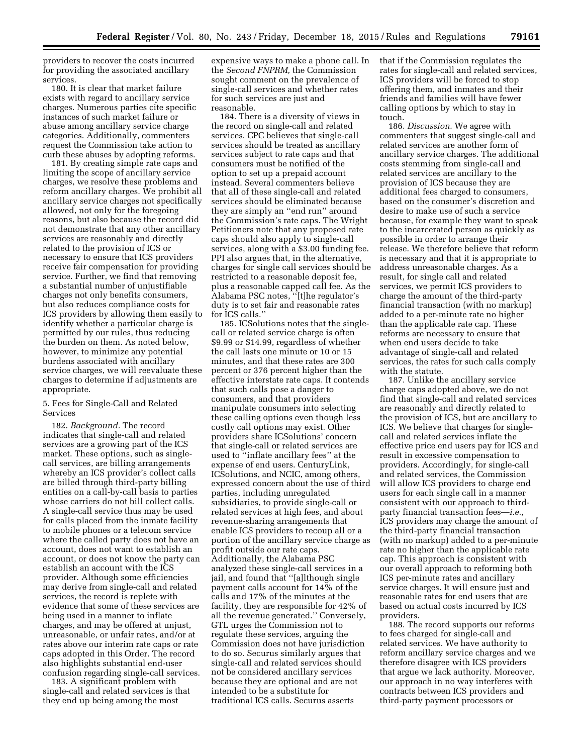providers to recover the costs incurred for providing the associated ancillary services.

180. It is clear that market failure exists with regard to ancillary service charges. Numerous parties cite specific instances of such market failure or abuse among ancillary service charge categories. Additionally, commenters request the Commission take action to curb these abuses by adopting reforms.

181. By creating simple rate caps and limiting the scope of ancillary service charges, we resolve these problems and reform ancillary charges. We prohibit all ancillary service charges not specifically allowed, not only for the foregoing reasons, but also because the record did not demonstrate that any other ancillary services are reasonably and directly related to the provision of ICS or necessary to ensure that ICS providers receive fair compensation for providing service. Further, we find that removing a substantial number of unjustifiable charges not only benefits consumers, but also reduces compliance costs for ICS providers by allowing them easily to identify whether a particular charge is permitted by our rules, thus reducing the burden on them. As noted below, however, to minimize any potential burdens associated with ancillary service charges, we will reevaluate these charges to determine if adjustments are appropriate.

5. Fees for Single-Call and Related Services

182. *Background.* The record indicates that single-call and related services are a growing part of the ICS market. These options, such as single-call services, are billing arrangements whereby an ICS provider's collect calls are billed through third-party billing entities on a call-by-call basis to parties whose carriers do not bill collect calls. A single-call service thus may be used for calls placed from the inmate facility to mobile phones or a telecom service where the called party does not have an account, does not want to establish an account, or does not know the party can establish an account with the ICS provider. Although some efficiencies may derive from single-call and related services, the record is replete with evidence that some of these services are being used in a manner to inflate charges, and may be offered at unjust, unreasonable, or unfair rates, and/or at rates above our interim rate caps or rate caps adopted in this Order. The record also highlights substantial end-user confusion regarding single-call services.

183. A significant problem with single-call and related services is that they end up being among the most expensive ways to make a phone call. In the *Second FNPRM,* the Commission sought comment on the prevalence of single-call services and whether rates for such services are just and reasonable.

184. There is a diversity of views in the record on single-call and related services. CPC believes that single-call services should be treated as ancillary services subject to rate caps and that consumers must be notified of the option to set up a prepaid account instead. Several commenters believe that all of these single-call and related services should be eliminated because they are simply an ''end run'' around the Commission's rate caps. The Wright Petitioners note that any proposed rate caps should also apply to single-call services, along with a $3.00 funding fee. PPI also argues that, in the alternative, charges for single call services should be restricted to a reasonable deposit fee, plus a reasonable capped call fee. As the Alabama PSC notes, ''[t]he regulator's duty is to set fair and reasonable rates for ICS calls.''

185. ICSolutions notes that the single-call or related service charge is often $9.99 or $14.99, regardless of whether the call lasts one minute or 10 or 15 minutes, and that these rates are 300 percent or 376 percent higher than the effective interstate rate caps. It contends that such calls pose a danger to consumers, and that providers manipulate consumers into selecting these calling options even though less costly call options may exist. Other providers share ICSolutions' concern that single-call or related services are used to ''inflate ancillary fees'' at the expense of end users. CenturyLink, ICSolutions, and NCIC, among others, expressed concern about the use of third parties, including unregulated subsidiaries, to provide single-call or related services at high fees, and about revenue-sharing arrangements that enable ICS providers to recoup all or a portion of the ancillary service charge as profit outside our rate caps. Additionally, the Alabama PSC analyzed these single-call services in a jail, and found that ''[a]lthough single payment calls account for 14% of the calls and 17% of the minutes at the facility, they are responsible for 42% of all the revenue generated.'' Conversely, GTL urges the Commission not to regulate these services, arguing the Commission does not have jurisdiction to do so. Securus similarly argues that single-call and related services should not be considered ancillary services because they are optional and are not intended to be a substitute for traditional ICS calls. Securus asserts that if the Commission regulates the rates for single-call and related services, ICS providers will be forced to stop offering them, and inmates and their friends and families will have fewer calling options by which to stay in touch.

186. *Discussion.* We agree with commenters that suggest single-call and related services are another form of ancillary service charges. The additional costs stemming from single-call and related services are ancillary to the provision of ICS because they are additional fees charged to consumers, based on the consumer's discretion and desire to make use of such a service because, for example they want to speak to the incarcerated person as quickly as possible in order to arrange their release. We therefore believe that reform is necessary and that it is appropriate to address unreasonable charges. As a result, for single call and related services, we permit ICS providers to charge the amount of the third-party financial transaction (with no markup) added to a per-minute rate no higher than the applicable rate cap. These reforms are necessary to ensure that when end users decide to take advantage of single-call and related services, the rates for such calls comply with the statute.

187. Unlike the ancillary service charge caps adopted above, we do not find that single-call and related services are reasonably and directly related to the provision of ICS, but are ancillary to ICS. We believe that charges for single-call and related services inflate the effective price end users pay for ICS and result in excessive compensation to providers. Accordingly, for single-call and related services, the Commission will allow ICS providers to charge end users for each single call in a manner consistent with our approach to third-party financial transaction fees—*i.e.,* ICS providers may charge the amount of the third-party financial transaction (with no markup) added to a per-minute rate no higher than the applicable rate cap. This approach is consistent with our overall approach to reforming both ICS per-minute rates and ancillary service charges. It will ensure just and reasonable rates for end users that are based on actual costs incurred by ICS providers.

188. The record supports our reforms to fees charged for single-call and related services. We have authority to reform ancillary service charges and we therefore disagree with ICS providers that argue we lack authority. Moreover, our approach in no way interferes with contracts between ICS providers and third-party payment processors or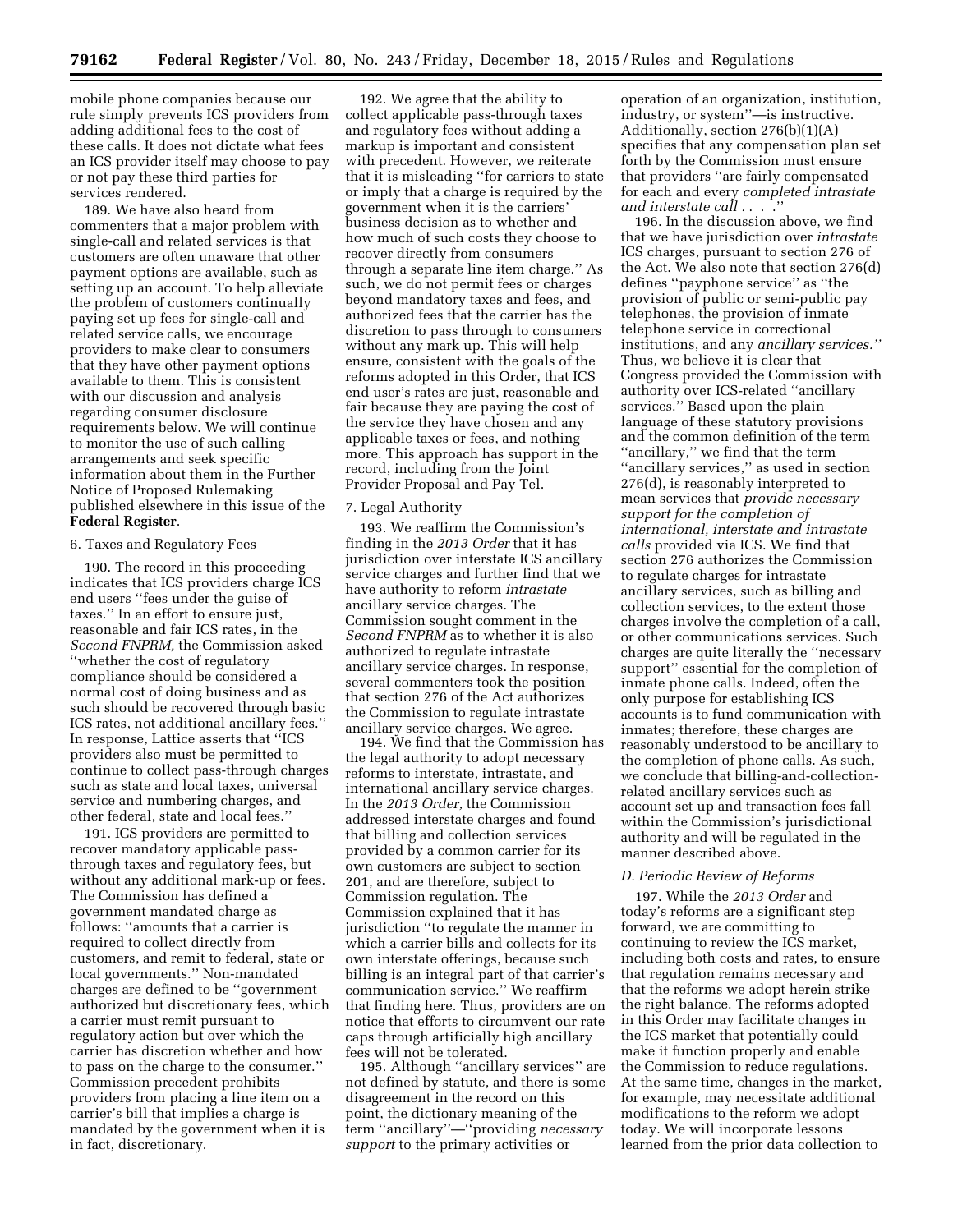mobile phone companies because our rule simply prevents ICS providers from adding additional fees to the cost of these calls. It does not dictate what fees an ICS provider itself may choose to pay or not pay these third parties for services rendered.

189. We have also heard from commenters that a major problem with single-call and related services is that customers are often unaware that other payment options are available, such as setting up an account. To help alleviate the problem of customers continually paying set up fees for single-call and related service calls, we encourage providers to make clear to consumers that they have other payment options available to them. This is consistent with our discussion and analysis regarding consumer disclosure requirements below. We will continue to monitor the use of such calling arrangements and seek specific information about them in the Further Notice of Proposed Rulemaking published elsewhere in this issue of the **Federal Register**.

6. Taxes and Regulatory Fees

190. The record in this proceeding indicates that ICS providers charge ICS end users ''fees under the guise of taxes.'' In an effort to ensure just, reasonable and fair ICS rates, in the *Second FNPRM,* the Commission asked ''whether the cost of regulatory compliance should be considered a normal cost of doing business and as such should be recovered through basic ICS rates, not additional ancillary fees.'' In response, Lattice asserts that ''ICS providers also must be permitted to continue to collect pass-through charges such as state and local taxes, universal service and numbering charges, and other federal, state and local fees.''

191. ICS providers are permitted to recover mandatory applicable pass-through taxes and regulatory fees, but without any additional mark-up or fees. The Commission has defined a government mandated charge as follows: ''amounts that a carrier is required to collect directly from customers, and remit to federal, state or local governments.'' Non-mandated charges are defined to be ''government authorized but discretionary fees, which a carrier must remit pursuant to regulatory action but over which the carrier has discretion whether and how to pass on the charge to the consumer.'' Commission precedent prohibits providers from placing a line item on a carrier's bill that implies a charge is mandated by the government when it is in fact, discretionary.

192. We agree that the ability to collect applicable pass-through taxes and regulatory fees without adding a markup is important and consistent with precedent. However, we reiterate that it is misleading ''for carriers to state or imply that a charge is required by the government when it is the carriers' business decision as to whether and how much of such costs they choose to recover directly from consumers through a separate line item charge.'' As such, we do not permit fees or charges beyond mandatory taxes and fees, and authorized fees that the carrier has the discretion to pass through to consumers without any mark up. This will help ensure, consistent with the goals of the reforms adopted in this Order, that ICS end user's rates are just, reasonable and fair because they are paying the cost of the service they have chosen and any applicable taxes or fees, and nothing more. This approach has support in the record, including from the Joint Provider Proposal and Pay Tel.

7. Legal Authority

193. We reaffirm the Commission's finding in the *2013 Order* that it has jurisdiction over interstate ICS ancillary service charges and further find that we have authority to reform *intrastate* ancillary service charges. The Commission sought comment in the *Second FNPRM* as to whether it is also authorized to regulate intrastate ancillary service charges. In response, several commenters took the position that section 276 of the Act authorizes the Commission to regulate intrastate ancillary service charges. We agree.

194. We find that the Commission has the legal authority to adopt necessary reforms to interstate, intrastate, and international ancillary service charges. In the *2013 Order,* the Commission addressed interstate charges and found that billing and collection services provided by a common carrier for its own customers are subject to section 201, and are therefore, subject to Commission regulation. The Commission explained that it has jurisdiction ''to regulate the manner in which a carrier bills and collects for its own interstate offerings, because such billing is an integral part of that carrier's communication service.'' We reaffirm that finding here. Thus, providers are on notice that efforts to circumvent our rate caps through artificially high ancillary fees will not be tolerated.

195. Although ''ancillary services'' are not defined by statute, and there is some disagreement in the record on this point, the dictionary meaning of the term ''ancillary''—''providing *necessary support* to the primary activities or operation of an organization, institution, industry, or system''—is instructive. Additionally, section 276(b)(1)(A) specifies that any compensation plan set forth by the Commission must ensure that providers ''are fairly compensated for each and every *completed intrastate and interstate call* . . . .''

196. In the discussion above, we find that we have jurisdiction over *intrastate* ICS charges, pursuant to section 276 of the Act. We also note that section 276(d) defines ''payphone service'' as ''the provision of public or semi-public pay telephones, the provision of inmate telephone service in correctional institutions, and any *ancillary services.''* Thus, we believe it is clear that Congress provided the Commission with authority over ICS-related ''ancillary services.'' Based upon the plain language of these statutory provisions and the common definition of the term ''ancillary,'' we find that the term ''ancillary services,'' as used in section 276(d), is reasonably interpreted to mean services that *provide necessary support for the completion of international, interstate and intrastate calls* provided via ICS. We find that section 276 authorizes the Commission to regulate charges for intrastate ancillary services, such as billing and collection services, to the extent those charges involve the completion of a call, or other communications services. Such charges are quite literally the ''necessary support'' essential for the completion of inmate phone calls. Indeed, often the only purpose for establishing ICS accounts is to fund communication with inmates; therefore, these charges are reasonably understood to be ancillary to the completion of phone calls. As such, we conclude that billing-and-collection-related ancillary services such as account set up and transaction fees fall within the Commission's jurisdictional authority and will be regulated in the manner described above.

*D. Periodic Review of Reforms*

197. While the *2013 Order* and today's reforms are a significant step forward, we are committing to continuing to review the ICS market, including both costs and rates, to ensure that regulation remains necessary and that the reforms we adopt herein strike the right balance. The reforms adopted in this Order may facilitate changes in the ICS market that potentially could make it function properly and enable the Commission to reduce regulations. At the same time, changes in the market, for example, may necessitate additional modifications to the reform we adopt today. We will incorporate lessons learned from the prior data collection to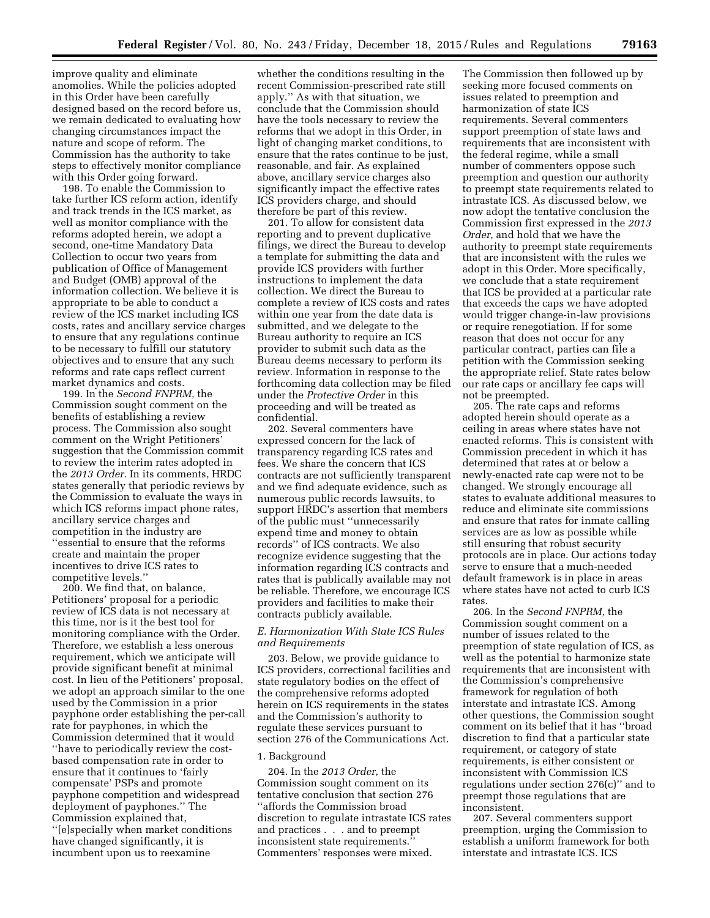improve quality and eliminate anomolies. While the policies adopted in this Order have been carefully designed based on the record before us, we remain dedicated to evaluating how changing circumstances impact the nature and scope of reform. The Commission has the authority to take steps to effectively monitor compliance with this Order going forward.

198. To enable the Commission to take further ICS reform action, identify and track trends in the ICS market, as well as monitor compliance with the reforms adopted herein, we adopt a second, one-time Mandatory Data Collection to occur two years from publication of Office of Management and Budget (OMB) approval of the information collection. We believe it is appropriate to be able to conduct a review of the ICS market including ICS costs, rates and ancillary service charges to ensure that any regulations continue to be necessary to fulfill our statutory objectives and to ensure that any such reforms and rate caps reflect current market dynamics and costs.

199. In the *Second FNPRM,* the Commission sought comment on the benefits of establishing a review process. The Commission also sought comment on the Wright Petitioners' suggestion that the Commission commit to review the interim rates adopted in the *2013 Order.* In its comments, HRDC states generally that periodic reviews by the Commission to evaluate the ways in which ICS reforms impact phone rates, ancillary service charges and competition in the industry are "essential to ensure that the reforms create and maintain the proper incentives to drive ICS rates to competitive levels."

200. We find that, on balance, Petitioners' proposal for a periodic review of ICS data is not necessary at this time, nor is it the best tool for monitoring compliance with the Order. Therefore, we establish a less onerous requirement, which we anticipate will provide significant benefit at minimal cost. In lieu of the Petitioners' proposal, we adopt an approach similar to the one used by the Commission in a prior payphone order establishing the per-call rate for payphones, in which the Commission determined that it would "have to periodically review the cost-based compensation rate in order to ensure that it continues to 'fairly compensate' PSPs and promote payphone competition and widespread deployment of payphones." The Commission explained that, "[e]specially when market conditions have changed significantly, it is incumbent upon us to reexamine whether the conditions resulting in the recent Commission-prescribed rate still apply." As with that situation, we conclude that the Commission should have the tools necessary to review the reforms that we adopt in this Order, in light of changing market conditions, to ensure that the rates continue to be just, reasonable, and fair. As explained above, ancillary service charges also significantly impact the effective rates ICS providers charge, and should therefore be part of this review.

201. To allow for consistent data reporting and to prevent duplicative filings, we direct the Bureau to develop a template for submitting the data and provide ICS providers with further instructions to implement the data collection. We direct the Bureau to complete a review of ICS costs and rates within one year from the date data is submitted, and we delegate to the Bureau authority to require an ICS provider to submit such data as the Bureau deems necessary to perform its review. Information in response to the forthcoming data collection may be filed under the *Protective Order* in this proceeding and will be treated as confidential.

202. Several commenters have expressed concern for the lack of transparency regarding ICS rates and fees. We share the concern that ICS contracts are not sufficiently transparent and we find adequate evidence, such as numerous public records lawsuits, to support HRDC's assertion that members of the public must "unnecessarily expend time and money to obtain records" of ICS contracts. We also recognize evidence suggesting that the information regarding ICS contracts and rates that is publically available may not be reliable. Therefore, we encourage ICS providers and facilities to make their contracts publicly available.

### *E. Harmonization With State ICS Rules and Requirements*

203. Below, we provide guidance to ICS providers, correctional facilities and state regulatory bodies on the effect of the comprehensive reforms adopted herein on ICS requirements in the states and the Commission's authority to regulate these services pursuant to section 276 of the Communications Act.

#### 1. Background

204. In the *2013 Order,* the Commission sought comment on its tentative conclusion that section 276 "affords the Commission broad discretion to regulate intrastate ICS rates and practices . . . and to preempt inconsistent state requirements." Commenters' responses were mixed. The Commission then followed up by seeking more focused comments on issues related to preemption and harmonization of state ICS requirements. Several commenters support preemption of state laws and requirements that are inconsistent with the federal regime, while a small number of commenters oppose such preemption and question our authority to preempt state requirements related to intrastate ICS. As discussed below, we now adopt the tentative conclusion the Commission first expressed in the *2013 Order,* and hold that we have the authority to preempt state requirements that are inconsistent with the rules we adopt in this Order. More specifically, we conclude that a state requirement that ICS be provided at a particular rate that exceeds the caps we have adopted would trigger change-in-law provisions or require renegotiation. If for some reason that does not occur for any particular contract, parties can file a petition with the Commission seeking the appropriate relief. State rates below our rate caps or ancillary fee caps will not be preempted.

205. The rate caps and reforms adopted herein should operate as a ceiling in areas where states have not enacted reforms. This is consistent with Commission precedent in which it has determined that rates at or below a newly-enacted rate cap were not to be changed. We strongly encourage all states to evaluate additional measures to reduce and eliminate site commissions and ensure that rates for inmate calling services are as low as possible while still ensuring that robust security protocols are in place. Our actions today serve to ensure that a much-needed default framework is in place in areas where states have not acted to curb ICS rates.

206. In the *Second FNPRM,* the Commission sought comment on a number of issues related to the preemption of state regulation of ICS, as well as the potential to harmonize state requirements that are inconsistent with the Commission's comprehensive framework for regulation of both interstate and intrastate ICS. Among other questions, the Commission sought comment on its belief that it has "broad discretion to find that a particular state requirement, or category of state requirements, is either consistent or inconsistent with Commission ICS regulations under section 276(c)" and to preempt those regulations that are inconsistent.

207. Several commenters support preemption, urging the Commission to establish a uniform framework for both interstate and intrastate ICS. ICS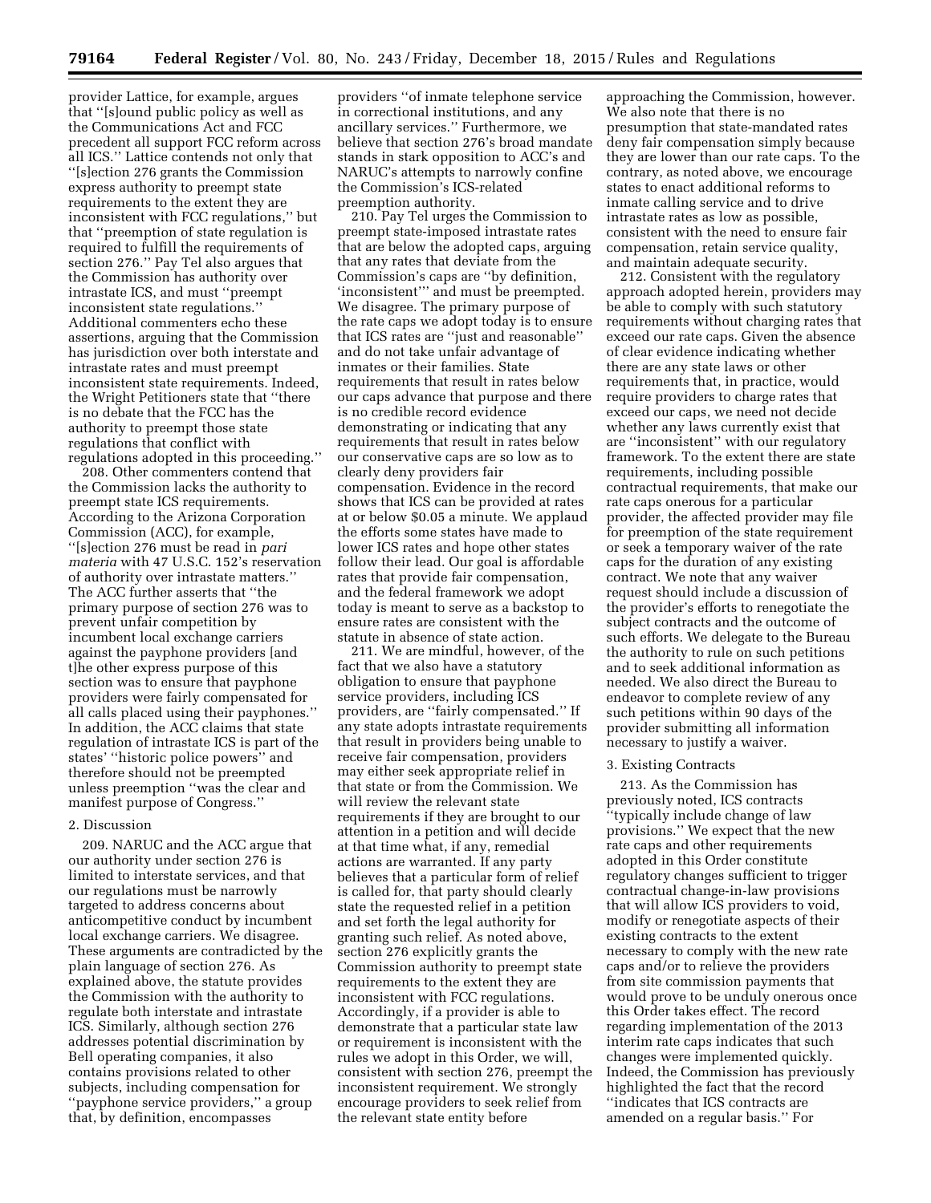provider Lattice, for example, argues that "[s]ound public policy as well as the Communications Act and FCC precedent all support FCC reform across all ICS." Lattice contends not only that "[s]ection 276 grants the Commission express authority to preempt state requirements to the extent they are inconsistent with FCC regulations," but that "preemption of state regulation is required to fulfill the requirements of section 276." Pay Tel also argues that the Commission has authority over intrastate ICS, and must "preempt inconsistent state regulations." Additional commenters echo these assertions, arguing that the Commission has jurisdiction over both interstate and intrastate rates and must preempt inconsistent state requirements. Indeed, the Wright Petitioners state that "there is no debate that the FCC has the authority to preempt those state regulations that conflict with regulations adopted in this proceeding."

208. Other commenters contend that the Commission lacks the authority to preempt state ICS requirements. According to the Arizona Corporation Commission (ACC), for example, "[s]ection 276 must be read in *pari materia* with 47 U.S.C. 152's reservation of authority over intrastate matters." The ACC further asserts that "the primary purpose of section 276 was to prevent unfair competition by incumbent local exchange carriers against the payphone providers [and t]he other express purpose of this section was to ensure that payphone providers were fairly compensated for all calls placed using their payphones." In addition, the ACC claims that state regulation of intrastate ICS is part of the states' "historic police powers" and therefore should not be preempted unless preemption "was the clear and manifest purpose of Congress."

2. Discussion

209. NARUC and the ACC argue that our authority under section 276 is limited to interstate services, and that our regulations must be narrowly targeted to address concerns about anticompetitive conduct by incumbent local exchange carriers. We disagree. These arguments are contradicted by the plain language of section 276. As explained above, the statute provides the Commission with the authority to regulate both interstate and intrastate ICS. Similarly, although section 276 addresses potential discrimination by Bell operating companies, it also contains provisions related to other subjects, including compensation for "payphone service providers," a group that, by definition, encompasses providers "of inmate telephone service in correctional institutions, and any ancillary services." Furthermore, we believe that section 276's broad mandate stands in stark opposition to ACC's and NARUC's attempts to narrowly confine the Commission's ICS-related preemption authority.

210. Pay Tel urges the Commission to preempt state-imposed intrastate rates that are below the adopted caps, arguing that any rates that deviate from the Commission's caps are "by definition, 'inconsistent'" and must be preempted. We disagree. The primary purpose of the rate caps we adopt today is to ensure that ICS rates are "just and reasonable" and do not take unfair advantage of inmates or their families. State requirements that result in rates below our caps advance that purpose and there is no credible record evidence demonstrating or indicating that any requirements that result in rates below our conservative caps are so low as to clearly deny providers fair compensation. Evidence in the record shows that ICS can be provided at rates at or below $0.05 a minute. We applaud the efforts some states have made to lower ICS rates and hope other states follow their lead. Our goal is affordable rates that provide fair compensation, and the federal framework we adopt today is meant to serve as a backstop to ensure rates are consistent with the statute in absence of state action.

211. We are mindful, however, of the fact that we also have a statutory obligation to ensure that payphone service providers, including ICS providers, are "fairly compensated." If any state adopts intrastate requirements that result in providers being unable to receive fair compensation, providers may either seek appropriate relief in that state or from the Commission. We will review the relevant state requirements if they are brought to our attention in a petition and will decide at that time what, if any, remedial actions are warranted. If any party believes that a particular form of relief is called for, that party should clearly state the requested relief in a petition and set forth the legal authority for granting such relief. As noted above, section 276 explicitly grants the Commission authority to preempt state requirements to the extent they are inconsistent with FCC regulations. Accordingly, if a provider is able to demonstrate that a particular state law or requirement is inconsistent with the rules we adopt in this Order, we will, consistent with section 276, preempt the inconsistent requirement. We strongly encourage providers to seek relief from the relevant state entity before approaching the Commission, however. We also note that there is no presumption that state-mandated rates deny fair compensation simply because they are lower than our rate caps. To the contrary, as noted above, we encourage states to enact additional reforms to inmate calling service and to drive intrastate rates as low as possible, consistent with the need to ensure fair compensation, retain service quality, and maintain adequate security.

212. Consistent with the regulatory approach adopted herein, providers may be able to comply with such statutory requirements without charging rates that exceed our rate caps. Given the absence of clear evidence indicating whether there are any state laws or other requirements that, in practice, would require providers to charge rates that exceed our caps, we need not decide whether any laws currently exist that are "inconsistent" with our regulatory framework. To the extent there are state requirements, including possible contractual requirements, that make our rate caps onerous for a particular provider, the affected provider may file for preemption of the state requirement or seek a temporary waiver of the rate caps for the duration of any existing contract. We note that any waiver request should include a discussion of the provider's efforts to renegotiate the subject contracts and the outcome of such efforts. We delegate to the Bureau the authority to rule on such petitions and to seek additional information as needed. We also direct the Bureau to endeavor to complete review of any such petitions within 90 days of the provider submitting all information necessary to justify a waiver.

3. Existing Contracts

213. As the Commission has previously noted, ICS contracts "typically include change of law provisions." We expect that the new rate caps and other requirements adopted in this Order constitute regulatory changes sufficient to trigger contractual change-in-law provisions that will allow ICS providers to void, modify or renegotiate aspects of their existing contracts to the extent necessary to comply with the new rate caps and/or to relieve the providers from site commission payments that would prove to be unduly onerous once this Order takes effect. The record regarding implementation of the 2013 interim rate caps indicates that such changes were implemented quickly. Indeed, the Commission has previously highlighted the fact that the record "indicates that ICS contracts are amended on a regular basis." For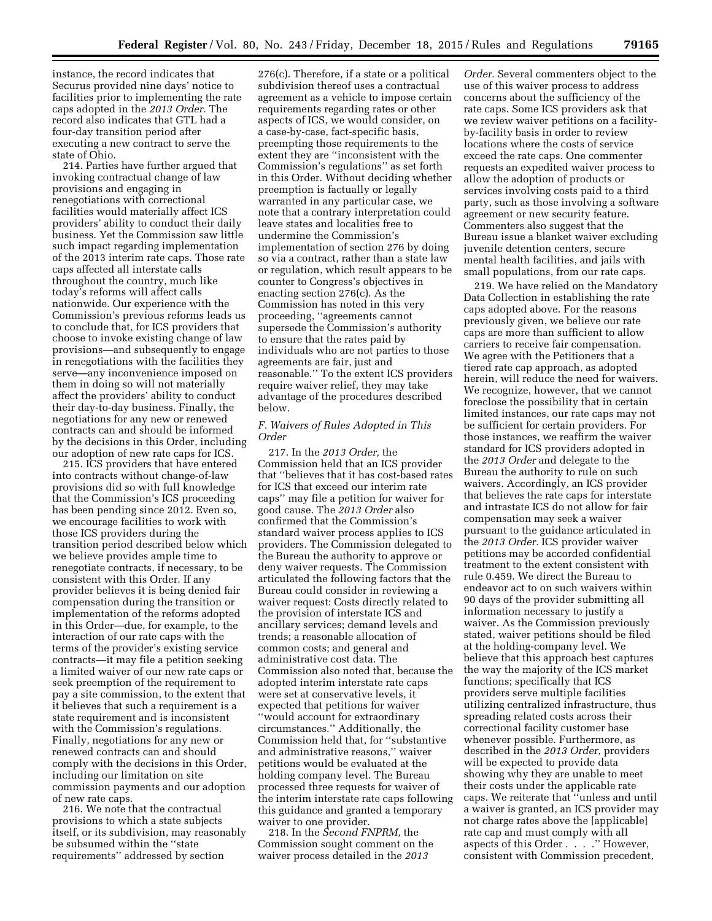instance, the record indicates that Securus provided nine days' notice to facilities prior to implementing the rate caps adopted in the *2013 Order*. The record also indicates that GTL had a four-day transition period after executing a new contract to serve the state of Ohio.

214. Parties have further argued that invoking contractual change of law provisions and engaging in renegotiations with correctional facilities would materially affect ICS providers' ability to conduct their daily business. Yet the Commission saw little such impact regarding implementation of the 2013 interim rate caps. Those rate caps affected all interstate calls throughout the country, much like today's reforms will affect calls nationwide. Our experience with the Commission's previous reforms leads us to conclude that, for ICS providers that choose to invoke existing change of law provisions—and subsequently to engage in renegotiations with the facilities they serve—any inconvenience imposed on them in doing so will not materially affect the providers' ability to conduct their day-to-day business. Finally, the negotiations for any new or renewed contracts can and should be informed by the decisions in this Order, including our adoption of new rate caps for ICS.

215. ICS providers that have entered into contracts without change-of-law provisions did so with full knowledge that the Commission's ICS proceeding has been pending since 2012. Even so, we encourage facilities to work with those ICS providers during the transition period described below which we believe provides ample time to renegotiate contracts, if necessary, to be consistent with this Order. If any provider believes it is being denied fair compensation during the transition or implementation of the reforms adopted in this Order—due, for example, to the interaction of our rate caps with the terms of the provider's existing service contracts—it may file a petition seeking a limited waiver of our new rate caps or seek preemption of the requirement to pay a site commission, to the extent that it believes that such a requirement is a state requirement and is inconsistent with the Commission's regulations. Finally, negotiations for any new or renewed contracts can and should comply with the decisions in this Order, including our limitation on site commission payments and our adoption of new rate caps.

216. We note that the contractual provisions to which a state subjects itself, or its subdivision, may reasonably be subsumed within the "state requirements" addressed by section 276(c). Therefore, if a state or a political subdivision thereof uses a contractual agreement as a vehicle to impose certain requirements regarding rates or other aspects of ICS, we would consider, on a case-by-case, fact-specific basis, preempting those requirements to the extent they are "inconsistent with the Commission's regulations" as set forth in this Order. Without deciding whether preemption is factually or legally warranted in any particular case, we note that a contrary interpretation could leave states and localities free to undermine the Commission's implementation of section 276 by doing so via a contract, rather than a state law or regulation, which result appears to be counter to Congress's objectives in enacting section 276(c). As the Commission has noted in this very proceeding, "agreements cannot supersede the Commission's authority to ensure that the rates paid by individuals who are not parties to those agreements are fair, just and reasonable." To the extent ICS providers require waiver relief, they may take advantage of the procedures described below.

### *F. Waivers of Rules Adopted in This Order*

217. In the *2013 Order*, the Commission held that an ICS provider that "believes that it has cost-based rates for ICS that exceed our interim rate caps" may file a petition for waiver for good cause. The *2013 Order* also confirmed that the Commission's standard waiver process applies to ICS providers. The Commission delegated to the Bureau the authority to approve or deny waiver requests. The Commission articulated the following factors that the Bureau could consider in reviewing a waiver request: Costs directly related to the provision of interstate ICS and ancillary services; demand levels and trends; a reasonable allocation of common costs; and general and administrative cost data. The Commission also noted that, because the adopted interim interstate rate caps were set at conservative levels, it expected that petitions for waiver "would account for extraordinary circumstances." Additionally, the Commission held that, for "substantive and administrative reasons," waiver petitions would be evaluated at the holding company level. The Bureau processed three requests for waiver of the interim interstate rate caps following this guidance and granted a temporary waiver to one provider.

218. In the *Second FNPRM*, the Commission sought comment on the waiver process detailed in the *2013 Order*. Several commenters object to the use of this waiver process to address concerns about the sufficiency of the rate caps. Some ICS providers ask that we review waiver petitions on a facility-by-facility basis in order to review locations where the costs of service exceed the rate caps. One commenter requests an expedited waiver process to allow the adoption of products or services involving costs paid to a third party, such as those involving a software agreement or new security feature. Commenters also suggest that the Bureau issue a blanket waiver excluding juvenile detention centers, secure mental health facilities, and jails with small populations, from our rate caps.

219. We have relied on the Mandatory Data Collection in establishing the rate caps adopted above. For the reasons previously given, we believe our rate caps are more than sufficient to allow carriers to receive fair compensation. We agree with the Petitioners that a tiered rate cap approach, as adopted herein, will reduce the need for waivers. We recognize, however, that we cannot foreclose the possibility that in certain limited instances, our rate caps may not be sufficient for certain providers. For those instances, we reaffirm the waiver standard for ICS providers adopted in the *2013 Order* and delegate to the Bureau the authority to rule on such waivers. Accordingly, an ICS provider that believes the rate caps for interstate and intrastate ICS do not allow for fair compensation may seek a waiver pursuant to the guidance articulated in the *2013 Order.* ICS provider waiver petitions may be accorded confidential treatment to the extent consistent with rule 0.459. We direct the Bureau to endeavor act to on such waivers within 90 days of the provider submitting all information necessary to justify a waiver. As the Commission previously stated, waiver petitions should be filed at the holding-company level. We believe that this approach best captures the way the majority of the ICS market functions; specifically that ICS providers serve multiple facilities utilizing centralized infrastructure, thus spreading related costs across their correctional facility customer base whenever possible. Furthermore, as described in the *2013 Order,* providers will be expected to provide data showing why they are unable to meet their costs under the applicable rate caps. We reiterate that "unless and until a waiver is granted, an ICS provider may not charge rates above the [applicable] rate cap and must comply with all aspects of this Order . . . ." However, consistent with Commission precedent,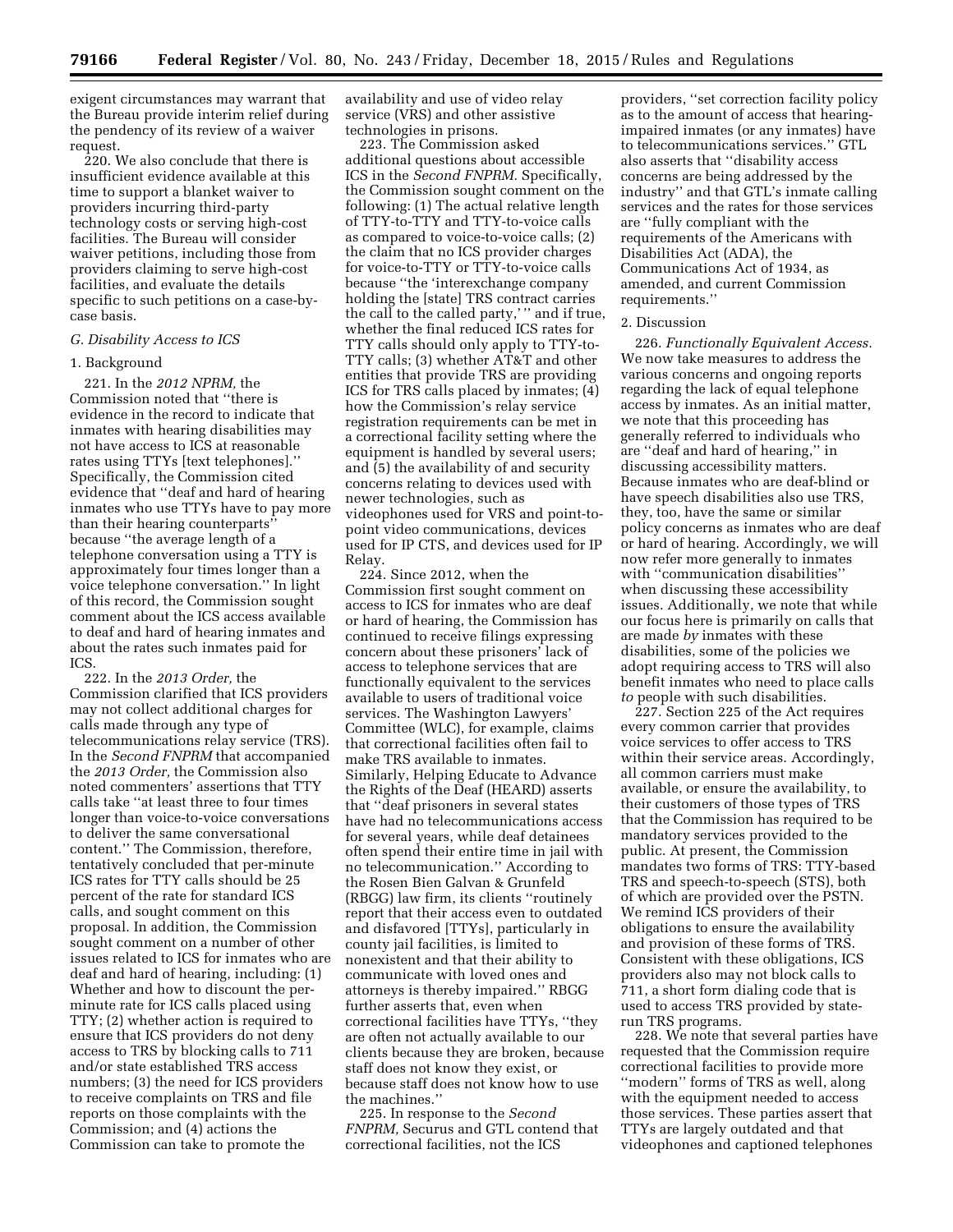exigent circumstances may warrant that the Bureau provide interim relief during the pendency of its review of a waiver request.

220. We also conclude that there is insufficient evidence available at this time to support a blanket waiver to providers incurring third-party technology costs or serving high-cost facilities. The Bureau will consider waiver petitions, including those from providers claiming to serve high-cost facilities, and evaluate the details specific to such petitions on a case-by-case basis.

### G. Disability Access to ICS

#### 1. Background

221. In the *2012 NPRM,* the Commission noted that ''there is evidence in the record to indicate that inmates with hearing disabilities may not have access to ICS at reasonable rates using TTYs [text telephones].'' Specifically, the Commission cited evidence that ''deaf and hard of hearing inmates who use TTYs have to pay more than their hearing counterparts'' because ''the average length of a telephone conversation using a TTY is approximately four times longer than a voice telephone conversation.'' In light of this record, the Commission sought comment about the ICS access available to deaf and hard of hearing inmates and about the rates such inmates paid for ICS.

222. In the *2013 Order,* the Commission clarified that ICS providers may not collect additional charges for calls made through any type of telecommunications relay service (TRS). In the *Second FNPRM* that accompanied the *2013 Order,* the Commission also noted commenters' assertions that TTY calls take ''at least three to four times longer than voice-to-voice conversations to deliver the same conversational content.'' The Commission, therefore, tentatively concluded that per-minute ICS rates for TTY calls should be 25 percent of the rate for standard ICS calls, and sought comment on this proposal. In addition, the Commission sought comment on a number of other issues related to ICS for inmates who are deaf and hard of hearing, including: (1) Whether and how to discount the per-minute rate for ICS calls placed using TTY; (2) whether action is required to ensure that ICS providers do not deny access to TRS by blocking calls to 711 and/or state established TRS access numbers; (3) the need for ICS providers to receive complaints on TRS and file reports on those complaints with the Commission; and (4) actions the Commission can take to promote the availability and use of video relay service (VRS) and other assistive technologies in prisons.

223. The Commission asked additional questions about accessible ICS in the *Second FNPRM.* Specifically, the Commission sought comment on the following: (1) The actual relative length of TTY-to-TTY and TTY-to-voice calls as compared to voice-to-voice calls; (2) the claim that no ICS provider charges for voice-to-TTY or TTY-to-voice calls because ''the 'interexchange company holding the [state] TRS contract carries the call to the called party,' '' and if true, whether the final reduced ICS rates for TTY calls should only apply to TTY-to-TTY calls; (3) whether AT&T and other entities that provide TRS are providing ICS for TRS calls placed by inmates; (4) how the Commission's relay service registration requirements can be met in a correctional facility setting where the equipment is handled by several users; and (5) the availability of and security concerns relating to devices used with newer technologies, such as videophones used for VRS and point-to-point video communications, devices used for IP CTS, and devices used for IP Relay.

224. Since 2012, when the Commission first sought comment on access to ICS for inmates who are deaf or hard of hearing, the Commission has continued to receive filings expressing concern about these prisoners' lack of access to telephone services that are functionally equivalent to the services available to users of traditional voice services. The Washington Lawyers' Committee (WLC), for example, claims that correctional facilities often fail to make TRS available to inmates. Similarly, Helping Educate to Advance the Rights of the Deaf (HEARD) asserts that ''deaf prisoners in several states have had no telecommunications access for several years, while deaf detainees often spend their entire time in jail with no telecommunication.'' According to the Rosen Bien Galvan & Grunfeld (RBGG) law firm, its clients ''routinely report that their access even to outdated and disfavored [TTYs], particularly in county jail facilities, is limited to nonexistent and that their ability to communicate with loved ones and attorneys is thereby impaired.'' RBGG further asserts that, even when correctional facilities have TTYs, ''they are often not actually available to our clients because they are broken, because staff does not know they exist, or because staff does not know how to use the machines.''

225. In response to the *Second FNPRM,* Securus and GTL contend that correctional facilities, not the ICS providers, ''set correction facility policy as to the amount of access that hearing-impaired inmates (or any inmates) have to telecommunications services.'' GTL also asserts that ''disability access concerns are being addressed by the industry'' and that GTL's inmate calling services and the rates for those services are ''fully compliant with the requirements of the Americans with Disabilities Act (ADA), the Communications Act of 1934, as amended, and current Commission requirements.''

#### 2. Discussion

226. *Functionally Equivalent Access.* We now take measures to address the various concerns and ongoing reports regarding the lack of equal telephone access by inmates. As an initial matter, we note that this proceeding has generally referred to individuals who are ''deaf and hard of hearing,'' in discussing accessibility matters. Because inmates who are deaf-blind or have speech disabilities also use TRS, they, too, have the same or similar policy concerns as inmates who are deaf or hard of hearing. Accordingly, we will now refer more generally to inmates with ''communication disabilities'' when discussing these accessibility issues. Additionally, we note that while our focus here is primarily on calls that are made *by* inmates with these disabilities, some of the policies we adopt requiring access to TRS will also benefit inmates who need to place calls *to* people with such disabilities.

227. Section 225 of the Act requires every common carrier that provides voice services to offer access to TRS within their service areas. Accordingly, all common carriers must make available, or ensure the availability, to their customers of those types of TRS that the Commission has required to be mandatory services provided to the public. At present, the Commission mandates two forms of TRS: TTY-based TRS and speech-to-speech (STS), both of which are provided over the PSTN. We remind ICS providers of their obligations to ensure the availability and provision of these forms of TRS. Consistent with these obligations, ICS providers also may not block calls to 711, a short form dialing code that is used to access TRS provided by state-run TRS programs.

228. We note that several parties have requested that the Commission require correctional facilities to provide more ''modern'' forms of TRS as well, along with the equipment needed to access those services. These parties assert that TTYs are largely outdated and that videophones and captioned telephones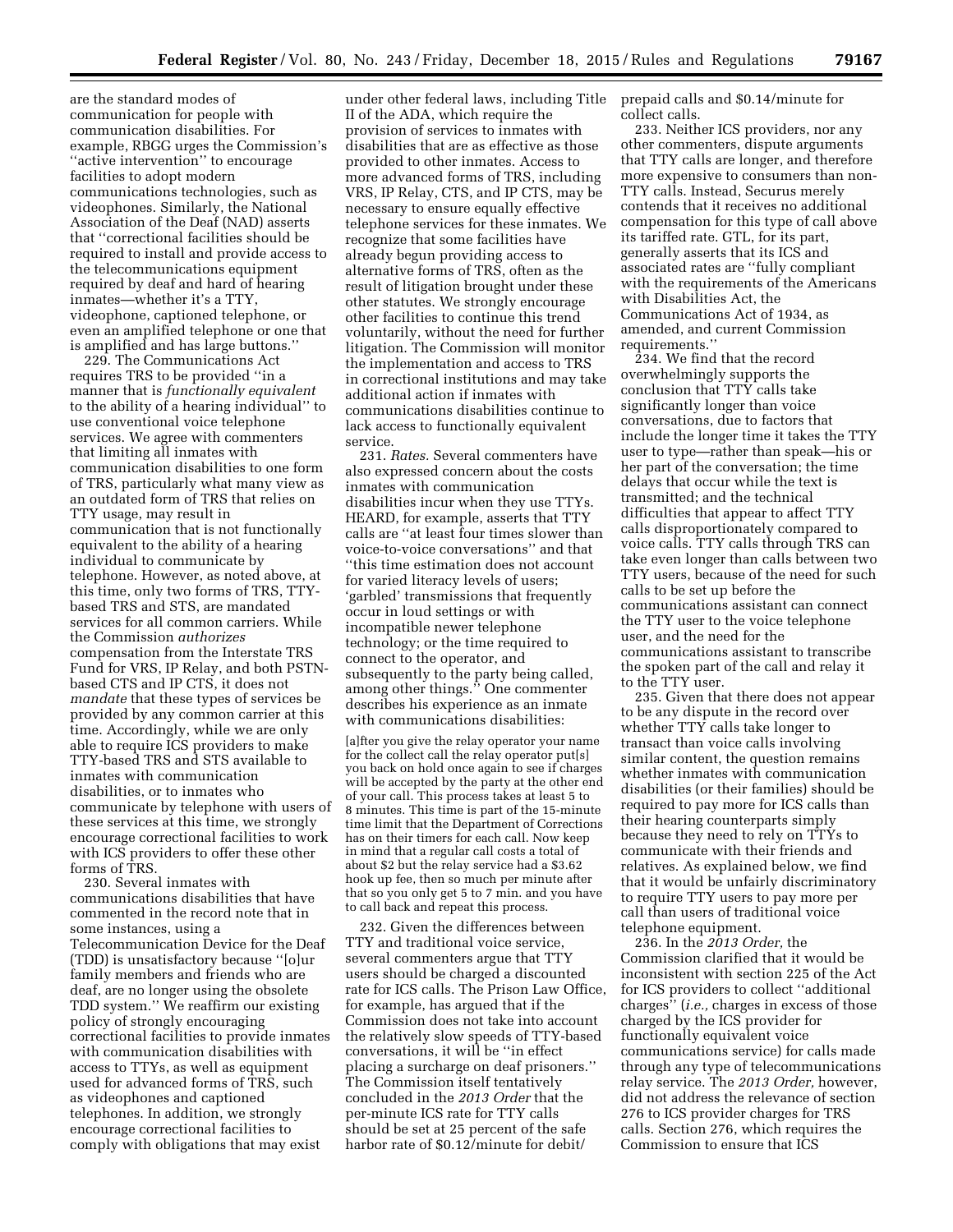are the standard modes of communication for people with communication disabilities. For example, RBGG urges the Commission's ''active intervention'' to encourage facilities to adopt modern communications technologies, such as videophones. Similarly, the National Association of the Deaf (NAD) asserts that ''correctional facilities should be required to install and provide access to the telecommunications equipment required by deaf and hard of hearing inmates—whether it's a TTY, videophone, captioned telephone, or even an amplified telephone or one that is amplified and has large buttons.''

229. The Communications Act requires TRS to be provided ''in a manner that is *functionally equivalent* to the ability of a hearing individual'' to use conventional voice telephone services. We agree with commenters that limiting all inmates with communication disabilities to one form of TRS, particularly what many view as an outdated form of TRS that relies on TTY usage, may result in communication that is not functionally equivalent to the ability of a hearing individual to communicate by telephone. However, as noted above, at this time, only two forms of TRS, TTY-based TRS and STS, are mandated services for all common carriers. While the Commission *authorizes* compensation from the Interstate TRS Fund for VRS, IP Relay, and both PSTN-based CTS and IP CTS, it does not *mandate* that these types of services be provided by any common carrier at this time. Accordingly, while we are only able to require ICS providers to make TTY-based TRS and STS available to inmates with communication disabilities, or to inmates who communicate by telephone with users of these services at this time, we strongly encourage correctional facilities to work with ICS providers to offer these other forms of TRS.

230. Several inmates with communications disabilities that have commented in the record note that in some instances, using a Telecommunication Device for the Deaf (TDD) is unsatisfactory because ''[o]ur family members and friends who are deaf, are no longer using the obsolete TDD system.'' We reaffirm our existing policy of strongly encouraging correctional facilities to provide inmates with communication disabilities with access to TTYs, as well as equipment used for advanced forms of TRS, such as videophones and captioned telephones. In addition, we strongly encourage correctional facilities to comply with obligations that may exist under other federal laws, including Title II of the ADA, which require the provision of services to inmates with disabilities that are as effective as those provided to other inmates. Access to more advanced forms of TRS, including VRS, IP Relay, CTS, and IP CTS, may be necessary to ensure equally effective telephone services for these inmates. We recognize that some facilities have already begun providing access to alternative forms of TRS, often as the result of litigation brought under these other statutes. We strongly encourage other facilities to continue this trend voluntarily, without the need for further litigation. The Commission will monitor the implementation and access to TRS in correctional institutions and may take additional action if inmates with communications disabilities continue to lack access to functionally equivalent service.

231. *Rates.* Several commenters have also expressed concern about the costs inmates with communication disabilities incur when they use TTYs. HEARD, for example, asserts that TTY calls are ''at least four times slower than voice-to-voice conversations'' and that ''this time estimation does not account for varied literacy levels of users; 'garbled' transmissions that frequently occur in loud settings or with incompatible newer telephone technology; or the time required to connect to the operator, and subsequently to the party being called, among other things.'' One commenter describes his experience as an inmate with communications disabilities:

> [a]fter you give the relay operator your name for the collect call the relay operator put[s] you back on hold once again to see if charges will be accepted by the party at the other end of your call. This process takes at least 5 to 8 minutes. This time is part of the 15-minute time limit that the Department of Corrections has on their timers for each call. Now keep in mind that a regular call costs a total of about $2 but the relay service had a $3.62 hook up fee, then so much per minute after that so you only get 5 to 7 min. and you have to call back and repeat this process.

232. Given the differences between TTY and traditional voice service, several commenters argue that TTY users should be charged a discounted rate for ICS calls. The Prison Law Office, for example, has argued that if the Commission does not take into account the relatively slow speeds of TTY-based conversations, it will be ''in effect placing a surcharge on deaf prisoners.'' The Commission itself tentatively concluded in the *2013 Order* that the per-minute ICS rate for TTY calls should be set at 25 percent of the safe harbor rate of $0.12/minute for debit/prepaid calls and $0.14/minute for collect calls.

233. Neither ICS providers, nor any other commenters, dispute arguments that TTY calls are longer, and therefore more expensive to consumers than non-TTY calls. Instead, Securus merely contends that it receives no additional compensation for this type of call above its tariffed rate. GTL, for its part, generally asserts that its ICS and associated rates are ''fully compliant with the requirements of the Americans with Disabilities Act, the Communications Act of 1934, as amended, and current Commission requirements.''

234. We find that the record overwhelmingly supports the conclusion that TTY calls take significantly longer than voice conversations, due to factors that include the longer time it takes the TTY user to type—rather than speak—his or her part of the conversation; the time delays that occur while the text is transmitted; and the technical difficulties that appear to affect TTY calls disproportionately compared to voice calls. TTY calls through TRS can take even longer than calls between two TTY users, because of the need for such calls to be set up before the communications assistant can connect the TTY user to the voice telephone user, and the need for the communications assistant to transcribe the spoken part of the call and relay it to the TTY user.

235. Given that there does not appear to be any dispute in the record over whether TTY calls take longer to transact than voice calls involving similar content, the question remains whether inmates with communication disabilities (or their families) should be required to pay more for ICS calls than their hearing counterparts simply because they need to rely on TTYs to communicate with their friends and relatives. As explained below, we find that it would be unfairly discriminatory to require TTY users to pay more per call than users of traditional voice telephone equipment.

236. In the *2013 Order,* the Commission clarified that it would be inconsistent with section 225 of the Act for ICS providers to collect ''additional charges'' (*i.e.,* charges in excess of those charged by the ICS provider for functionally equivalent voice communications service) for calls made through any type of telecommunications relay service. The *2013 Order,* however, did not address the relevance of section 276 to ICS provider charges for TRS calls. Section 276, which requires the Commission to ensure that ICS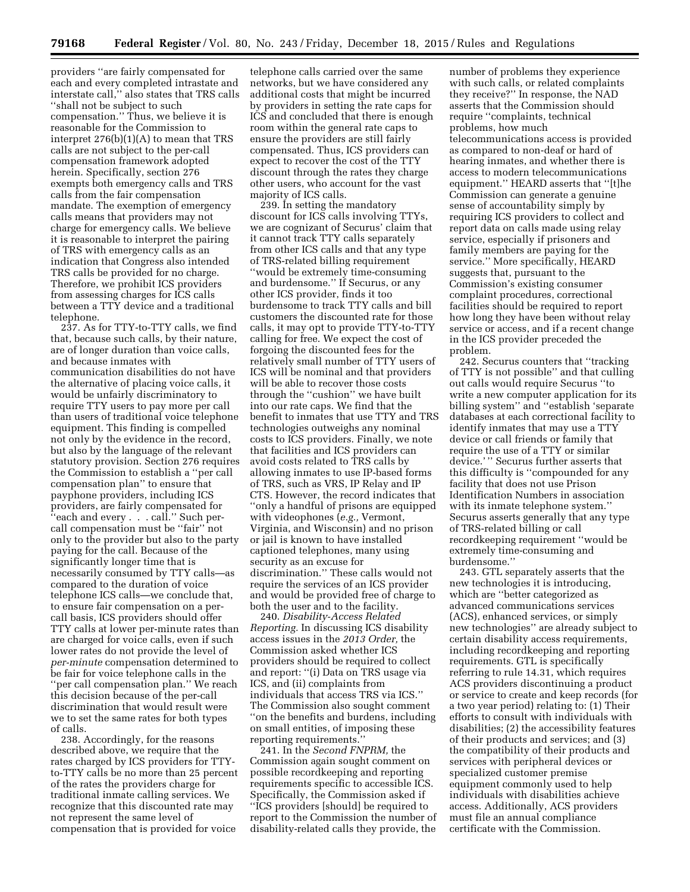providers "are fairly compensated for each and every completed intrastate and interstate call," also states that TRS calls "shall not be subject to such compensation." Thus, we believe it is reasonable for the Commission to interpret 276(b)(1)(A) to mean that TRS calls are not subject to the per-call compensation framework adopted herein. Specifically, section 276 exempts both emergency calls and TRS calls from the fair compensation mandate. The exemption of emergency calls means that providers may not charge for emergency calls. We believe it is reasonable to interpret the pairing of TRS with emergency calls as an indication that Congress also intended TRS calls be provided for no charge. Therefore, we prohibit ICS providers from assessing charges for ICS calls between a TTY device and a traditional telephone.

237. As for TTY-to-TTY calls, we find that, because such calls, by their nature, are of longer duration than voice calls, and because inmates with communication disabilities do not have the alternative of placing voice calls, it would be unfairly discriminatory to require TTY users to pay more per call than users of traditional voice telephone equipment. This finding is compelled not only by the evidence in the record, but also by the language of the relevant statutory provision. Section 276 requires the Commission to establish a "per call compensation plan" to ensure that payphone providers, including ICS providers, are fairly compensated for "each and every . . . call." Such per-call compensation must be "fair" not only to the provider but also to the party paying for the call. Because of the significantly longer time that is necessarily consumed by TTY calls—as compared to the duration of voice telephone ICS calls—we conclude that, to ensure fair compensation on a per-call basis, ICS providers should offer TTY calls at lower per-minute rates than are charged for voice calls, even if such lower rates do not provide the level of *per-minute* compensation determined to be fair for voice telephone calls in the "per call compensation plan." We reach this decision because of the per-call discrimination that would result were we to set the same rates for both types of calls.

238. Accordingly, for the reasons described above, we require that the rates charged by ICS providers for TTY-to-TTY calls be no more than 25 percent of the rates the providers charge for traditional inmate calling services. We recognize that this discounted rate may not represent the same level of compensation that is provided for voice telephone calls carried over the same networks, but we have considered any additional costs that might be incurred by providers in setting the rate caps for ICS and concluded that there is enough room within the general rate caps to ensure the providers are still fairly compensated. Thus, ICS providers can expect to recover the cost of the TTY discount through the rates they charge other users, who account for the vast majority of ICS calls.

239. In setting the mandatory discount for ICS calls involving TTYs, we are cognizant of Securus' claim that it cannot track TTY calls separately from other ICS calls and that any type of TRS-related billing requirement "would be extremely time-consuming and burdensome." If Securus, or any other ICS provider, finds it too burdensome to track TTY calls and bill customers the discounted rate for those calls, it may opt to provide TTY-to-TTY calling for free. We expect the cost of forgoing the discounted fees for the relatively small number of TTY users of ICS will be nominal and that providers will be able to recover those costs through the "cushion" we have built into our rate caps. We find that the benefit to inmates that use TTY and TRS technologies outweighs any nominal costs to ICS providers. Finally, we note that facilities and ICS providers can avoid costs related to TRS calls by allowing inmates to use IP-based forms of TRS, such as VRS, IP Relay and IP CTS. However, the record indicates that "only a handful of prisons are equipped with videophones (*e.g.,* Vermont, Virginia, and Wisconsin) and no prison or jail is known to have installed captioned telephones, many using security as an excuse for discrimination." These calls would not require the services of an ICS provider and would be provided free of charge to both the user and to the facility.

240. *Disability-Access Related Reporting.* In discussing ICS disability access issues in the *2013 Order,* the Commission asked whether ICS providers should be required to collect and report: "(i) Data on TRS usage via ICS, and (ii) complaints from individuals that access TRS via ICS." The Commission also sought comment "on the benefits and burdens, including on small entities, of imposing these reporting requirements."

241. In the *Second FNPRM,* the Commission again sought comment on possible recordkeeping and reporting requirements specific to accessible ICS. Specifically, the Commission asked if "ICS providers [should] be required to report to the Commission the number of disability-related calls they provide, the number of problems they experience with such calls, or related complaints they receive?" In response, the NAD asserts that the Commission should require "complaints, technical problems, how much telecommunications access is provided as compared to non-deaf or hard of hearing inmates, and whether there is access to modern telecommunications equipment." HEARD asserts that "[t]he Commission can generate a genuine sense of accountability simply by requiring ICS providers to collect and report data on calls made using relay service, especially if prisoners and family members are paying for the service." More specifically, HEARD suggests that, pursuant to the Commission's existing consumer complaint procedures, correctional facilities should be required to report how long they have been without relay service or access, and if a recent change in the ICS provider preceded the problem.

242. Securus counters that "tracking of TTY is not possible" and that culling out calls would require Securus "to write a new computer application for its billing system" and "establish 'separate databases at each correctional facility to identify inmates that may use a TTY device or call friends or family that require the use of a TTY or similar device.'" Securus further asserts that this difficulty is "compounded for any facility that does not use Prison Identification Numbers in association with its inmate telephone system." Securus asserts generally that any type of TRS-related billing or call recordkeeping requirement "would be extremely time-consuming and burdensome."

243. GTL separately asserts that the new technologies it is introducing, which are "better categorized as advanced communications services (ACS), enhanced services, or simply new technologies" are already subject to certain disability access requirements, including recordkeeping and reporting requirements. GTL is specifically referring to rule 14.31, which requires ACS providers discontinuing a product or service to create and keep records (for a two year period) relating to: (1) Their efforts to consult with individuals with disabilities; (2) the accessibility features of their products and services; and (3) the compatibility of their products and services with peripheral devices or specialized customer premise equipment commonly used to help individuals with disabilities achieve access. Additionally, ACS providers must file an annual compliance certificate with the Commission.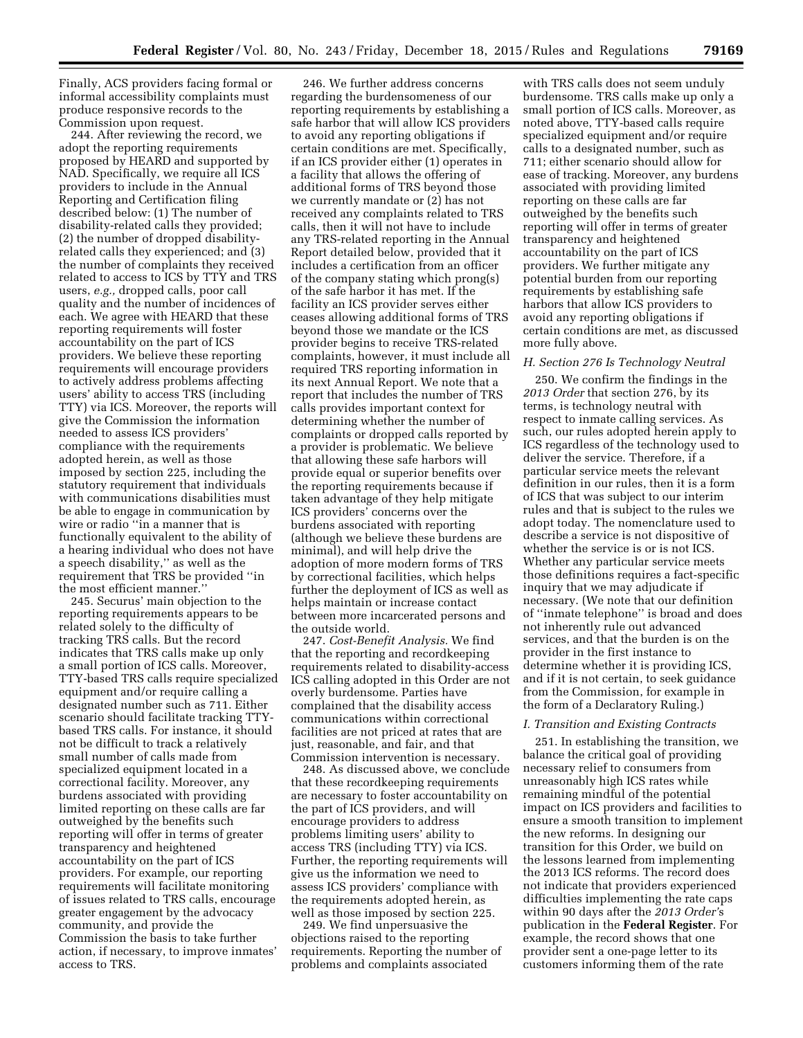Finally, ACS providers facing formal or informal accessibility complaints must produce responsive records to the Commission upon request.

244. After reviewing the record, we adopt the reporting requirements proposed by HEARD and supported by NAD. Specifically, we require all ICS providers to include in the Annual Reporting and Certification filing described below: (1) The number of disability-related calls they provided; (2) the number of dropped disability-related calls they experienced; and (3) the number of complaints they received related to access to ICS by TTY and TRS users, *e.g.,* dropped calls, poor call quality and the number of incidences of each. We agree with HEARD that these reporting requirements will foster accountability on the part of ICS providers. We believe these reporting requirements will encourage providers to actively address problems affecting users' ability to access TRS (including TTY) via ICS. Moreover, the reports will give the Commission the information needed to assess ICS providers' compliance with the requirements adopted herein, as well as those imposed by section 225, including the statutory requirement that individuals with communications disabilities must be able to engage in communication by wire or radio "in a manner that is functionally equivalent to the ability of a hearing individual who does not have a speech disability," as well as the requirement that TRS be provided "in the most efficient manner."

245. Securus' main objection to the reporting requirements appears to be related solely to the difficulty of tracking TRS calls. But the record indicates that TRS calls make up only a small portion of ICS calls. Moreover, TTY-based TRS calls require specialized equipment and/or require calling a designated number such as 711. Either scenario should facilitate tracking TTY-based TRS calls. For instance, it should not be difficult to track a relatively small number of calls made from specialized equipment located in a correctional facility. Moreover, any burdens associated with providing limited reporting on these calls are far outweighed by the benefits such reporting will offer in terms of greater transparency and heightened accountability on the part of ICS providers. For example, our reporting requirements will facilitate monitoring of issues related to TRS calls, encourage greater engagement by the advocacy community, and provide the Commission the basis to take further action, if necessary, to improve inmates' access to TRS.

246. We further address concerns regarding the burdensomeness of our reporting requirements by establishing a safe harbor that will allow ICS providers to avoid any reporting obligations if certain conditions are met. Specifically, if an ICS provider either (1) operates in a facility that allows the offering of additional forms of TRS beyond those we currently mandate or (2) has not received any complaints related to TRS calls, then it will not have to include any TRS-related reporting in the Annual Report detailed below, provided that it includes a certification from an officer of the company stating which prong(s) of the safe harbor it has met. If the facility an ICS provider serves either ceases allowing additional forms of TRS beyond those we mandate or the ICS provider begins to receive TRS-related complaints, however, it must include all required TRS reporting information in its next Annual Report. We note that a report that includes the number of TRS calls provides important context for determining whether the number of complaints or dropped calls reported by a provider is problematic. We believe that allowing these safe harbors will provide equal or superior benefits over the reporting requirements because if taken advantage of they help mitigate ICS providers' concerns over the burdens associated with reporting (although we believe these burdens are minimal), and will help drive the adoption of more modern forms of TRS by correctional facilities, which helps further the deployment of ICS as well as helps maintain or increase contact between more incarcerated persons and the outside world.

247. *Cost-Benefit Analysis.* We find that the reporting and recordkeeping requirements related to disability-access ICS calling adopted in this Order are not overly burdensome. Parties have complained that the disability access communications within correctional facilities are not priced at rates that are just, reasonable, and fair, and that Commission intervention is necessary.

248. As discussed above, we conclude that these recordkeeping requirements are necessary to foster accountability on the part of ICS providers, and will encourage providers to address problems limiting users' ability to access TRS (including TTY) via ICS. Further, the reporting requirements will give us the information we need to assess ICS providers' compliance with the requirements adopted herein, as well as those imposed by section 225.

249. We find unpersuasive the objections raised to the reporting requirements. Reporting the number of problems and complaints associated with TRS calls does not seem unduly burdensome. TRS calls make up only a small portion of ICS calls. Moreover, as noted above, TTY-based calls require specialized equipment and/or require calls to a designated number, such as 711; either scenario should allow for ease of tracking. Moreover, any burdens associated with providing limited reporting on these calls are far outweighed by the benefits such reporting will offer in terms of greater transparency and heightened accountability on the part of ICS providers. We further mitigate any potential burden from our reporting requirements by establishing safe harbors that allow ICS providers to avoid any reporting obligations if certain conditions are met, as discussed more fully above.

### H. Section 276 Is Technology Neutral

250. We confirm the findings in the *2013 Order* that section 276, by its terms, is technology neutral with respect to inmate calling services. As such, our rules adopted herein apply to ICS regardless of the technology used to deliver the service. Therefore, if a particular service meets the relevant definition in our rules, then it is a form of ICS that was subject to our interim rules and that is subject to the rules we adopt today. The nomenclature used to describe a service is not dispositive of whether the service is or is not ICS. Whether any particular service meets those definitions requires a fact-specific inquiry that we may adjudicate if necessary. (We note that our definition of "inmate telephone" is broad and does not inherently rule out advanced services, and that the burden is on the provider in the first instance to determine whether it is providing ICS, and if it is not certain, to seek guidance from the Commission, for example in the form of a Declaratory Ruling.)

### I. Transition and Existing Contracts

251. In establishing the transition, we balance the critical goal of providing necessary relief to consumers from unreasonably high ICS rates while remaining mindful of the potential impact on ICS providers and facilities to ensure a smooth transition to implement the new reforms. In designing our transition for this Order, we build on the lessons learned from implementing the 2013 ICS reforms. The record does not indicate that providers experienced difficulties implementing the rate caps within 90 days after the *2013 Order*'s publication in the **Federal Register**. For example, the record shows that one provider sent a one-page letter to its customers informing them of the rate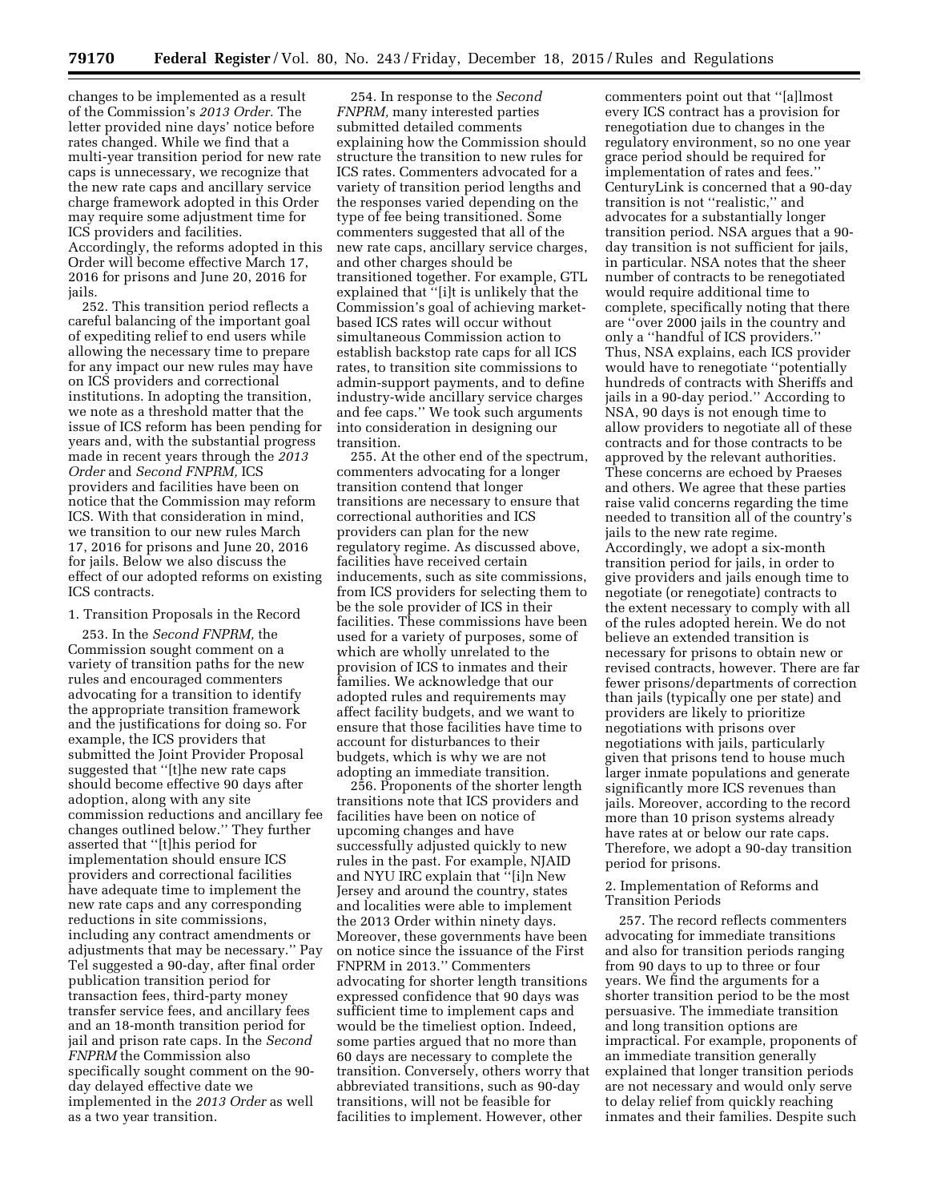changes to be implemented as a result of the Commission's *2013 Order*. The letter provided nine days' notice before rates changed. While we find that a multi-year transition period for new rate caps is unnecessary, we recognize that the new rate caps and ancillary service charge framework adopted in this Order may require some adjustment time for ICS providers and facilities. Accordingly, the reforms adopted in this Order will become effective March 17, 2016 for prisons and June 20, 2016 for jails.

252. This transition period reflects a careful balancing of the important goal of expediting relief to end users while allowing the necessary time to prepare for any impact our new rules may have on ICS providers and correctional institutions. In adopting the transition, we note as a threshold matter that the issue of ICS reform has been pending for years and, with the substantial progress made in recent years through the *2013 Order* and *Second FNPRM,* ICS providers and facilities have been on notice that the Commission may reform ICS. With that consideration in mind, we transition to our new rules March 17, 2016 for prisons and June 20, 2016 for jails. Below we also discuss the effect of our adopted reforms on existing ICS contracts.

1. Transition Proposals in the Record

253. In the *Second FNPRM,* the Commission sought comment on a variety of transition paths for the new rules and encouraged commenters advocating for a transition to identify the appropriate transition framework and the justifications for doing so. For example, the ICS providers that submitted the Joint Provider Proposal suggested that ''[t]he new rate caps should become effective 90 days after adoption, along with any site commission reductions and ancillary fee changes outlined below.'' They further asserted that ''[t]his period for implementation should ensure ICS providers and correctional facilities have adequate time to implement the new rate caps and any corresponding reductions in site commissions, including any contract amendments or adjustments that may be necessary.'' Pay Tel suggested a 90-day, after final order publication transition period for transaction fees, third-party money transfer service fees, and ancillary fees and an 18-month transition period for jail and prison rate caps. In the *Second FNPRM* the Commission also specifically sought comment on the 90-day delayed effective date we implemented in the *2013 Order* as well as a two year transition.

254. In response to the *Second FNPRM,* many interested parties submitted detailed comments explaining how the Commission should structure the transition to new rules for ICS rates. Commenters advocated for a variety of transition period lengths and the responses varied depending on the type of fee being transitioned. Some commenters suggested that all of the new rate caps, ancillary service charges, and other charges should be transitioned together. For example, GTL explained that ''[i]t is unlikely that the Commission's goal of achieving market-based ICS rates will occur without simultaneous Commission action to establish backstop rate caps for all ICS rates, to transition site commissions to admin-support payments, and to define industry-wide ancillary service charges and fee caps.'' We took such arguments into consideration in designing our transition.

255. At the other end of the spectrum, commenters advocating for a longer transition contend that longer transitions are necessary to ensure that correctional authorities and ICS providers can plan for the new regulatory regime. As discussed above, facilities have received certain inducements, such as site commissions, from ICS providers for selecting them to be the sole provider of ICS in their facilities. These commissions have been used for a variety of purposes, some of which are wholly unrelated to the provision of ICS to inmates and their families. We acknowledge that our adopted rules and requirements may affect facility budgets, and we want to ensure that those facilities have time to account for disturbances to their budgets, which is why we are not adopting an immediate transition.

256. Proponents of the shorter length transitions note that ICS providers and facilities have been on notice of upcoming changes and have successfully adjusted quickly to new rules in the past. For example, NJAID and NYU IRC explain that ''[i]n New Jersey and around the country, states and localities were able to implement the 2013 Order within ninety days. Moreover, these governments have been on notice since the issuance of the First FNPRM in 2013.'' Commenters advocating for shorter length transitions expressed confidence that 90 days was sufficient time to implement caps and would be the timeliest option. Indeed, some parties argued that no more than 60 days are necessary to complete the transition. Conversely, others worry that abbreviated transitions, such as 90-day transitions, will not be feasible for facilities to implement. However, other commenters point out that ''[a]lmost every ICS contract has a provision for renegotiation due to changes in the regulatory environment, so no one year grace period should be required for implementation of rates and fees.'' CenturyLink is concerned that a 90-day transition is not ''realistic,'' and advocates for a substantially longer transition period. NSA argues that a 90-day transition is not sufficient for jails, in particular. NSA notes that the sheer number of contracts to be renegotiated would require additional time to complete, specifically noting that there are ''over 2000 jails in the country and only a ''handful of ICS providers.'' Thus, NSA explains, each ICS provider would have to renegotiate ''potentially hundreds of contracts with Sheriffs and jails in a 90-day period.'' According to NSA, 90 days is not enough time to allow providers to negotiate all of these contracts and for those contracts to be approved by the relevant authorities. These concerns are echoed by Praeses and others. We agree that these parties raise valid concerns regarding the time needed to transition all of the country's jails to the new rate regime. Accordingly, we adopt a six-month transition period for jails, in order to give providers and jails enough time to negotiate (or renegotiate) contracts to the extent necessary to comply with all of the rules adopted herein. We do not believe an extended transition is necessary for prisons to obtain new or revised contracts, however. There are far fewer prisons/departments of correction than jails (typically one per state) and providers are likely to prioritize negotiations with prisons over negotiations with jails, particularly given that prisons tend to house much larger inmate populations and generate significantly more ICS revenues than jails. Moreover, according to the record more than 10 prison systems already have rates at or below our rate caps. Therefore, we adopt a 90-day transition period for prisons.

2. Implementation of Reforms and Transition Periods

257. The record reflects commenters advocating for immediate transitions and also for transition periods ranging from 90 days to up to three or four years. We find the arguments for a shorter transition period to be the most persuasive. The immediate transition and long transition options are impractical. For example, proponents of an immediate transition generally explained that longer transition periods are not necessary and would only serve to delay relief from quickly reaching inmates and their families. Despite such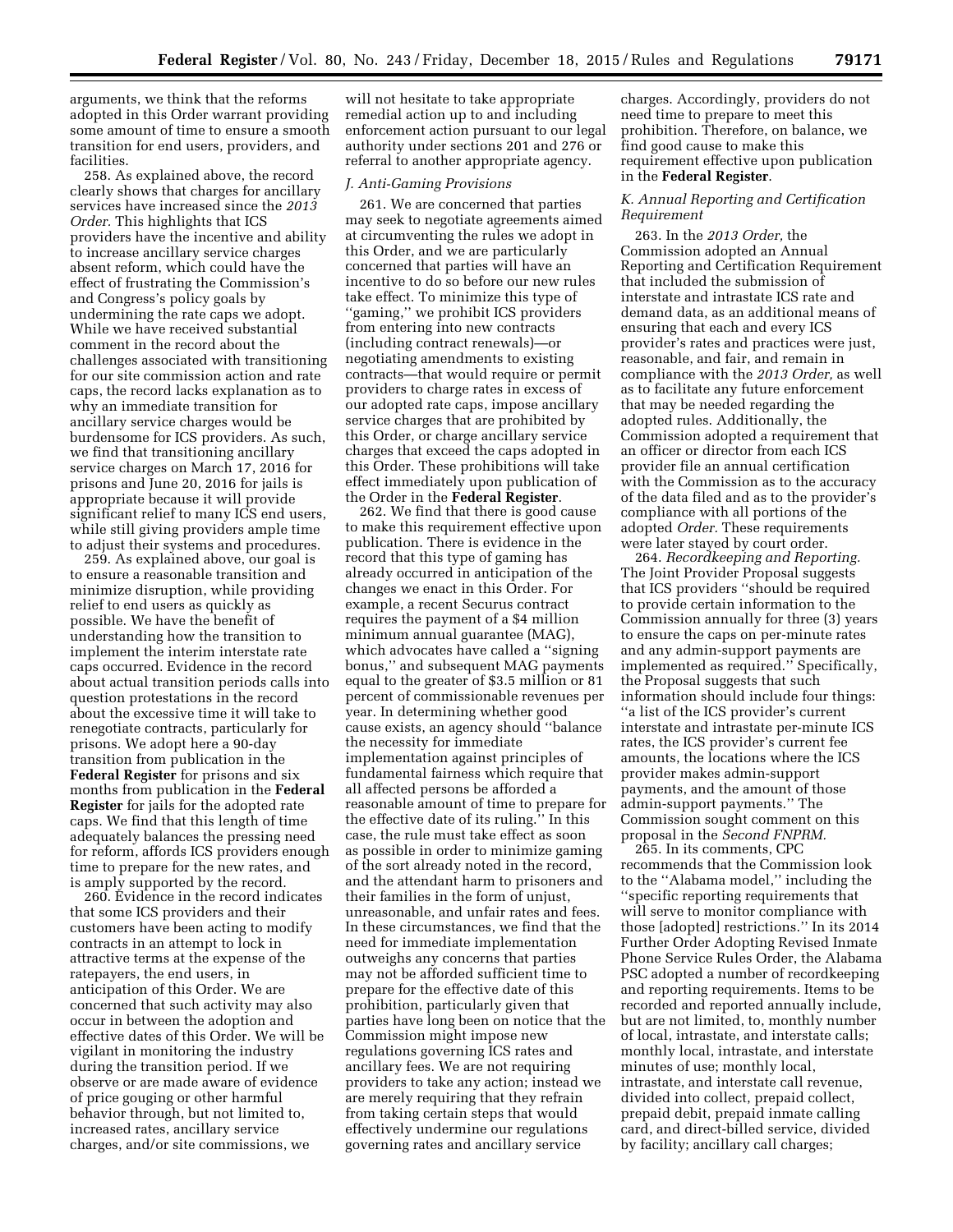arguments, we think that the reforms adopted in this Order warrant providing some amount of time to ensure a smooth transition for end users, providers, and facilities.

258. As explained above, the record clearly shows that charges for ancillary services have increased since the *2013 Order*. This highlights that ICS providers have the incentive and ability to increase ancillary service charges absent reform, which could have the effect of frustrating the Commission's and Congress's policy goals by undermining the rate caps we adopt. While we have received substantial comment in the record about the challenges associated with transitioning for our site commission action and rate caps, the record lacks explanation as to why an immediate transition for ancillary service charges would be burdensome for ICS providers. As such, we find that transitioning ancillary service charges on March 17, 2016 for prisons and June 20, 2016 for jails is appropriate because it will provide significant relief to many ICS end users, while still giving providers ample time to adjust their systems and procedures.

259. As explained above, our goal is to ensure a reasonable transition and minimize disruption, while providing relief to end users as quickly as possible. We have the benefit of understanding how the transition to implement the interim interstate rate caps occurred. Evidence in the record about actual transition periods calls into question protestations in the record about the excessive time it will take to renegotiate contracts, particularly for prisons. We adopt here a 90-day transition from publication in the **Federal Register** for prisons and six months from publication in the **Federal Register** for jails for the adopted rate caps. We find that this length of time adequately balances the pressing need for reform, affords ICS providers enough time to prepare for the new rates, and is amply supported by the record.

260. Evidence in the record indicates that some ICS providers and their customers have been acting to modify contracts in an attempt to lock in attractive terms at the expense of the ratepayers, the end users, in anticipation of this Order. We are concerned that such activity may also occur in between the adoption and effective dates of this Order. We will be vigilant in monitoring the industry during the transition period. If we observe or are made aware of evidence of price gouging or other harmful behavior through, but not limited to, increased rates, ancillary service charges, and/or site commissions, we will not hesitate to take appropriate remedial action up to and including enforcement action pursuant to our legal authority under sections 201 and 276 or referral to another appropriate agency.

### *J. Anti-Gaming Provisions*

261. We are concerned that parties may seek to negotiate agreements aimed at circumventing the rules we adopt in this Order, and we are particularly concerned that parties will have an incentive to do so before our new rules take effect. To minimize this type of "gaming," we prohibit ICS providers from entering into new contracts (including contract renewals)—or negotiating amendments to existing contracts—that would require or permit providers to charge rates in excess of our adopted rate caps, impose ancillary service charges that are prohibited by this Order, or charge ancillary service charges that exceed the caps adopted in this Order. These prohibitions will take effect immediately upon publication of the Order in the **Federal Register**.

262. We find that there is good cause to make this requirement effective upon publication. There is evidence in the record that this type of gaming has already occurred in anticipation of the changes we enact in this Order. For example, a recent Securus contract requires the payment of a $4 million minimum annual guarantee (MAG), which advocates have called a "signing bonus," and subsequent MAG payments equal to the greater of $3.5 million or 81 percent of commissionable revenues per year. In determining whether good cause exists, an agency should "balance the necessity for immediate implementation against principles of fundamental fairness which require that all affected persons be afforded a reasonable amount of time to prepare for the effective date of its ruling." In this case, the rule must take effect as soon as possible in order to minimize gaming of the sort already noted in the record, and the attendant harm to prisoners and their families in the form of unjust, unreasonable, and unfair rates and fees. In these circumstances, we find that the need for immediate implementation outweighs any concerns that parties may not be afforded sufficient time to prepare for the effective date of this prohibition, particularly given that parties have long been on notice that the Commission might impose new regulations governing ICS rates and ancillary fees. We are not requiring providers to take any action; instead we are merely requiring that they refrain from taking certain steps that would effectively undermine our regulations governing rates and ancillary service charges. Accordingly, providers do not need time to prepare to meet this prohibition. Therefore, on balance, we find good cause to make this requirement effective upon publication in the **Federal Register**.

### *K. Annual Reporting and Certification Requirement*

263. In the *2013 Order,* the Commission adopted an Annual Reporting and Certification Requirement that included the submission of interstate and intrastate ICS rate and demand data, as an additional means of ensuring that each and every ICS provider's rates and practices were just, reasonable, and fair, and remain in compliance with the *2013 Order,* as well as to facilitate any future enforcement that may be needed regarding the adopted rules. Additionally, the Commission adopted a requirement that an officer or director from each ICS provider file an annual certification with the Commission as to the accuracy of the data filed and as to the provider's compliance with all portions of the adopted *Order.* These requirements were later stayed by court order.

264. *Recordkeeping and Reporting.* The Joint Provider Proposal suggests that ICS providers "should be required to provide certain information to the Commission annually for three (3) years to ensure the caps on per-minute rates and any admin-support payments are implemented as required." Specifically, the Proposal suggests that such information should include four things: "a list of the ICS provider's current interstate and intrastate per-minute ICS rates, the ICS provider's current fee amounts, the locations where the ICS provider makes admin-support payments, and the amount of those admin-support payments." The Commission sought comment on this proposal in the *Second FNPRM.*

265. In its comments, CPC recommends that the Commission look to the "Alabama model," including the "specific reporting requirements that will serve to monitor compliance with those [adopted] restrictions." In its 2014 Further Order Adopting Revised Inmate Phone Service Rules Order, the Alabama PSC adopted a number of recordkeeping and reporting requirements. Items to be recorded and reported annually include, but are not limited, to, monthly number of local, intrastate, and interstate calls; monthly local, intrastate, and interstate minutes of use; monthly local, intrastate, and interstate call revenue, divided into collect, prepaid collect, prepaid debit, prepaid inmate calling card, and direct-billed service, divided by facility; ancillary call charges;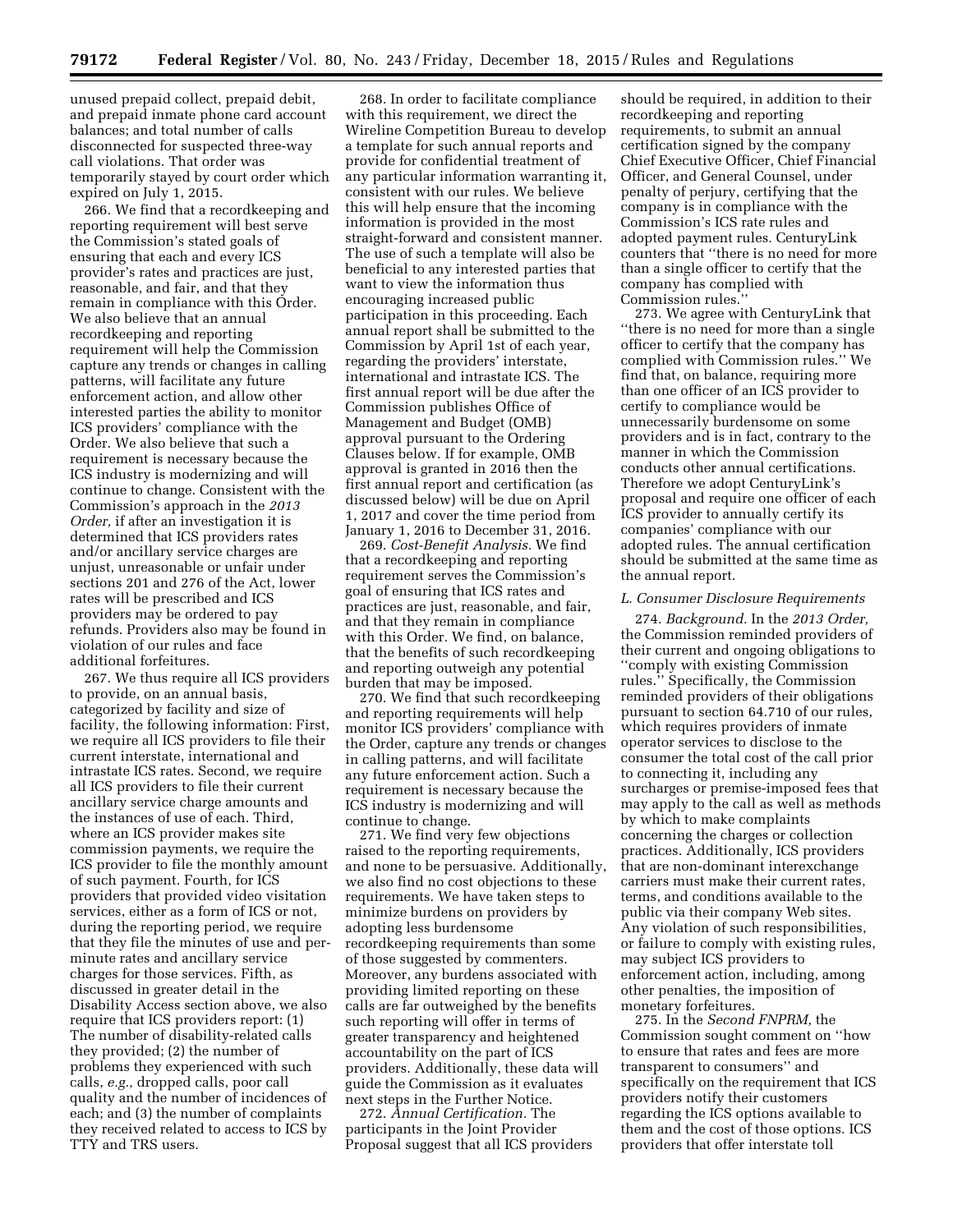unused prepaid collect, prepaid debit, and prepaid inmate phone card account balances; and total number of calls disconnected for suspected three-way call violations. That order was temporarily stayed by court order which expired on July 1, 2015.

266. We find that a recordkeeping and reporting requirement will best serve the Commission's stated goals of ensuring that each and every ICS provider's rates and practices are just, reasonable, and fair, and that they remain in compliance with this Order. We also believe that an annual recordkeeping and reporting requirement will help the Commission capture any trends or changes in calling patterns, will facilitate any future enforcement action, and allow other interested parties the ability to monitor ICS providers' compliance with the Order. We also believe that such a requirement is necessary because the ICS industry is modernizing and will continue to change. Consistent with the Commission's approach in the *2013 Order,* if after an investigation it is determined that ICS providers rates and/or ancillary service charges are unjust, unreasonable or unfair under sections 201 and 276 of the Act, lower rates will be prescribed and ICS providers may be ordered to pay refunds. Providers also may be found in violation of our rules and face additional forfeitures.

267. We thus require all ICS providers to provide, on an annual basis, categorized by facility and size of facility, the following information: First, we require all ICS providers to file their current interstate, international and intrastate ICS rates. Second, we require all ICS providers to file their current ancillary service charge amounts and the instances of use of each. Third, where an ICS provider makes site commission payments, we require the ICS provider to file the monthly amount of such payment. Fourth, for ICS providers that provided video visitation services, either as a form of ICS or not, during the reporting period, we require that they file the minutes of use and per-minute rates and ancillary service charges for those services. Fifth, as discussed in greater detail in the Disability Access section above, we also require that ICS providers report: (1) The number of disability-related calls they provided; (2) the number of problems they experienced with such calls, *e.g.,* dropped calls, poor call quality and the number of incidences of each; and (3) the number of complaints they received related to access to ICS by TTY and TRS users.

268. In order to facilitate compliance with this requirement, we direct the Wireline Competition Bureau to develop a template for such annual reports and provide for confidential treatment of any particular information warranting it, consistent with our rules. We believe this will help ensure that the incoming information is provided in the most straight-forward and consistent manner. The use of such a template will also be beneficial to any interested parties that want to view the information thus encouraging increased public participation in this proceeding. Each annual report shall be submitted to the Commission by April 1st of each year, regarding the providers' interstate, international and intrastate ICS. The first annual report will be due after the Commission publishes Office of Management and Budget (OMB) approval pursuant to the Ordering Clauses below. If for example, OMB approval is granted in 2016 then the first annual report and certification (as discussed below) will be due on April 1, 2017 and cover the time period from January 1, 2016 to December 31, 2016.

269. *Cost-Benefit Analysis.* We find that a recordkeeping and reporting requirement serves the Commission's goal of ensuring that ICS rates and practices are just, reasonable, and fair, and that they remain in compliance with this Order. We find, on balance, that the benefits of such recordkeeping and reporting outweigh any potential burden that may be imposed.

270. We find that such recordkeeping and reporting requirements will help monitor ICS providers' compliance with the Order, capture any trends or changes in calling patterns, and will facilitate any future enforcement action. Such a requirement is necessary because the ICS industry is modernizing and will continue to change.

271. We find very few objections raised to the reporting requirements, and none to be persuasive. Additionally, we also find no cost objections to these requirements. We have taken steps to minimize burdens on providers by adopting less burdensome recordkeeping requirements than some of those suggested by commenters. Moreover, any burdens associated with providing limited reporting on these calls are far outweighed by the benefits such reporting will offer in terms of greater transparency and heightened accountability on the part of ICS providers. Additionally, these data will guide the Commission as it evaluates next steps in the Further Notice.

272. *Annual Certification.* The participants in the Joint Provider Proposal suggest that all ICS providers should be required, in addition to their recordkeeping and reporting requirements, to submit an annual certification signed by the company Chief Executive Officer, Chief Financial Officer, and General Counsel, under penalty of perjury, certifying that the company is in compliance with the Commission's ICS rate rules and adopted payment rules. CenturyLink counters that "there is no need for more than a single officer to certify that the company has complied with Commission rules."

273. We agree with CenturyLink that "there is no need for more than a single officer to certify that the company has complied with Commission rules." We find that, on balance, requiring more than one officer of an ICS provider to certify to compliance would be unnecessarily burdensome on some providers and is in fact, contrary to the manner in which the Commission conducts other annual certifications. Therefore we adopt CenturyLink's proposal and require one officer of each ICS provider to annually certify its companies' compliance with our adopted rules. The annual certification should be submitted at the same time as the annual report.

### *L. Consumer Disclosure Requirements*

274. *Background.* In the *2013 Order,* the Commission reminded providers of their current and ongoing obligations to "comply with existing Commission rules." Specifically, the Commission reminded providers of their obligations pursuant to section 64.710 of our rules, which requires providers of inmate operator services to disclose to the consumer the total cost of the call prior to connecting it, including any surcharges or premise-imposed fees that may apply to the call as well as methods by which to make complaints concerning the charges or collection practices. Additionally, ICS providers that are non-dominant interexchange carriers must make their current rates, terms, and conditions available to the public via their company Web sites. Any violation of such responsibilities, or failure to comply with existing rules, may subject ICS providers to enforcement action, including, among other penalties, the imposition of monetary forfeitures.

275. In the *Second FNPRM,* the Commission sought comment on "how to ensure that rates and fees are more transparent to consumers" and specifically on the requirement that ICS providers notify their customers regarding the ICS options available to them and the cost of those options. ICS providers that offer interstate toll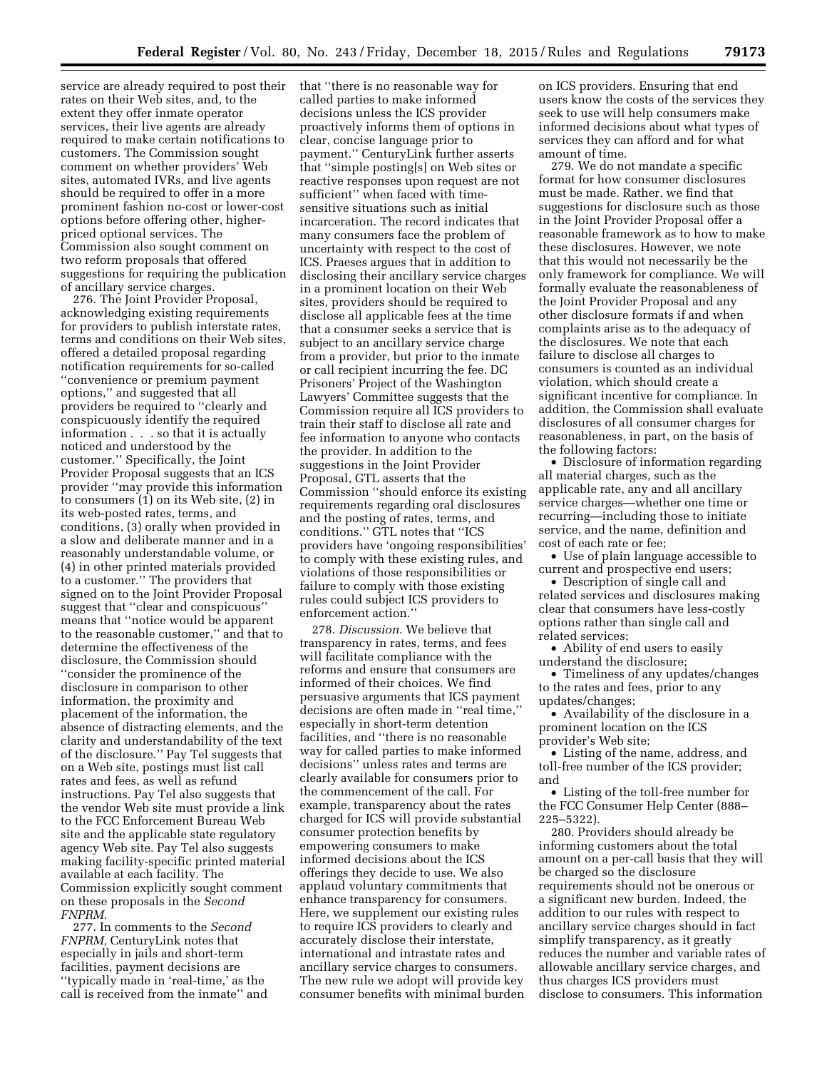service are already required to post their rates on their Web sites, and, to the extent they offer inmate operator services, their live agents are already required to make certain notifications to customers. The Commission sought comment on whether providers' Web sites, automated IVRs, and live agents should be required to offer in a more prominent fashion no-cost or lower-cost options before offering other, higher-priced optional services. The Commission also sought comment on two reform proposals that offered suggestions for requiring the publication of ancillary service charges.

276. The Joint Provider Proposal, acknowledging existing requirements for providers to publish interstate rates, terms and conditions on their Web sites, offered a detailed proposal regarding notification requirements for so-called ''convenience or premium payment options,'' and suggested that all providers be required to ''clearly and conspicuously identify the required information . . . so that it is actually noticed and understood by the customer.'' Specifically, the Joint Provider Proposal suggests that an ICS provider ''may provide this information to consumers (1) on its Web site, (2) in its web-posted rates, terms, and conditions, (3) orally when provided in a slow and deliberate manner and in a reasonably understandable volume, or (4) in other printed materials provided to a customer.'' The providers that signed on to the Joint Provider Proposal suggest that ''clear and conspicuous'' means that ''notice would be apparent to the reasonable customer,'' and that to determine the effectiveness of the disclosure, the Commission should ''consider the prominence of the disclosure in comparison to other information, the proximity and placement of the information, the absence of distracting elements, and the clarity and understandability of the text of the disclosure.'' Pay Tel suggests that on a Web site, postings must list call rates and fees, as well as refund instructions. Pay Tel also suggests that the vendor Web site must provide a link to the FCC Enforcement Bureau Web site and the applicable state regulatory agency Web site. Pay Tel also suggests making facility-specific printed material available at each facility. The Commission explicitly sought comment on these proposals in the *Second FNPRM.*

277. In comments to the *Second FNPRM,* CenturyLink notes that especially in jails and short-term facilities, payment decisions are ''typically made in 'real-time,' as the call is received from the inmate'' and that ''there is no reasonable way for called parties to make informed decisions unless the ICS provider proactively informs them of options in clear, concise language prior to payment.'' CenturyLink further asserts that ''simple posting[s] on Web sites or reactive responses upon request are not sufficient'' when faced with time-sensitive situations such as initial incarceration. The record indicates that many consumers face the problem of uncertainty with respect to the cost of ICS. Praeses argues that in addition to disclosing their ancillary service charges in a prominent location on their Web sites, providers should be required to disclose all applicable fees at the time that a consumer seeks a service that is subject to an ancillary service charge from a provider, but prior to the inmate or call recipient incurring the fee. DC Prisoners' Project of the Washington Lawyers' Committee suggests that the Commission require all ICS providers to train their staff to disclose all rate and fee information to anyone who contacts the provider. In addition to the suggestions in the Joint Provider Proposal, GTL asserts that the Commission ''should enforce its existing requirements regarding oral disclosures and the posting of rates, terms, and conditions.'' GTL notes that ''ICS providers have 'ongoing responsibilities' to comply with these existing rules, and violations of those responsibilities or failure to comply with those existing rules could subject ICS providers to enforcement action.''

278. *Discussion.* We believe that transparency in rates, terms, and fees will facilitate compliance with the reforms and ensure that consumers are informed of their choices. We find persuasive arguments that ICS payment decisions are often made in ''real time,'' especially in short-term detention facilities, and ''there is no reasonable way for called parties to make informed decisions'' unless rates and terms are clearly available for consumers prior to the commencement of the call. For example, transparency about the rates charged for ICS will provide substantial consumer protection benefits by empowering consumers to make informed decisions about the ICS offerings they decide to use. We also applaud voluntary commitments that enhance transparency for consumers. Here, we supplement our existing rules to require ICS providers to clearly and accurately disclose their interstate, international and intrastate rates and ancillary service charges to consumers. The new rule we adopt will provide key consumer benefits with minimal burden on ICS providers. Ensuring that end users know the costs of the services they seek to use will help consumers make informed decisions about what types of services they can afford and for what amount of time.

279. We do not mandate a specific format for how consumer disclosures must be made. Rather, we find that suggestions for disclosure such as those in the Joint Provider Proposal offer a reasonable framework as to how to make these disclosures. However, we note that this would not necessarily be the only framework for compliance. We will formally evaluate the reasonableness of the Joint Provider Proposal and any other disclosure formats if and when complaints arise as to the adequacy of the disclosures. We note that each failure to disclose all charges to consumers is counted as an individual violation, which should create a significant incentive for compliance. In addition, the Commission shall evaluate disclosures of all consumer charges for reasonableness, in part, on the basis of the following factors:

- Disclosure of information regarding all material charges, such as the applicable rate, any and all ancillary service charges—whether one time or recurring—including those to initiate service, and the name, definition and cost of each rate or fee;
- Use of plain language accessible to current and prospective end users;
- Description of single call and related services and disclosures making clear that consumers have less-costly options rather than single call and related services;
- Ability of end users to easily understand the disclosure;
- Timeliness of any updates/changes to the rates and fees, prior to any updates/changes;
- Availability of the disclosure in a prominent location on the ICS provider's Web site;
- Listing of the name, address, and toll-free number of the ICS provider; and
- Listing of the toll-free number for the FCC Consumer Help Center (888–225–5322).

280. Providers should already be informing customers about the total amount on a per-call basis that they will be charged so the disclosure requirements should not be onerous or a significant new burden. Indeed, the addition to our rules with respect to ancillary service charges should in fact simplify transparency, as it greatly reduces the number and variable rates of allowable ancillary service charges, and thus charges ICS providers must disclose to consumers. This information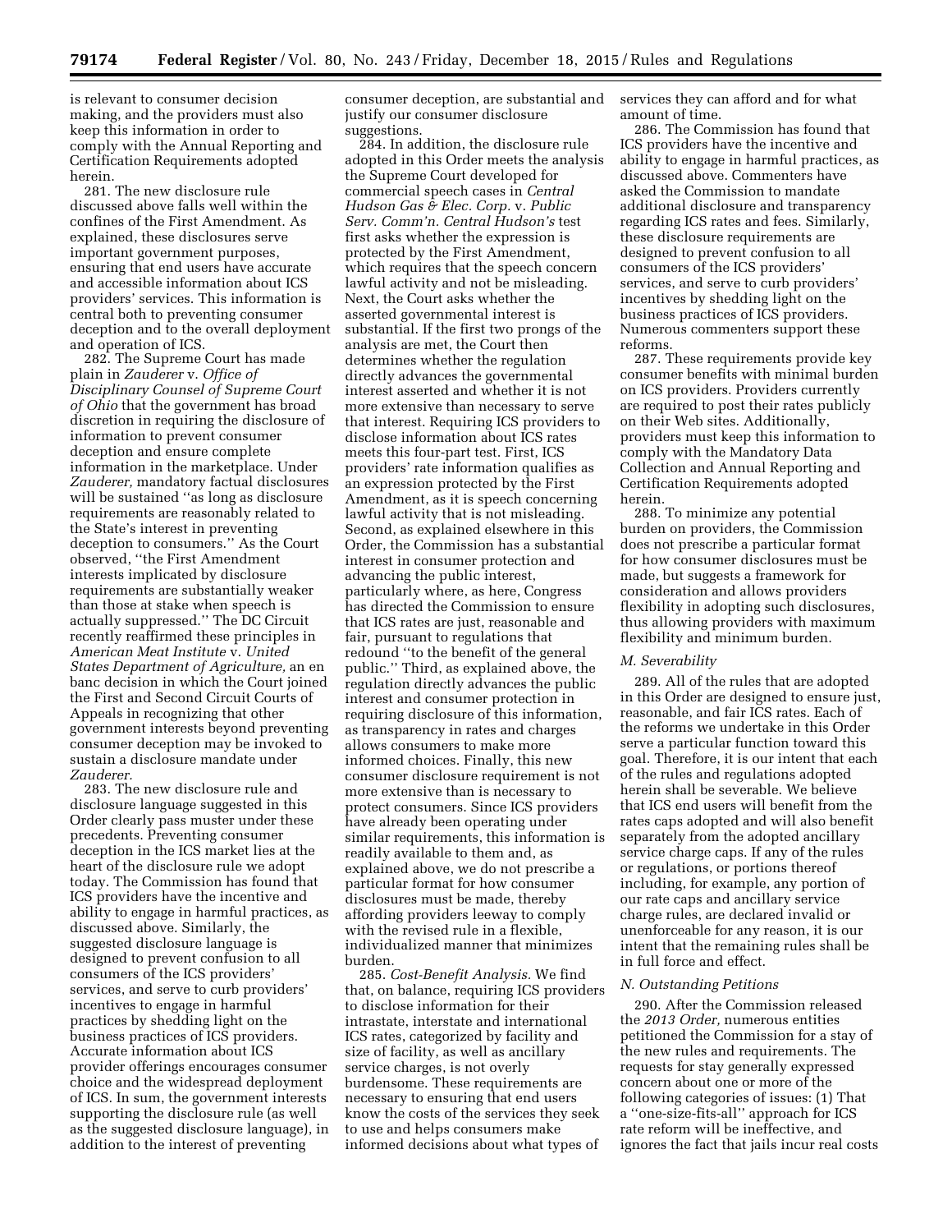is relevant to consumer decision making, and the providers must also keep this information in order to comply with the Annual Reporting and Certification Requirements adopted herein.

281. The new disclosure rule discussed above falls well within the confines of the First Amendment. As explained, these disclosures serve important government purposes, ensuring that end users have accurate and accessible information about ICS providers' services. This information is central both to preventing consumer deception and to the overall deployment and operation of ICS.

282. The Supreme Court has made plain in *Zauderer* v. *Office of Disciplinary Counsel of Supreme Court of Ohio* that the government has broad discretion in requiring the disclosure of information to prevent consumer deception and ensure complete information in the marketplace. Under *Zauderer,* mandatory factual disclosures will be sustained ''as long as disclosure requirements are reasonably related to the State's interest in preventing deception to consumers.'' As the Court observed, ''the First Amendment interests implicated by disclosure requirements are substantially weaker than those at stake when speech is actually suppressed.'' The DC Circuit recently reaffirmed these principles in *American Meat Institute* v. *United States Department of Agriculture,* an en banc decision in which the Court joined the First and Second Circuit Courts of Appeals in recognizing that other government interests beyond preventing consumer deception may be invoked to sustain a disclosure mandate under *Zauderer.*

283. The new disclosure rule and disclosure language suggested in this Order clearly pass muster under these precedents. Preventing consumer deception in the ICS market lies at the heart of the disclosure rule we adopt today. The Commission has found that ICS providers have the incentive and ability to engage in harmful practices, as discussed above. Similarly, the suggested disclosure language is designed to prevent confusion to all consumers of the ICS providers' services, and serve to curb providers' incentives to engage in harmful practices by shedding light on the business practices of ICS providers. Accurate information about ICS provider offerings encourages consumer choice and the widespread deployment of ICS. In sum, the government interests supporting the disclosure rule (as well as the suggested disclosure language), in addition to the interest of preventing consumer deception, are substantial and justify our consumer disclosure suggestions.

284. In addition, the disclosure rule adopted in this Order meets the analysis the Supreme Court developed for commercial speech cases in *Central Hudson Gas & Elec. Corp.* v. *Public Serv. Comm'n. Central Hudson's* test first asks whether the expression is protected by the First Amendment, which requires that the speech concern lawful activity and not be misleading. Next, the Court asks whether the asserted governmental interest is substantial. If the first two prongs of the analysis are met, the Court then determines whether the regulation directly advances the governmental interest asserted and whether it is not more extensive than necessary to serve that interest. Requiring ICS providers to disclose information about ICS rates meets this four-part test. First, ICS providers' rate information qualifies as an expression protected by the First Amendment, as it is speech concerning lawful activity that is not misleading. Second, as explained elsewhere in this Order, the Commission has a substantial interest in consumer protection and advancing the public interest, particularly where, as here, Congress has directed the Commission to ensure that ICS rates are just, reasonable and fair, pursuant to regulations that redound ''to the benefit of the general public.'' Third, as explained above, the regulation directly advances the public interest and consumer protection in requiring disclosure of this information, as transparency in rates and charges allows consumers to make more informed choices. Finally, this new consumer disclosure requirement is not more extensive than is necessary to protect consumers. Since ICS providers have already been operating under similar requirements, this information is readily available to them and, as explained above, we do not prescribe a particular format for how consumer disclosures must be made, thereby affording providers leeway to comply with the revised rule in a flexible, individualized manner that minimizes burden.

285. *Cost-Benefit Analysis.* We find that, on balance, requiring ICS providers to disclose information for their intrastate, interstate and international ICS rates, categorized by facility and size of facility, as well as ancillary service charges, is not overly burdensome. These requirements are necessary to ensuring that end users know the costs of the services they seek to use and helps consumers make informed decisions about what types of services they can afford and for what amount of time.

286. The Commission has found that ICS providers have the incentive and ability to engage in harmful practices, as discussed above. Commenters have asked the Commission to mandate additional disclosure and transparency regarding ICS rates and fees. Similarly, these disclosure requirements are designed to prevent confusion to all consumers of the ICS providers' services, and serve to curb providers' incentives by shedding light on the business practices of ICS providers. Numerous commenters support these reforms.

287. These requirements provide key consumer benefits with minimal burden on ICS providers. Providers currently are required to post their rates publicly on their Web sites. Additionally, providers must keep this information to comply with the Mandatory Data Collection and Annual Reporting and Certification Requirements adopted herein.

288. To minimize any potential burden on providers, the Commission does not prescribe a particular format for how consumer disclosures must be made, but suggests a framework for consideration and allows providers flexibility in adopting such disclosures, thus allowing providers with maximum flexibility and minimum burden.

### *M. Severability*

289. All of the rules that are adopted in this Order are designed to ensure just, reasonable, and fair ICS rates. Each of the reforms we undertake in this Order serve a particular function toward this goal. Therefore, it is our intent that each of the rules and regulations adopted herein shall be severable. We believe that ICS end users will benefit from the rates caps adopted and will also benefit separately from the adopted ancillary service charge caps. If any of the rules or regulations, or portions thereof including, for example, any portion of our rate caps and ancillary service charge rules, are declared invalid or unenforceable for any reason, it is our intent that the remaining rules shall be in full force and effect.

### *N. Outstanding Petitions*

290. After the Commission released the *2013 Order,* numerous entities petitioned the Commission for a stay of the new rules and requirements. The requests for stay generally expressed concern about one or more of the following categories of issues: (1) That a ''one-size-fits-all'' approach for ICS rate reform will be ineffective, and ignores the fact that jails incur real costs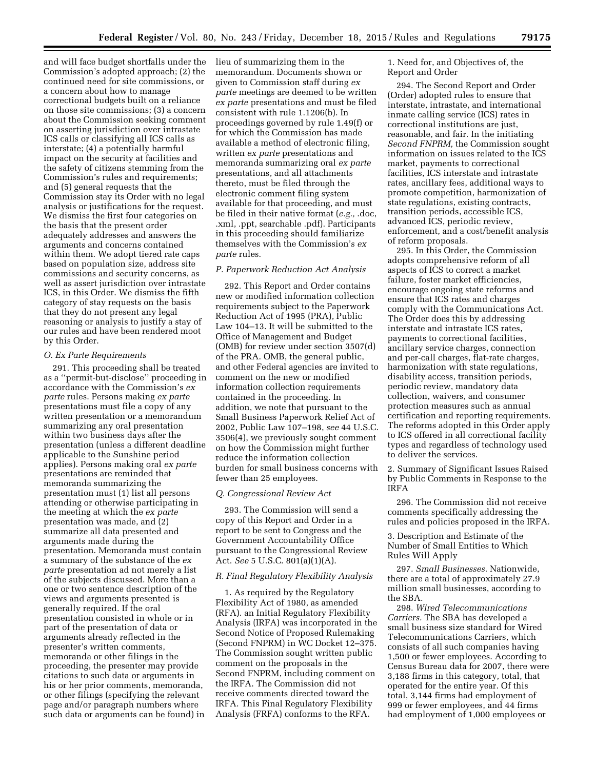and will face budget shortfalls under the Commission's adopted approach; (2) the continued need for site commissions, or a concern about how to manage correctional budgets built on a reliance on those site commissions; (3) a concern about the Commission seeking comment on asserting jurisdiction over intrastate ICS calls or classifying all ICS calls as interstate; (4) a potentially harmful impact on the security at facilities and the safety of citizens stemming from the Commission's rules and requirements; and (5) general requests that the Commission stay its Order with no legal analysis or justifications for the request. We dismiss the first four categories on the basis that the present order adequately addresses and answers the arguments and concerns contained within them. We adopt tiered rate caps based on population size, address site commissions and security concerns, as well as assert jurisdiction over intrastate ICS, in this Order. We dismiss the fifth category of stay requests on the basis that they do not present any legal reasoning or analysis to justify a stay of our rules and have been rendered moot by this Order.

### O. Ex Parte Requirements

291. This proceeding shall be treated as a ''permit-but-disclose'' proceeding in accordance with the Commission's *ex parte* rules. Persons making *ex parte* presentations must file a copy of any written presentation or a memorandum summarizing any oral presentation within two business days after the presentation (unless a different deadline applicable to the Sunshine period applies). Persons making oral *ex parte* presentations are reminded that memoranda summarizing the presentation must (1) list all persons attending or otherwise participating in the meeting at which the *ex parte* presentation was made, and (2) summarize all data presented and arguments made during the presentation. Memoranda must contain a summary of the substance of the *ex parte* presentation ad not merely a list of the subjects discussed. More than a one or two sentence description of the views and arguments presented is generally required. If the oral presentation consisted in whole or in part of the presentation of data or arguments already reflected in the presenter's written comments, memoranda or other filings in the proceeding, the presenter may provide citations to such data or arguments in his or her prior comments, memoranda, or other filings (specifying the relevant page and/or paragraph numbers where such data or arguments can be found) in lieu of summarizing them in the memorandum. Documents shown or given to Commission staff during *ex parte* meetings are deemed to be written *ex parte* presentations and must be filed consistent with rule 1.1206(b). In proceedings governed by rule 1.49(f) or for which the Commission has made available a method of electronic filing, written *ex parte* presentations and memoranda summarizing oral *ex parte* presentations, and all attachments thereto, must be filed through the electronic comment filing system available for that proceeding, and must be filed in their native format (*e.g.,* .doc, .xml, .ppt, searchable .pdf). Participants in this proceeding should familiarize themselves with the Commission's *ex parte* rules.

### P. Paperwork Reduction Act Analysis

292. This Report and Order contains new or modified information collection requirements subject to the Paperwork Reduction Act of 1995 (PRA), Public Law 104–13. It will be submitted to the Office of Management and Budget (OMB) for review under section 3507(d) of the PRA. OMB, the general public, and other Federal agencies are invited to comment on the new or modified information collection requirements contained in the proceeding. In addition, we note that pursuant to the Small Business Paperwork Relief Act of 2002, Public Law 107–198, *see* 44 U.S.C. 3506(4), we previously sought comment on how the Commission might further reduce the information collection burden for small business concerns with fewer than 25 employees.

### Q. Congressional Review Act

293. The Commission will send a copy of this Report and Order in a report to be sent to Congress and the Government Accountability Office pursuant to the Congressional Review Act. *See* 5 U.S.C. 801(a)(1)(A).

### R. Final Regulatory Flexibility Analysis

1. As required by the Regulatory Flexibility Act of 1980, as amended (RFA). an Initial Regulatory Flexibility Analysis (IRFA) was incorporated in the Second Notice of Proposed Rulemaking (Second FNPRM) in WC Docket 12–375. The Commission sought written public comment on the proposals in the Second FNPRM, including comment on the IRFA. The Commission did not receive comments directed toward the IRFA. This Final Regulatory Flexibility Analysis (FRFA) conforms to the RFA.

#### 1. Need for, and Objectives of, the Report and Order

294. The Second Report and Order (Order) adopted rules to ensure that interstate, intrastate, and international inmate calling service (ICS) rates in correctional institutions are just, reasonable, and fair. In the initiating *Second FNPRM,* the Commission sought information on issues related to the ICS market, payments to correctional facilities, ICS interstate and intrastate rates, ancillary fees, additional ways to promote competition, harmonization of state regulations, existing contracts, transition periods, accessible ICS, advanced ICS, periodic review, enforcement, and a cost/benefit analysis of reform proposals.

295. In this Order, the Commission adopts comprehensive reform of all aspects of ICS to correct a market failure, foster market efficiencies, encourage ongoing state reforms and ensure that ICS rates and charges comply with the Communications Act. The Order does this by addressing interstate and intrastate ICS rates, payments to correctional facilities, ancillary service charges, connection and per-call charges, flat-rate charges, harmonization with state regulations, disability access, transition periods, periodic review, mandatory data collection, waivers, and consumer protection measures such as annual certification and reporting requirements. The reforms adopted in this Order apply to ICS offered in all correctional facility types and regardless of technology used to deliver the services.

#### 2. Summary of Significant Issues Raised by Public Comments in Response to the IRFA

296. The Commission did not receive comments specifically addressing the rules and policies proposed in the IRFA.

#### 3. Description and Estimate of the Number of Small Entities to Which Rules Will Apply

297. *Small Businesses.* Nationwide, there are a total of approximately 27.9 million small businesses, according to the SBA.

298. *Wired Telecommunications Carriers.* The SBA has developed a small business size standard for Wired Telecommunications Carriers, which consists of all such companies having 1,500 or fewer employees. According to Census Bureau data for 2007, there were 3,188 firms in this category, total, that operated for the entire year. Of this total, 3,144 firms had employment of 999 or fewer employees, and 44 firms had employment of 1,000 employees or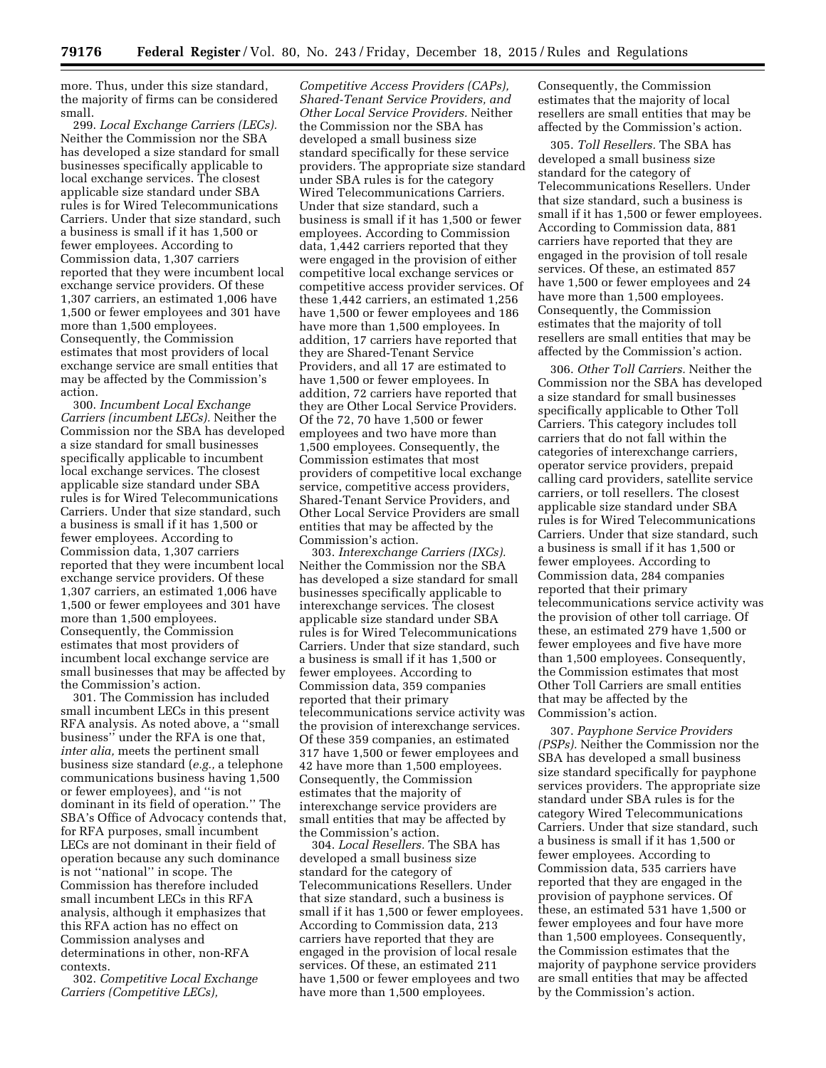more. Thus, under this size standard, the majority of firms can be considered small.

299. *Local Exchange Carriers (LECs).* Neither the Commission nor the SBA has developed a size standard for small businesses specifically applicable to local exchange services. The closest applicable size standard under SBA rules is for Wired Telecommunications Carriers. Under that size standard, such a business is small if it has 1,500 or fewer employees. According to Commission data, 1,307 carriers reported that they were incumbent local exchange service providers. Of these 1,307 carriers, an estimated 1,006 have 1,500 or fewer employees and 301 have more than 1,500 employees. Consequently, the Commission estimates that most providers of local exchange service are small entities that may be affected by the Commission's action.

300. *Incumbent Local Exchange Carriers (incumbent LECs).* Neither the Commission nor the SBA has developed a size standard for small businesses specifically applicable to incumbent local exchange services. The closest applicable size standard under SBA rules is for Wired Telecommunications Carriers. Under that size standard, such a business is small if it has 1,500 or fewer employees. According to Commission data, 1,307 carriers reported that they were incumbent local exchange service providers. Of these 1,307 carriers, an estimated 1,006 have 1,500 or fewer employees and 301 have more than 1,500 employees. Consequently, the Commission estimates that most providers of incumbent local exchange service are small businesses that may be affected by the Commission's action.

301. The Commission has included small incumbent LECs in this present RFA analysis. As noted above, a "small business" under the RFA is one that, *inter alia,* meets the pertinent small business size standard (*e.g.,* a telephone communications business having 1,500 or fewer employees), and "is not dominant in its field of operation." The SBA's Office of Advocacy contends that, for RFA purposes, small incumbent LECs are not dominant in their field of operation because any such dominance is not "national" in scope. The Commission has therefore included small incumbent LECs in this RFA analysis, although it emphasizes that this RFA action has no effect on Commission analyses and determinations in other, non-RFA contexts.

302. *Competitive Local Exchange Carriers (Competitive LECs), Competitive Access Providers (CAPs), Shared-Tenant Service Providers, and Other Local Service Providers.* Neither the Commission nor the SBA has developed a small business size standard specifically for these service providers. The appropriate size standard under SBA rules is for the category Wired Telecommunications Carriers. Under that size standard, such a business is small if it has 1,500 or fewer employees. According to Commission data, 1,442 carriers reported that they were engaged in the provision of either competitive local exchange services or competitive access provider services. Of these 1,442 carriers, an estimated 1,256 have 1,500 or fewer employees and 186 have more than 1,500 employees. In addition, 17 carriers have reported that they are Shared-Tenant Service Providers, and all 17 are estimated to have 1,500 or fewer employees. In addition, 72 carriers have reported that they are Other Local Service Providers. Of the 72, 70 have 1,500 or fewer employees and two have more than 1,500 employees. Consequently, the Commission estimates that most providers of competitive local exchange service, competitive access providers, Shared-Tenant Service Providers, and Other Local Service Providers are small entities that may be affected by the Commission's action.

303. *Interexchange Carriers (IXCs).* Neither the Commission nor the SBA has developed a size standard for small businesses specifically applicable to interexchange services. The closest applicable size standard under SBA rules is for Wired Telecommunications Carriers. Under that size standard, such a business is small if it has 1,500 or fewer employees. According to Commission data, 359 companies reported that their primary telecommunications service activity was the provision of interexchange services. Of these 359 companies, an estimated 317 have 1,500 or fewer employees and 42 have more than 1,500 employees. Consequently, the Commission estimates that the majority of interexchange service providers are small entities that may be affected by the Commission's action.

304. *Local Resellers.* The SBA has developed a small business size standard for the category of Telecommunications Resellers. Under that size standard, such a business is small if it has 1,500 or fewer employees. According to Commission data, 213 carriers have reported that they are engaged in the provision of local resale services. Of these, an estimated 211 have 1,500 or fewer employees and two have more than 1,500 employees. Consequently, the Commission estimates that the majority of local resellers are small entities that may be affected by the Commission's action.

305. *Toll Resellers.* The SBA has developed a small business size standard for the category of Telecommunications Resellers. Under that size standard, such a business is small if it has 1,500 or fewer employees. According to Commission data, 881 carriers have reported that they are engaged in the provision of toll resale services. Of these, an estimated 857 have 1,500 or fewer employees and 24 have more than 1,500 employees. Consequently, the Commission estimates that the majority of toll resellers are small entities that may be affected by the Commission's action.

306. *Other Toll Carriers.* Neither the Commission nor the SBA has developed a size standard for small businesses specifically applicable to Other Toll Carriers. This category includes toll carriers that do not fall within the categories of interexchange carriers, operator service providers, prepaid calling card providers, satellite service carriers, or toll resellers. The closest applicable size standard under SBA rules is for Wired Telecommunications Carriers. Under that size standard, such a business is small if it has 1,500 or fewer employees. According to Commission data, 284 companies reported that their primary telecommunications service activity was the provision of other toll carriage. Of these, an estimated 279 have 1,500 or fewer employees and five have more than 1,500 employees. Consequently, the Commission estimates that most Other Toll Carriers are small entities that may be affected by the Commission's action.

307. *Payphone Service Providers (PSPs).* Neither the Commission nor the SBA has developed a small business size standard specifically for payphone services providers. The appropriate size standard under SBA rules is for the category Wired Telecommunications Carriers. Under that size standard, such a business is small if it has 1,500 or fewer employees. According to Commission data, 535 carriers have reported that they are engaged in the provision of payphone services. Of these, an estimated 531 have 1,500 or fewer employees and four have more than 1,500 employees. Consequently, the Commission estimates that the majority of payphone service providers are small entities that may be affected by the Commission's action.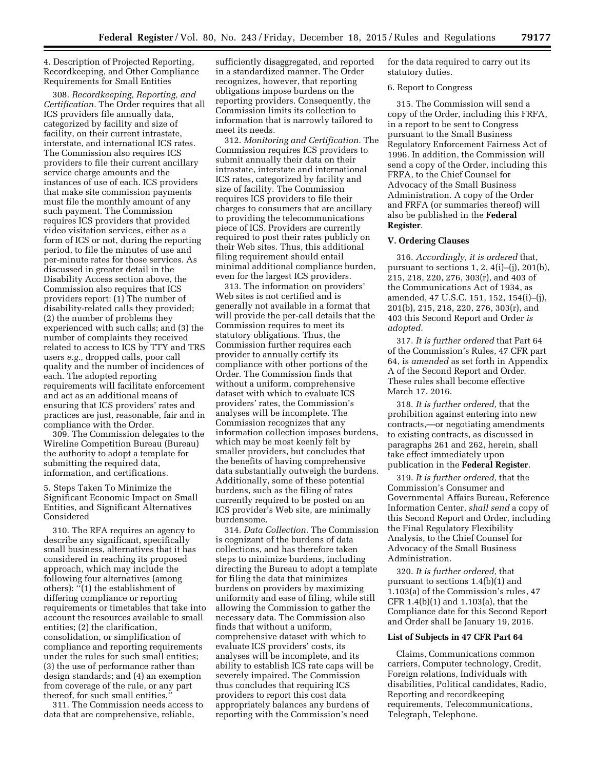4. Description of Projected Reporting, Recordkeeping, and Other Compliance Requirements for Small Entities

308. *Recordkeeping, Reporting, and Certification.* The Order requires that all ICS providers file annually data, categorized by facility and size of facility, on their current intrastate, interstate, and international ICS rates. The Commission also requires ICS providers to file their current ancillary service charge amounts and the instances of use of each. ICS providers that make site commission payments must file the monthly amount of any such payment. The Commission requires ICS providers that provided video visitation services, either as a form of ICS or not, during the reporting period, to file the minutes of use and per-minute rates for those services. As discussed in greater detail in the Disability Access section above, the Commission also requires that ICS providers report: (1) The number of disability-related calls they provided; (2) the number of problems they experienced with such calls; and (3) the number of complaints they received related to access to ICS by TTY and TRS users *e.g.,* dropped calls, poor call quality and the number of incidences of each. The adopted reporting requirements will facilitate enforcement and act as an additional means of ensuring that ICS providers' rates and practices are just, reasonable, fair and in compliance with the Order.

309. The Commission delegates to the Wireline Competition Bureau (Bureau) the authority to adopt a template for submitting the required data, information, and certifications.

5. Steps Taken To Minimize the Significant Economic Impact on Small Entities, and Significant Alternatives Considered

310. The RFA requires an agency to describe any significant, specifically small business, alternatives that it has considered in reaching its proposed approach, which may include the following four alternatives (among others): "(1) the establishment of differing compliance or reporting requirements or timetables that take into account the resources available to small entities; (2) the clarification, consolidation, or simplification of compliance and reporting requirements under the rules for such small entities; (3) the use of performance rather than design standards; and (4) an exemption from coverage of the rule, or any part thereof, for such small entities."

311. The Commission needs access to data that are comprehensive, reliable, sufficiently disaggregated, and reported in a standardized manner. The Order recognizes, however, that reporting obligations impose burdens on the reporting providers. Consequently, the Commission limits its collection to information that is narrowly tailored to meet its needs.

312. *Monitoring and Certification.* The Commission requires ICS providers to submit annually their data on their intrastate, interstate and international ICS rates, categorized by facility and size of facility. The Commission requires ICS providers to file their charges to consumers that are ancillary to providing the telecommunications piece of ICS. Providers are currently required to post their rates publicly on their Web sites. Thus, this additional filing requirement should entail minimal additional compliance burden, even for the largest ICS providers.

313. The information on providers' Web sites is not certified and is generally not available in a format that will provide the per-call details that the Commission requires to meet its statutory obligations. Thus, the Commission further requires each provider to annually certify its compliance with other portions of the Order. The Commission finds that without a uniform, comprehensive dataset with which to evaluate ICS providers' rates, the Commission's analyses will be incomplete. The Commission recognizes that any information collection imposes burdens, which may be most keenly felt by smaller providers, but concludes that the benefits of having comprehensive data substantially outweigh the burdens. Additionally, some of these potential burdens, such as the filing of rates currently required to be posted on an ICS provider's Web site, are minimally burdensome.

314. *Data Collection.* The Commission is cognizant of the burdens of data collections, and has therefore taken steps to minimize burdens, including directing the Bureau to adopt a template for filing the data that minimizes burdens on providers by maximizing uniformity and ease of filing, while still allowing the Commission to gather the necessary data. The Commission also finds that without a uniform, comprehensive dataset with which to evaluate ICS providers' costs, its analyses will be incomplete, and its ability to establish ICS rate caps will be severely impaired. The Commission thus concludes that requiring ICS providers to report this cost data appropriately balances any burdens of reporting with the Commission's need for the data required to carry out its statutory duties.

6. Report to Congress

315. The Commission will send a copy of the Order, including this FRFA, in a report to be sent to Congress pursuant to the Small Business Regulatory Enforcement Fairness Act of 1996. In addition, the Commission will send a copy of the Order, including this FRFA, to the Chief Counsel for Advocacy of the Small Business Administration. A copy of the Order and FRFA (or summaries thereof) will also be published in the **Federal Register**.

## V. Ordering Clauses

316. *Accordingly, it is ordered* that, pursuant to sections 1, 2, 4(i)–(j), 201(b), 215, 218, 220, 276, 303(r), and 403 of the Communications Act of 1934, as amended, 47 U.S.C. 151, 152, 154(i)–(j), 201(b), 215, 218, 220, 276, 303(r), and 403 this Second Report and Order *is adopted.*

317. *It is further ordered* that Part 64 of the Commission's Rules, 47 CFR part 64, is *amended* as set forth in Appendix A of the Second Report and Order. These rules shall become effective March 17, 2016.

318. *It is further ordered,* that the prohibition against entering into new contracts,—or negotiating amendments to existing contracts, as discussed in paragraphs 261 and 262, herein, shall take effect immediately upon publication in the **Federal Register**.

319. *It is further ordered,* that the Commission's Consumer and Governmental Affairs Bureau, Reference Information Center, *shall send* a copy of this Second Report and Order, including the Final Regulatory Flexibility Analysis, to the Chief Counsel for Advocacy of the Small Business Administration.

320. *It is further ordered,* that pursuant to sections 1.4(b)(1) and 1.103(a) of the Commission's rules, 47 CFR 1.4(b)(1) and 1.103(a), that the Compliance date for this Second Report and Order shall be January 19, 2016.

## List of Subjects in 47 CFR Part 64

Claims, Communications common carriers, Computer technology, Credit, Foreign relations, Individuals with disabilities, Political candidates, Radio, Reporting and recordkeeping requirements, Telecommunications, Telegraph, Telephone.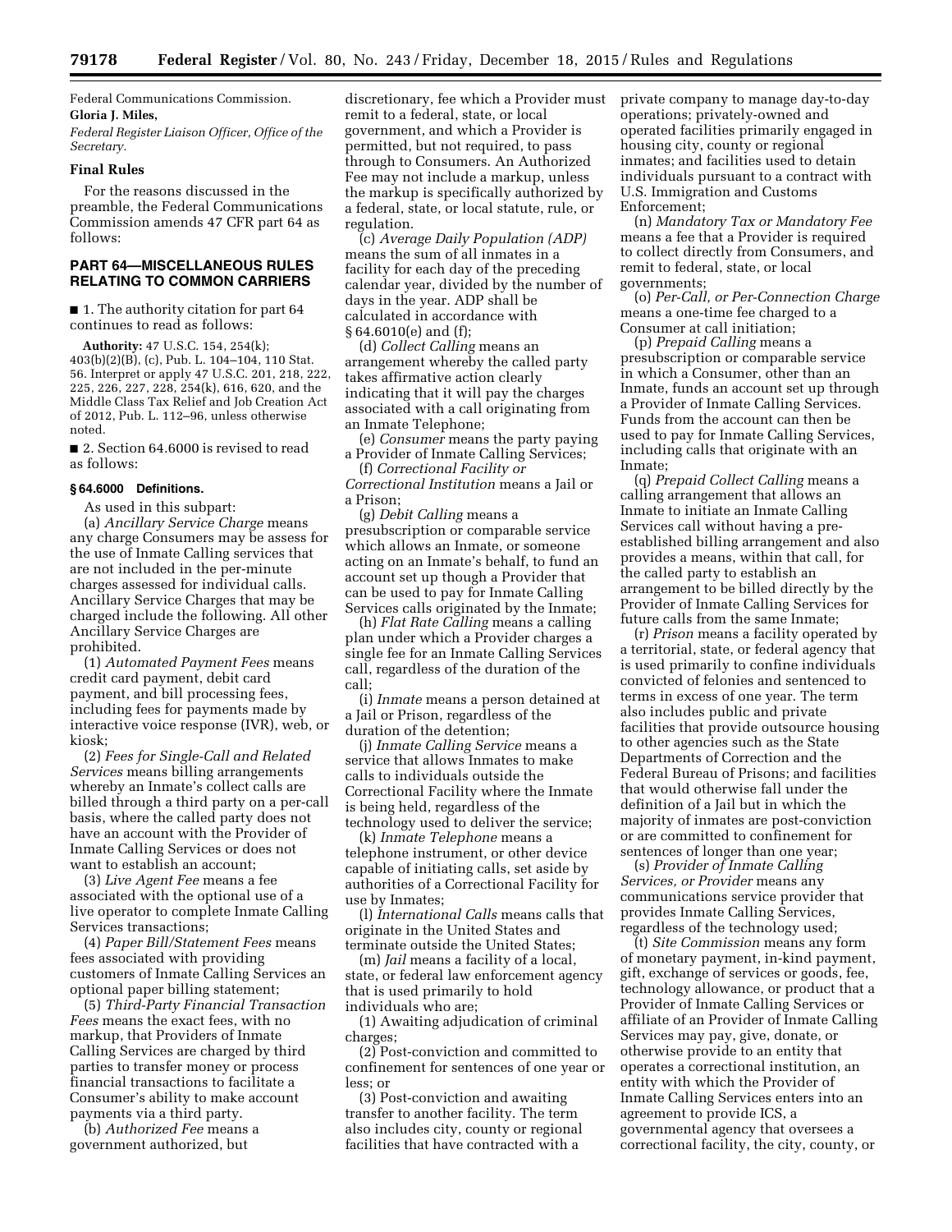Federal Communications Commission.

**Gloria J. Miles,**

*Federal Register Liaison Officer, Office of the Secretary.*

**Final Rules**

For the reasons discussed in the preamble, the Federal Communications Commission amends 47 CFR part 64 as follows:

## PART 64—MISCELLANEOUS RULES RELATING TO COMMON CARRIERS

■ 1. The authority citation for part 64 continues to read as follows:

**Authority:** 47 U.S.C. 154, 254(k); 403(b)(2)(B), (c), Pub. L. 104–104, 110 Stat. 56. Interpret or apply 47 U.S.C. 201, 218, 222, 225, 226, 227, 228, 254(k), 616, 620, and the Middle Class Tax Relief and Job Creation Act of 2012, Pub. L. 112–96, unless otherwise noted.

■ 2. Section 64.6000 is revised to read as follows:

### § 64.6000 Definitions.

As used in this subpart:

(a) *Ancillary Service Charge* means any charge Consumers may be assess for the use of Inmate Calling services that are not included in the per-minute charges assessed for individual calls. Ancillary Service Charges that may be charged include the following. All other Ancillary Service Charges are prohibited.

(1) *Automated Payment Fees* means credit card payment, debit card payment, and bill processing fees, including fees for payments made by interactive voice response (IVR), web, or kiosk;

(2) *Fees for Single-Call and Related Services* means billing arrangements whereby an Inmate's collect calls are billed through a third party on a per-call basis, where the called party does not have an account with the Provider of Inmate Calling Services or does not want to establish an account;

(3) *Live Agent Fee* means a fee associated with the optional use of a live operator to complete Inmate Calling Services transactions;

(4) *Paper Bill/Statement Fees* means fees associated with providing customers of Inmate Calling Services an optional paper billing statement;

(5) *Third-Party Financial Transaction Fees* means the exact fees, with no markup, that Providers of Inmate Calling Services are charged by third parties to transfer money or process financial transactions to facilitate a Consumer's ability to make account payments via a third party.

(b) *Authorized Fee* means a government authorized, but discretionary, fee which a Provider must remit to a federal, state, or local government, and which a Provider is permitted, but not required, to pass through to Consumers. An Authorized Fee may not include a markup, unless the markup is specifically authorized by a federal, state, or local statute, rule, or regulation.

(c) *Average Daily Population (ADP)* means the sum of all inmates in a facility for each day of the preceding calendar year, divided by the number of days in the year. ADP shall be calculated in accordance with § 64.6010(e) and (f);

(d) *Collect Calling* means an arrangement whereby the called party takes affirmative action clearly indicating that it will pay the charges associated with a call originating from an Inmate Telephone;

(e) *Consumer* means the party paying a Provider of Inmate Calling Services;

(f) *Correctional Facility or Correctional Institution* means a Jail or a Prison;

(g) *Debit Calling* means a presubscription or comparable service which allows an Inmate, or someone acting on an Inmate's behalf, to fund an account set up though a Provider that can be used to pay for Inmate Calling Services calls originated by the Inmate;

(h) *Flat Rate Calling* means a calling plan under which a Provider charges a single fee for an Inmate Calling Services call, regardless of the duration of the call;

(i) *Inmate* means a person detained at a Jail or Prison, regardless of the duration of the detention;

(j) *Inmate Calling Service* means a service that allows Inmates to make calls to individuals outside the Correctional Facility where the Inmate is being held, regardless of the technology used to deliver the service;

(k) *Inmate Telephone* means a telephone instrument, or other device capable of initiating calls, set aside by authorities of a Correctional Facility for use by Inmates;

(l) *International Calls* means calls that originate in the United States and terminate outside the United States;

(m) *Jail* means a facility of a local, state, or federal law enforcement agency that is used primarily to hold individuals who are;

(1) Awaiting adjudication of criminal charges;

(2) Post-conviction and committed to confinement for sentences of one year or less; or

(3) Post-conviction and awaiting transfer to another facility. The term also includes city, county or regional facilities that have contracted with a private company to manage day-to-day operations; privately-owned and operated facilities primarily engaged in housing city, county or regional inmates; and facilities used to detain individuals pursuant to a contract with U.S. Immigration and Customs Enforcement;

(n) *Mandatory Tax or Mandatory Fee* means a fee that a Provider is required to collect directly from Consumers, and remit to federal, state, or local governments;

(o) *Per-Call, or Per-Connection Charge* means a one-time fee charged to a Consumer at call initiation;

(p) *Prepaid Calling* means a presubscription or comparable service in which a Consumer, other than an Inmate, funds an account set up through a Provider of Inmate Calling Services. Funds from the account can then be used to pay for Inmate Calling Services, including calls that originate with an Inmate;

(q) *Prepaid Collect Calling* means a calling arrangement that allows an Inmate to initiate an Inmate Calling Services call without having a pre-established billing arrangement and also provides a means, within that call, for the called party to establish an arrangement to be billed directly by the Provider of Inmate Calling Services for future calls from the same Inmate;

(r) *Prison* means a facility operated by a territorial, state, or federal agency that is used primarily to confine individuals convicted of felonies and sentenced to terms in excess of one year. The term also includes public and private facilities that provide outsource housing to other agencies such as the State Departments of Correction and the Federal Bureau of Prisons; and facilities that would otherwise fall under the definition of a Jail but in which the majority of inmates are post-conviction or are committed to confinement for sentences of longer than one year;

(s) *Provider of Inmate Calling Services, or Provider* means any communications service provider that provides Inmate Calling Services, regardless of the technology used;

(t) *Site Commission* means any form of monetary payment, in-kind payment, gift, exchange of services or goods, fee, technology allowance, or product that a Provider of Inmate Calling Services or affiliate of an Provider of Inmate Calling Services may pay, give, donate, or otherwise provide to an entity that operates a correctional institution, an entity with which the Provider of Inmate Calling Services enters into an agreement to provide ICS, a governmental agency that oversees a correctional facility, the city, county, or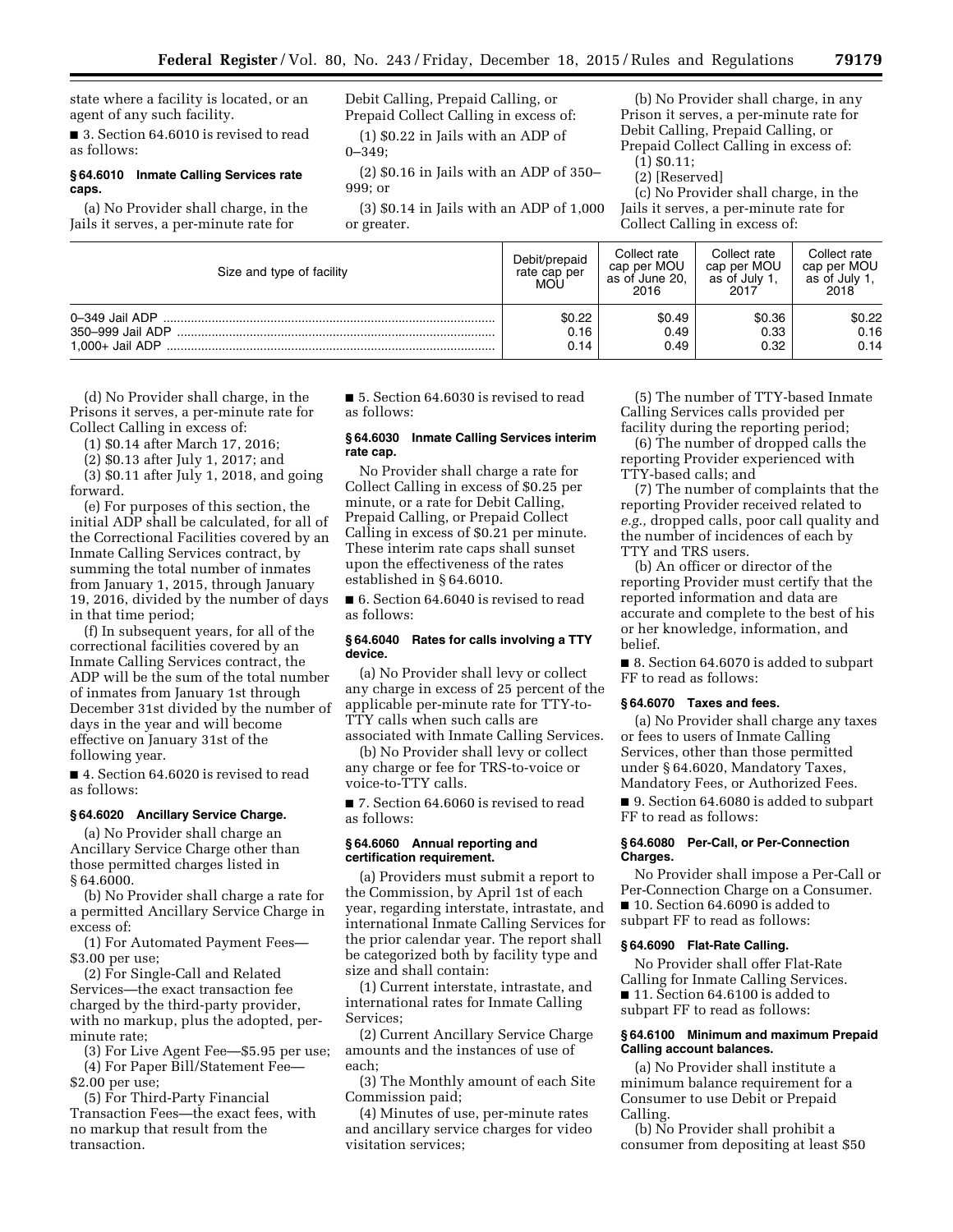state where a facility is located, or an agent of any such facility.

■ 3. Section 64.6010 is revised to read as follows:

### § 64.6010 Inmate Calling Services rate caps.

(a) No Provider shall charge, in the Jails it serves, a per-minute rate for Debit Calling, Prepaid Calling, or Prepaid Collect Calling in excess of:

(1) $0.22 in Jails with an ADP of 0–349;

(2) $0.16 in Jails with an ADP of 350–999; or

(3) $0.14 in Jails with an ADP of 1,000 or greater.

(b) No Provider shall charge, in any Prison it serves, a per-minute rate for Debit Calling, Prepaid Calling, or Prepaid Collect Calling in excess of:

(1) $0.11;

(2) [Reserved]

(c) No Provider shall charge, in the Jails it serves, a per-minute rate for Collect Calling in excess of:

| Size and type of facility | Debit/prepaid rate cap per MOU | Collect rate cap per MOU as of June 20, 2016 | Collect rate cap per MOU as of July 1, 2017 | Collect rate cap per MOU as of July 1, 2018 |
|---|---|---|---|---|
| 0–349 Jail ADP | $0.22 | $0.49 | $0.36 | $0.22 |
| 350–999 Jail ADP | 0.16 | 0.49 | 0.33 | 0.16 |
| 1,000+ Jail ADP | 0.14 | 0.49 | 0.32 | 0.14 |

(d) No Provider shall charge, in the Prisons it serves, a per-minute rate for Collect Calling in excess of:

(1) $0.14 after March 17, 2016;

(2) $0.13 after July 1, 2017; and

(3) $0.11 after July 1, 2018, and going forward.

(e) For purposes of this section, the initial ADP shall be calculated, for all of the Correctional Facilities covered by an Inmate Calling Services contract, by summing the total number of inmates from January 1, 2015, through January 19, 2016, divided by the number of days in that time period;

(f) In subsequent years, for all of the correctional facilities covered by an Inmate Calling Services contract, the ADP will be the sum of the total number of inmates from January 1st through December 31st divided by the number of days in the year and will become effective on January 31st of the following year.

■ 4. Section 64.6020 is revised to read as follows:

### § 64.6020 Ancillary Service Charge.

(a) No Provider shall charge an Ancillary Service Charge other than those permitted charges listed in § 64.6000.

(b) No Provider shall charge a rate for a permitted Ancillary Service Charge in excess of:

(1) For Automated Payment Fees—$3.00 per use;

(2) For Single-Call and Related Services—the exact transaction fee charged by the third-party provider, with no markup, plus the adopted, per-minute rate;

(3) For Live Agent Fee—$5.95 per use;

(4) For Paper Bill/Statement Fee—$2.00 per use;

(5) For Third-Party Financial Transaction Fees—the exact fees, with no markup that result from the transaction.

■ 5. Section 64.6030 is revised to read as follows:

### § 64.6030 Inmate Calling Services interim rate cap.

No Provider shall charge a rate for Collect Calling in excess of $0.25 per minute, or a rate for Debit Calling, Prepaid Calling, or Prepaid Collect Calling in excess of $0.21 per minute. These interim rate caps shall sunset upon the effectiveness of the rates established in § 64.6010.

■ 6. Section 64.6040 is revised to read as follows:

### § 64.6040 Rates for calls involving a TTY device.

(a) No Provider shall levy or collect any charge in excess of 25 percent of the applicable per-minute rate for TTY-to-TTY calls when such calls are associated with Inmate Calling Services.

(b) No Provider shall levy or collect any charge or fee for TRS-to-voice or voice-to-TTY calls.

■ 7. Section 64.6060 is revised to read as follows:

### § 64.6060 Annual reporting and certification requirement.

(a) Providers must submit a report to the Commission, by April 1st of each year, regarding interstate, intrastate, and international Inmate Calling Services for the prior calendar year. The report shall be categorized both by facility type and size and shall contain:

(1) Current interstate, intrastate, and international rates for Inmate Calling Services;

(2) Current Ancillary Service Charge amounts and the instances of use of each;

(3) The Monthly amount of each Site Commission paid;

(4) Minutes of use, per-minute rates and ancillary service charges for video visitation services;

(5) The number of TTY-based Inmate Calling Services calls provided per facility during the reporting period;

(6) The number of dropped calls the reporting Provider experienced with TTY-based calls; and

(7) The number of complaints that the reporting Provider received related to *e.g.,* dropped calls, poor call quality and the number of incidences of each by TTY and TRS users.

(b) An officer or director of the reporting Provider must certify that the reported information and data are accurate and complete to the best of his or her knowledge, information, and belief.

■ 8. Section 64.6070 is added to subpart FF to read as follows:

### § 64.6070 Taxes and fees.

(a) No Provider shall charge any taxes or fees to users of Inmate Calling Services, other than those permitted under § 64.6020, Mandatory Taxes, Mandatory Fees, or Authorized Fees.

■ 9. Section 64.6080 is added to subpart FF to read as follows:

### § 64.6080 Per-Call, or Per-Connection Charges.

No Provider shall impose a Per-Call or Per-Connection Charge on a Consumer.

■ 10. Section 64.6090 is added to subpart FF to read as follows:

### § 64.6090 Flat-Rate Calling.

No Provider shall offer Flat-Rate Calling for Inmate Calling Services.

■ 11. Section 64.6100 is added to subpart FF to read as follows:

### § 64.6100 Minimum and maximum Prepaid Calling account balances.

(a) No Provider shall institute a minimum balance requirement for a Consumer to use Debit or Prepaid Calling.

(b) No Provider shall prohibit a consumer from depositing at least $50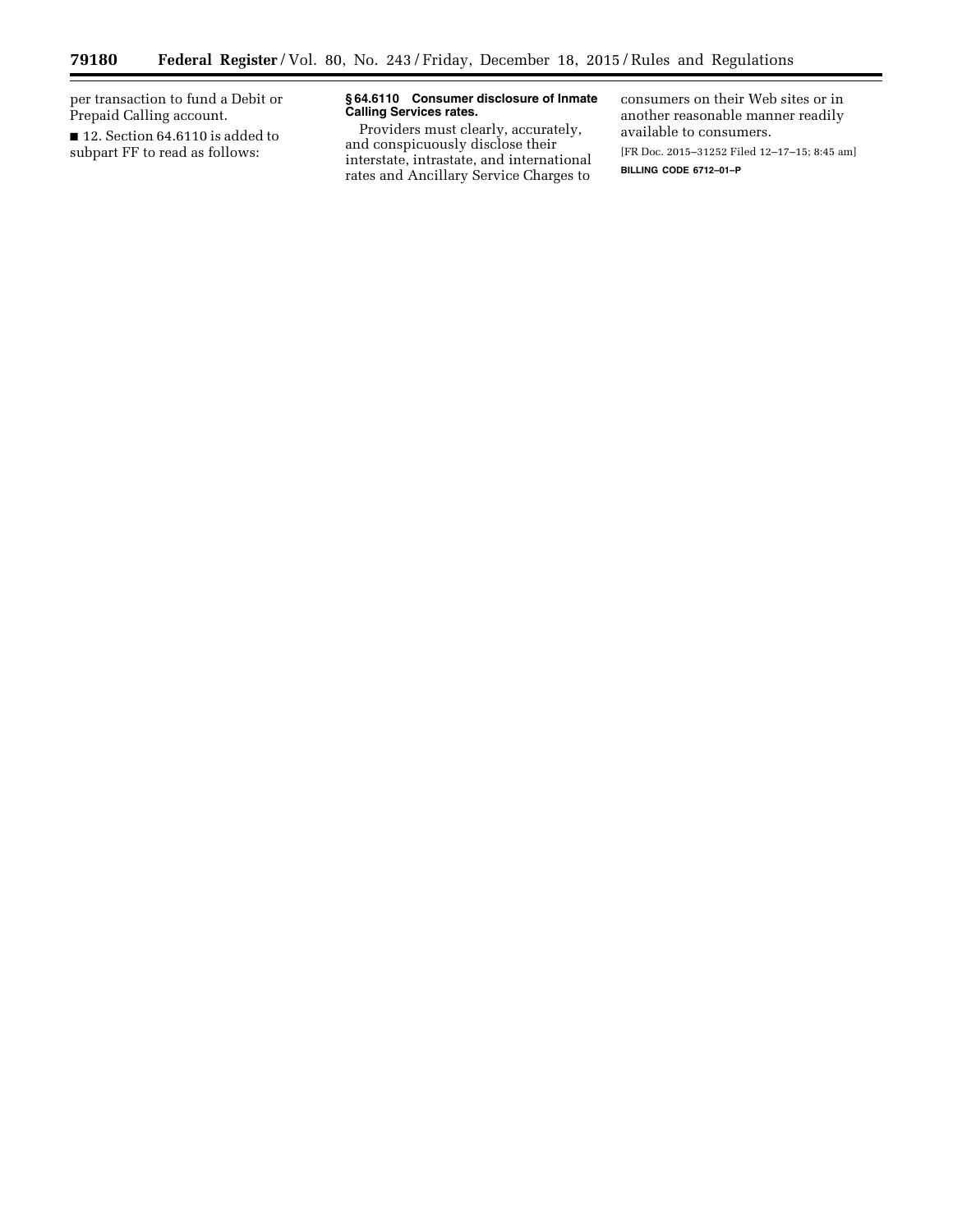per transaction to fund a Debit or Prepaid Calling account.

■ 12. Section 64.6110 is added to subpart FF to read as follows:

**§ 64.6110 Consumer disclosure of Inmate Calling Services rates.**

Providers must clearly, accurately, and conspicuously disclose their interstate, intrastate, and international rates and Ancillary Service Charges to consumers on their Web sites or in another reasonable manner readily available to consumers.

[FR Doc. 2015–31252 Filed 12–17–15; 8:45 am]

**BILLING CODE 6712–01–P**